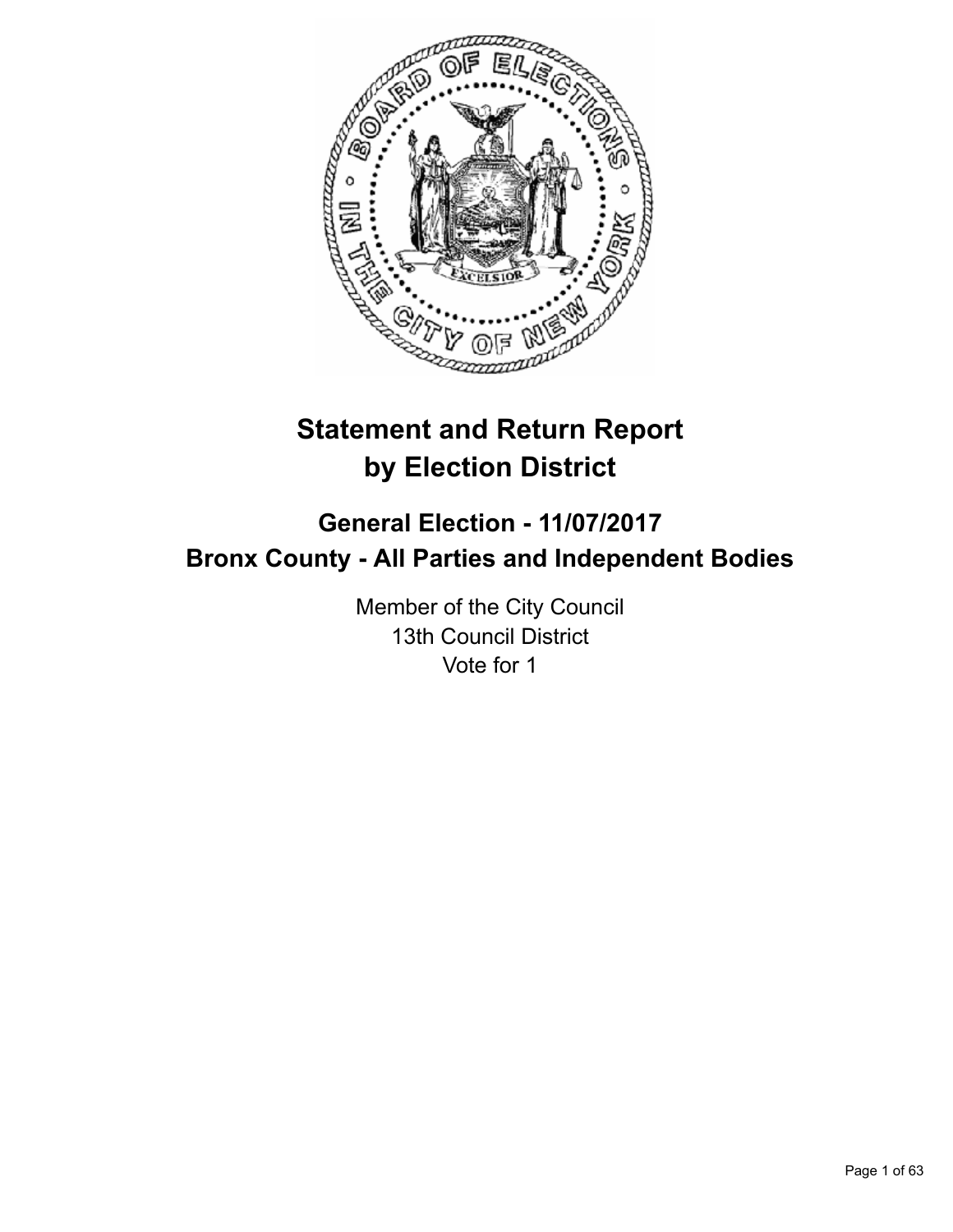# Statement and Return Report by Election District

## General Election - 11/07/2017
## Bronx County - All Parties and Independent Bodies

Member of the City Council
13th Council District
Vote for 1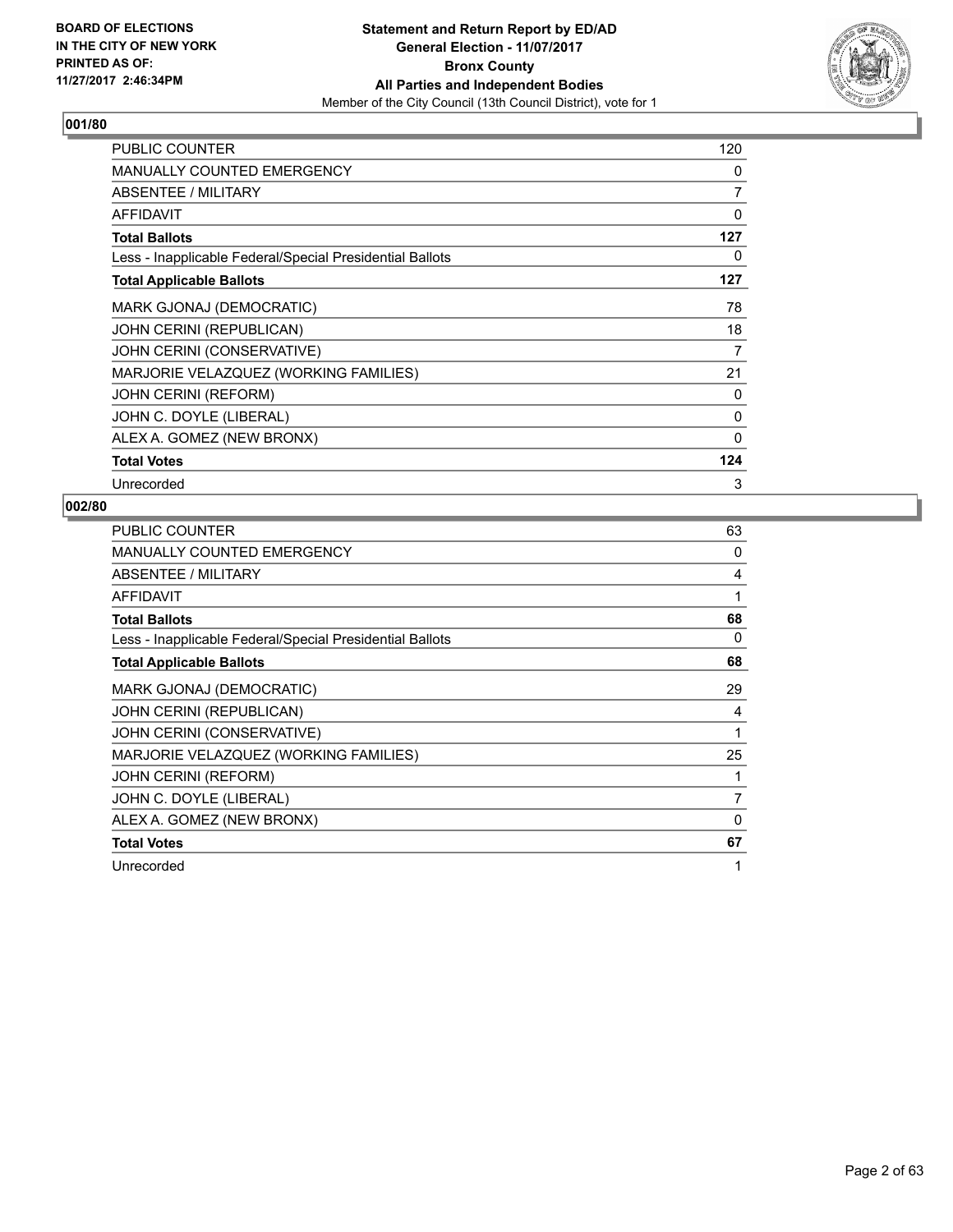**Statement and Return Report by ED/AD**
**General Election - 11/07/2017**
**Bronx County**
**All Parties and Independent Bodies**
Member of the City Council (13th Council District), vote for 1

BOARD OF ELECTIONS
IN THE CITY OF NEW YORK
PRINTED AS OF:
11/27/2017 2:46:34PM

### 001/80

| | |
|---|---|
| PUBLIC COUNTER | 120 |
| MANUALLY COUNTED EMERGENCY | 0 |
| ABSENTEE / MILITARY | 7 |
| AFFIDAVIT | 0 |
| **Total Ballots** | **127** |
| Less - Inapplicable Federal/Special Presidential Ballots | 0 |
| **Total Applicable Ballots** | **127** |
| MARK GJONAJ (DEMOCRATIC) | 78 |
| JOHN CERINI (REPUBLICAN) | 18 |
| JOHN CERINI (CONSERVATIVE) | 7 |
| MARJORIE VELAZQUEZ (WORKING FAMILIES) | 21 |
| JOHN CERINI (REFORM) | 0 |
| JOHN C. DOYLE (LIBERAL) | 0 |
| ALEX A. GOMEZ (NEW BRONX) | 0 |
| **Total Votes** | **124** |
| Unrecorded | 3 |

### 002/80

| | |
|---|---|
| PUBLIC COUNTER | 63 |
| MANUALLY COUNTED EMERGENCY | 0 |
| ABSENTEE / MILITARY | 4 |
| AFFIDAVIT | 1 |
| **Total Ballots** | **68** |
| Less - Inapplicable Federal/Special Presidential Ballots | 0 |
| **Total Applicable Ballots** | **68** |
| MARK GJONAJ (DEMOCRATIC) | 29 |
| JOHN CERINI (REPUBLICAN) | 4 |
| JOHN CERINI (CONSERVATIVE) | 1 |
| MARJORIE VELAZQUEZ (WORKING FAMILIES) | 25 |
| JOHN CERINI (REFORM) | 1 |
| JOHN C. DOYLE (LIBERAL) | 7 |
| ALEX A. GOMEZ (NEW BRONX) | 0 |
| **Total Votes** | **67** |
| Unrecorded | 1 |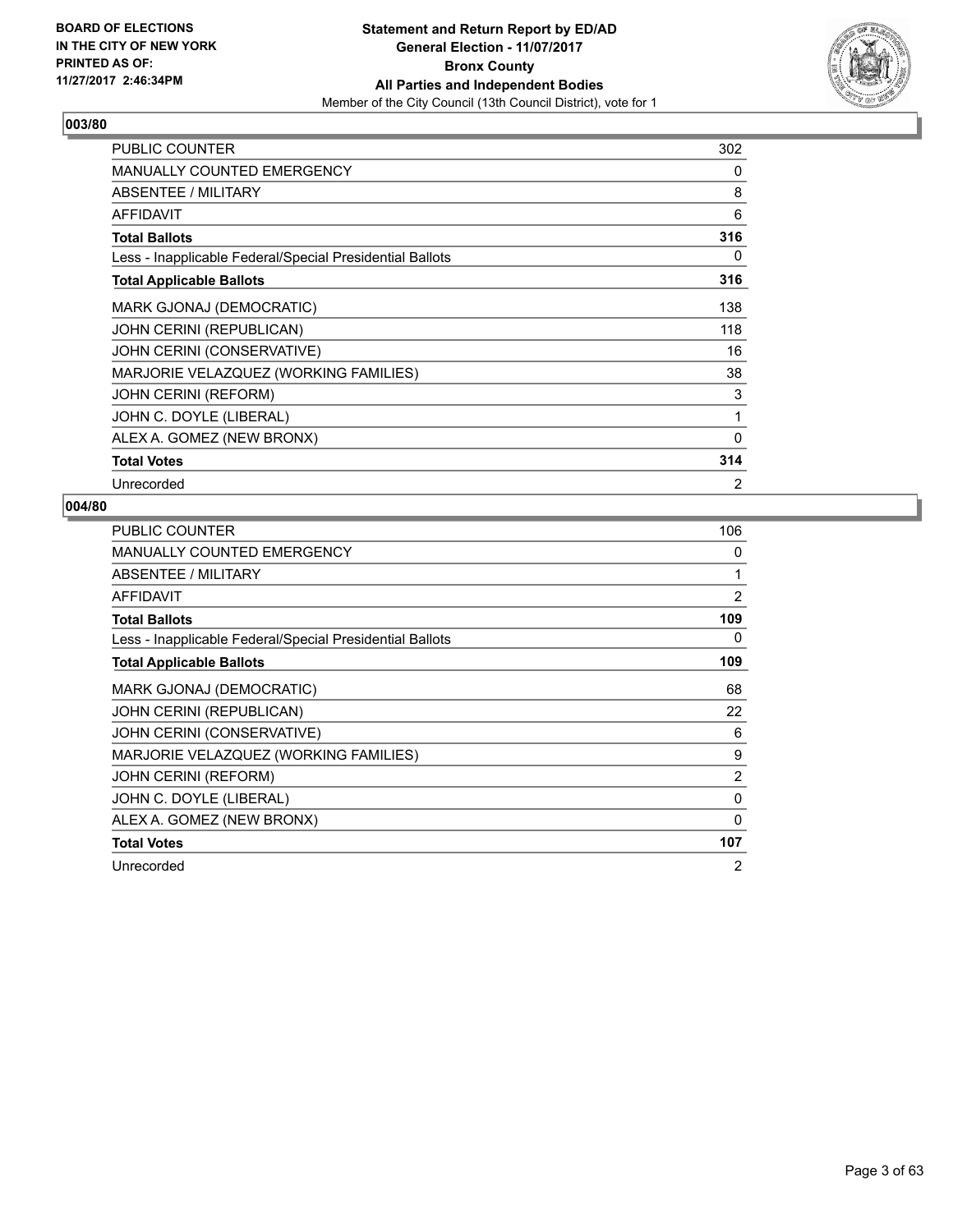### 003/80

| | |
|---|---|
| PUBLIC COUNTER | 302 |
| MANUALLY COUNTED EMERGENCY | 0 |
| ABSENTEE / MILITARY | 8 |
| AFFIDAVIT | 6 |
| **Total Ballots** | **316** |
| Less - Inapplicable Federal/Special Presidential Ballots | 0 |
| **Total Applicable Ballots** | **316** |
| MARK GJONAJ (DEMOCRATIC) | 138 |
| JOHN CERINI (REPUBLICAN) | 118 |
| JOHN CERINI (CONSERVATIVE) | 16 |
| MARJORIE VELAZQUEZ (WORKING FAMILIES) | 38 |
| JOHN CERINI (REFORM) | 3 |
| JOHN C. DOYLE (LIBERAL) | 1 |
| ALEX A. GOMEZ (NEW BRONX) | 0 |
| **Total Votes** | **314** |
| Unrecorded | 2 |

### 004/80

| | |
|---|---|
| PUBLIC COUNTER | 106 |
| MANUALLY COUNTED EMERGENCY | 0 |
| ABSENTEE / MILITARY | 1 |
| AFFIDAVIT | 2 |
| **Total Ballots** | **109** |
| Less - Inapplicable Federal/Special Presidential Ballots | 0 |
| **Total Applicable Ballots** | **109** |
| MARK GJONAJ (DEMOCRATIC) | 68 |
| JOHN CERINI (REPUBLICAN) | 22 |
| JOHN CERINI (CONSERVATIVE) | 6 |
| MARJORIE VELAZQUEZ (WORKING FAMILIES) | 9 |
| JOHN CERINI (REFORM) | 2 |
| JOHN C. DOYLE (LIBERAL) | 0 |
| ALEX A. GOMEZ (NEW BRONX) | 0 |
| **Total Votes** | **107** |
| Unrecorded | 2 |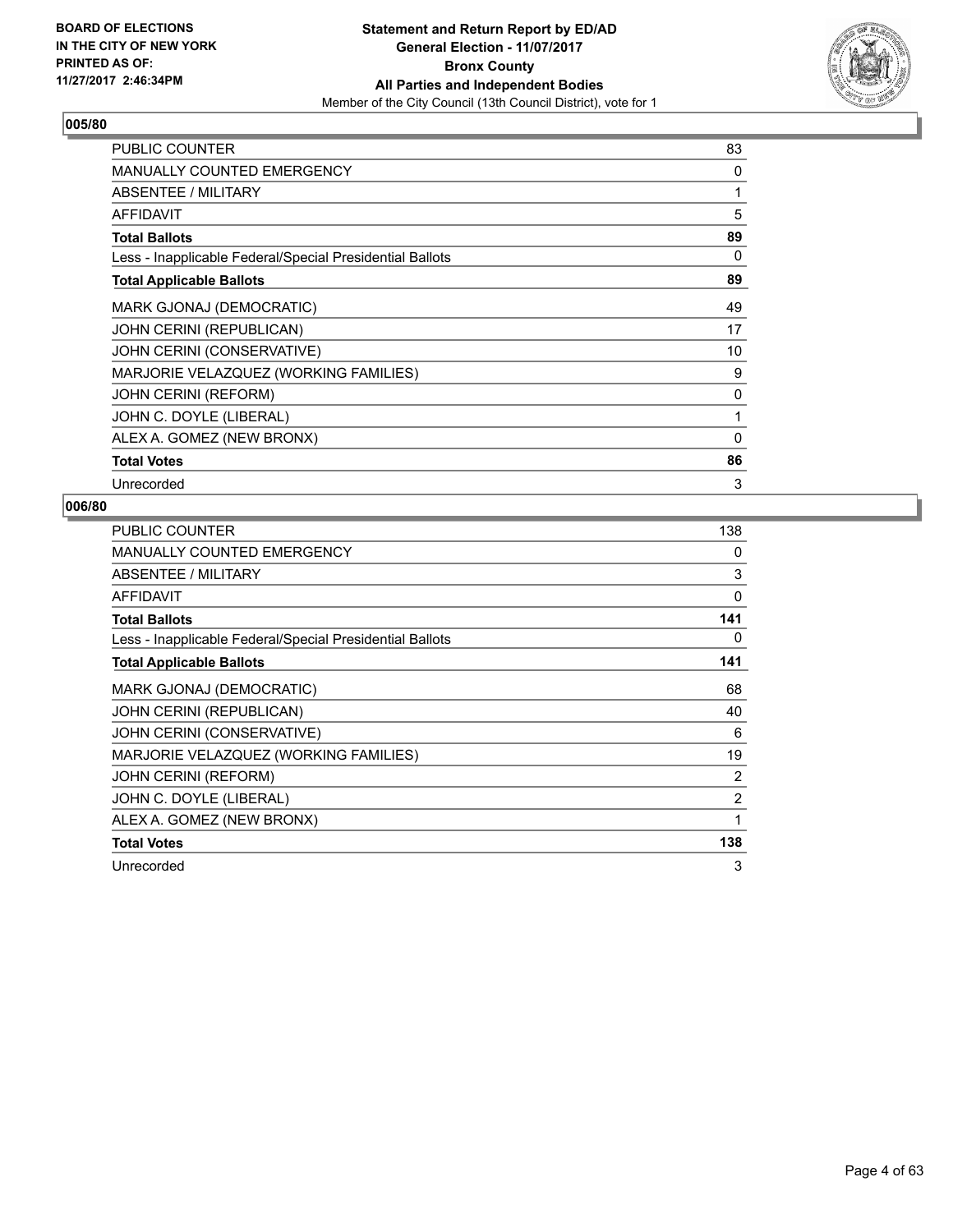**BOARD OF ELECTIONS IN THE CITY OF NEW YORK PRINTED AS OF: 11/27/2017 2:46:34PM**

**Statement and Return Report by ED/AD**
**General Election - 11/07/2017**
**Bronx County**
**All Parties and Independent Bodies**
Member of the City Council (13th Council District), vote for 1

## 005/80

| | |
|---|---|
| PUBLIC COUNTER | 83 |
| MANUALLY COUNTED EMERGENCY | 0 |
| ABSENTEE / MILITARY | 1 |
| AFFIDAVIT | 5 |
| **Total Ballots** | **89** |
| Less - Inapplicable Federal/Special Presidential Ballots | 0 |
| **Total Applicable Ballots** | **89** |
| MARK GJONAJ (DEMOCRATIC) | 49 |
| JOHN CERINI (REPUBLICAN) | 17 |
| JOHN CERINI (CONSERVATIVE) | 10 |
| MARJORIE VELAZQUEZ (WORKING FAMILIES) | 9 |
| JOHN CERINI (REFORM) | 0 |
| JOHN C. DOYLE (LIBERAL) | 1 |
| ALEX A. GOMEZ (NEW BRONX) | 0 |
| **Total Votes** | **86** |
| Unrecorded | 3 |

## 006/80

| | |
|---|---|
| PUBLIC COUNTER | 138 |
| MANUALLY COUNTED EMERGENCY | 0 |
| ABSENTEE / MILITARY | 3 |
| AFFIDAVIT | 0 |
| **Total Ballots** | **141** |
| Less - Inapplicable Federal/Special Presidential Ballots | 0 |
| **Total Applicable Ballots** | **141** |
| MARK GJONAJ (DEMOCRATIC) | 68 |
| JOHN CERINI (REPUBLICAN) | 40 |
| JOHN CERINI (CONSERVATIVE) | 6 |
| MARJORIE VELAZQUEZ (WORKING FAMILIES) | 19 |
| JOHN CERINI (REFORM) | 2 |
| JOHN C. DOYLE (LIBERAL) | 2 |
| ALEX A. GOMEZ (NEW BRONX) | 1 |
| **Total Votes** | **138** |
| Unrecorded | 3 |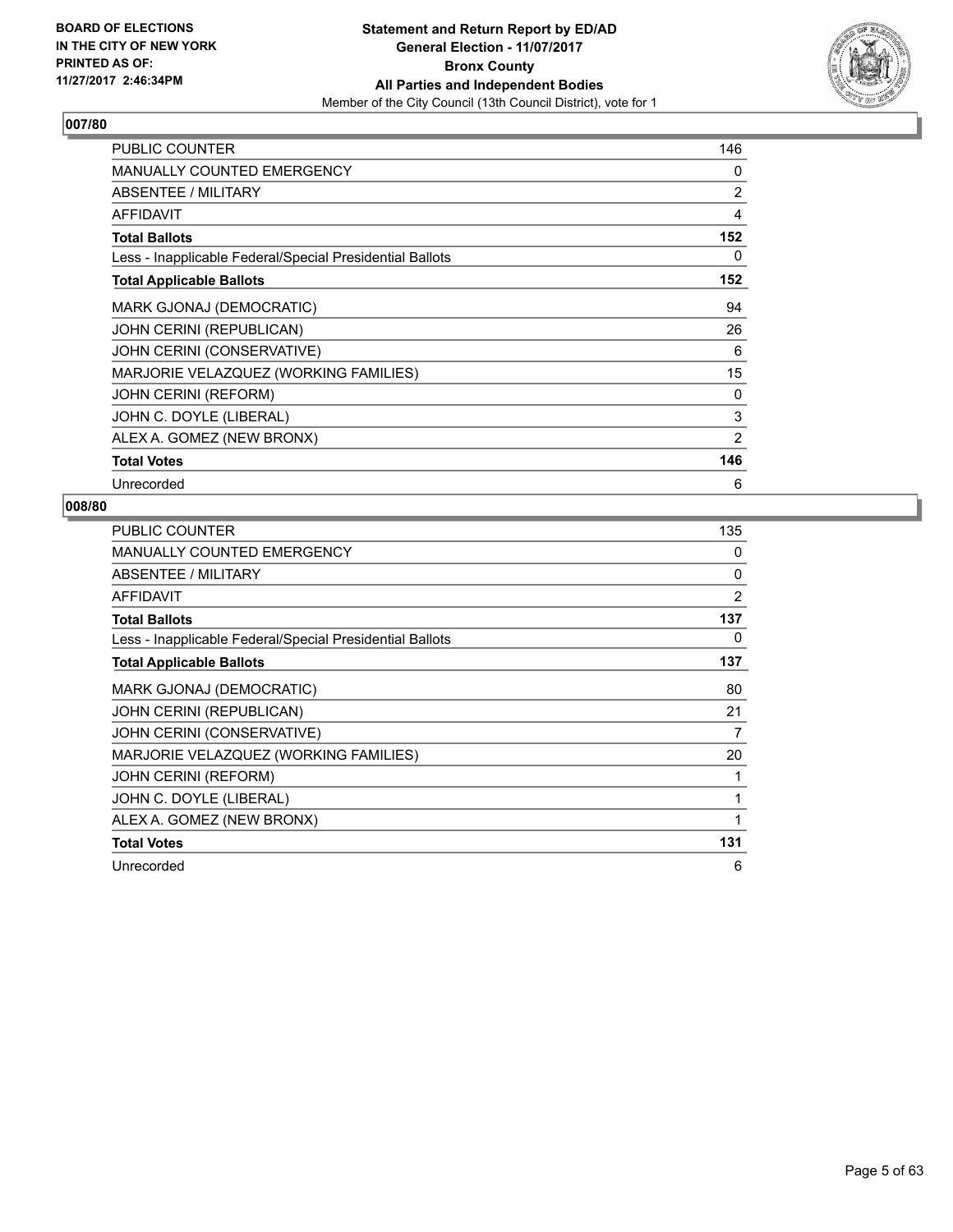**BOARD OF ELECTIONS IN THE CITY OF NEW YORK PRINTED AS OF: 11/27/2017 2:46:34PM**

**Statement and Return Report by ED/AD**
**General Election - 11/07/2017**
**Bronx County**
**All Parties and Independent Bodies**
Member of the City Council (13th Council District), vote for 1

## 007/80

| | |
|---|---|
| PUBLIC COUNTER | 146 |
| MANUALLY COUNTED EMERGENCY | 0 |
| ABSENTEE / MILITARY | 2 |
| AFFIDAVIT | 4 |
| **Total Ballots** | **152** |
| Less - Inapplicable Federal/Special Presidential Ballots | 0 |
| **Total Applicable Ballots** | **152** |
| MARK GJONAJ (DEMOCRATIC) | 94 |
| JOHN CERINI (REPUBLICAN) | 26 |
| JOHN CERINI (CONSERVATIVE) | 6 |
| MARJORIE VELAZQUEZ (WORKING FAMILIES) | 15 |
| JOHN CERINI (REFORM) | 0 |
| JOHN C. DOYLE (LIBERAL) | 3 |
| ALEX A. GOMEZ (NEW BRONX) | 2 |
| **Total Votes** | **146** |
| Unrecorded | 6 |

## 008/80

| | |
|---|---|
| PUBLIC COUNTER | 135 |
| MANUALLY COUNTED EMERGENCY | 0 |
| ABSENTEE / MILITARY | 0 |
| AFFIDAVIT | 2 |
| **Total Ballots** | **137** |
| Less - Inapplicable Federal/Special Presidential Ballots | 0 |
| **Total Applicable Ballots** | **137** |
| MARK GJONAJ (DEMOCRATIC) | 80 |
| JOHN CERINI (REPUBLICAN) | 21 |
| JOHN CERINI (CONSERVATIVE) | 7 |
| MARJORIE VELAZQUEZ (WORKING FAMILIES) | 20 |
| JOHN CERINI (REFORM) | 1 |
| JOHN C. DOYLE (LIBERAL) | 1 |
| ALEX A. GOMEZ (NEW BRONX) | 1 |
| **Total Votes** | **131** |
| Unrecorded | 6 |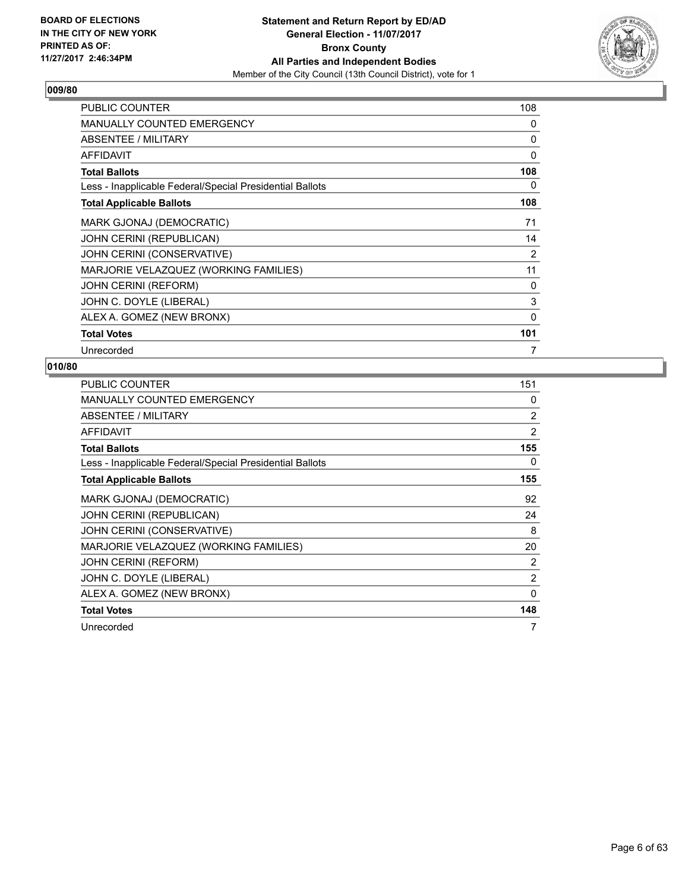**BOARD OF ELECTIONS IN THE CITY OF NEW YORK PRINTED AS OF: 11/27/2017 2:46:34PM**

**Statement and Return Report by ED/AD**
**General Election - 11/07/2017**
**Bronx County**
**All Parties and Independent Bodies**
Member of the City Council (13th Council District), vote for 1

## 009/80

| | |
|---|---|
| PUBLIC COUNTER | 108 |
| MANUALLY COUNTED EMERGENCY | 0 |
| ABSENTEE / MILITARY | 0 |
| AFFIDAVIT | 0 |
| **Total Ballots** | **108** |
| Less - Inapplicable Federal/Special Presidential Ballots | 0 |
| **Total Applicable Ballots** | **108** |
| MARK GJONAJ (DEMOCRATIC) | 71 |
| JOHN CERINI (REPUBLICAN) | 14 |
| JOHN CERINI (CONSERVATIVE) | 2 |
| MARJORIE VELAZQUEZ (WORKING FAMILIES) | 11 |
| JOHN CERINI (REFORM) | 0 |
| JOHN C. DOYLE (LIBERAL) | 3 |
| ALEX A. GOMEZ (NEW BRONX) | 0 |
| **Total Votes** | **101** |
| Unrecorded | 7 |

## 010/80

| | |
|---|---|
| PUBLIC COUNTER | 151 |
| MANUALLY COUNTED EMERGENCY | 0 |
| ABSENTEE / MILITARY | 2 |
| AFFIDAVIT | 2 |
| **Total Ballots** | **155** |
| Less - Inapplicable Federal/Special Presidential Ballots | 0 |
| **Total Applicable Ballots** | **155** |
| MARK GJONAJ (DEMOCRATIC) | 92 |
| JOHN CERINI (REPUBLICAN) | 24 |
| JOHN CERINI (CONSERVATIVE) | 8 |
| MARJORIE VELAZQUEZ (WORKING FAMILIES) | 20 |
| JOHN CERINI (REFORM) | 2 |
| JOHN C. DOYLE (LIBERAL) | 2 |
| ALEX A. GOMEZ (NEW BRONX) | 0 |
| **Total Votes** | **148** |
| Unrecorded | 7 |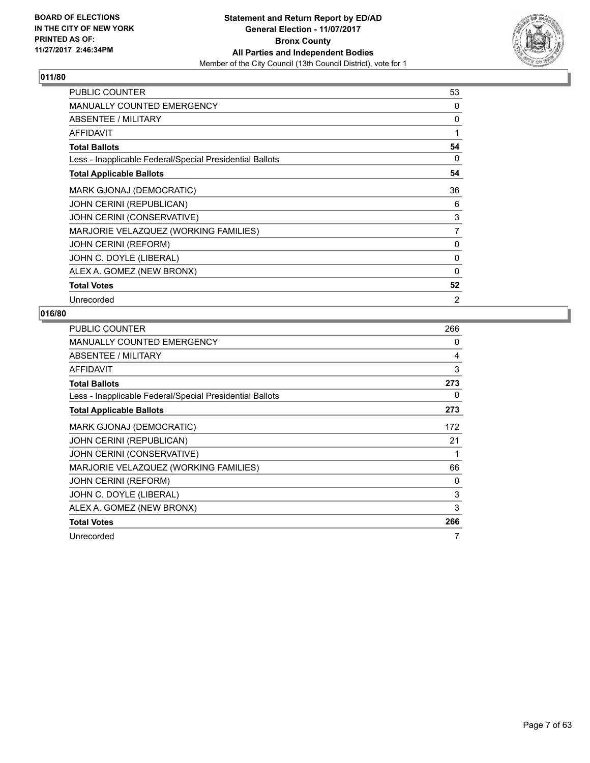**BOARD OF ELECTIONS IN THE CITY OF NEW YORK PRINTED AS OF: 11/27/2017 2:46:34PM**

**Statement and Return Report by ED/AD General Election - 11/07/2017 Bronx County All Parties and Independent Bodies**

Member of the City Council (13th Council District), vote for 1

## 011/80

| | |
|---|---|
| PUBLIC COUNTER | 53 |
| MANUALLY COUNTED EMERGENCY | 0 |
| ABSENTEE / MILITARY | 0 |
| AFFIDAVIT | 1 |
| **Total Ballots** | **54** |
| Less - Inapplicable Federal/Special Presidential Ballots | 0 |
| **Total Applicable Ballots** | **54** |
| MARK GJONAJ (DEMOCRATIC) | 36 |
| JOHN CERINI (REPUBLICAN) | 6 |
| JOHN CERINI (CONSERVATIVE) | 3 |
| MARJORIE VELAZQUEZ (WORKING FAMILIES) | 7 |
| JOHN CERINI (REFORM) | 0 |
| JOHN C. DOYLE (LIBERAL) | 0 |
| ALEX A. GOMEZ (NEW BRONX) | 0 |
| **Total Votes** | **52** |
| Unrecorded | 2 |

## 016/80

| | |
|---|---|
| PUBLIC COUNTER | 266 |
| MANUALLY COUNTED EMERGENCY | 0 |
| ABSENTEE / MILITARY | 4 |
| AFFIDAVIT | 3 |
| **Total Ballots** | **273** |
| Less - Inapplicable Federal/Special Presidential Ballots | 0 |
| **Total Applicable Ballots** | **273** |
| MARK GJONAJ (DEMOCRATIC) | 172 |
| JOHN CERINI (REPUBLICAN) | 21 |
| JOHN CERINI (CONSERVATIVE) | 1 |
| MARJORIE VELAZQUEZ (WORKING FAMILIES) | 66 |
| JOHN CERINI (REFORM) | 0 |
| JOHN C. DOYLE (LIBERAL) | 3 |
| ALEX A. GOMEZ (NEW BRONX) | 3 |
| **Total Votes** | **266** |
| Unrecorded | 7 |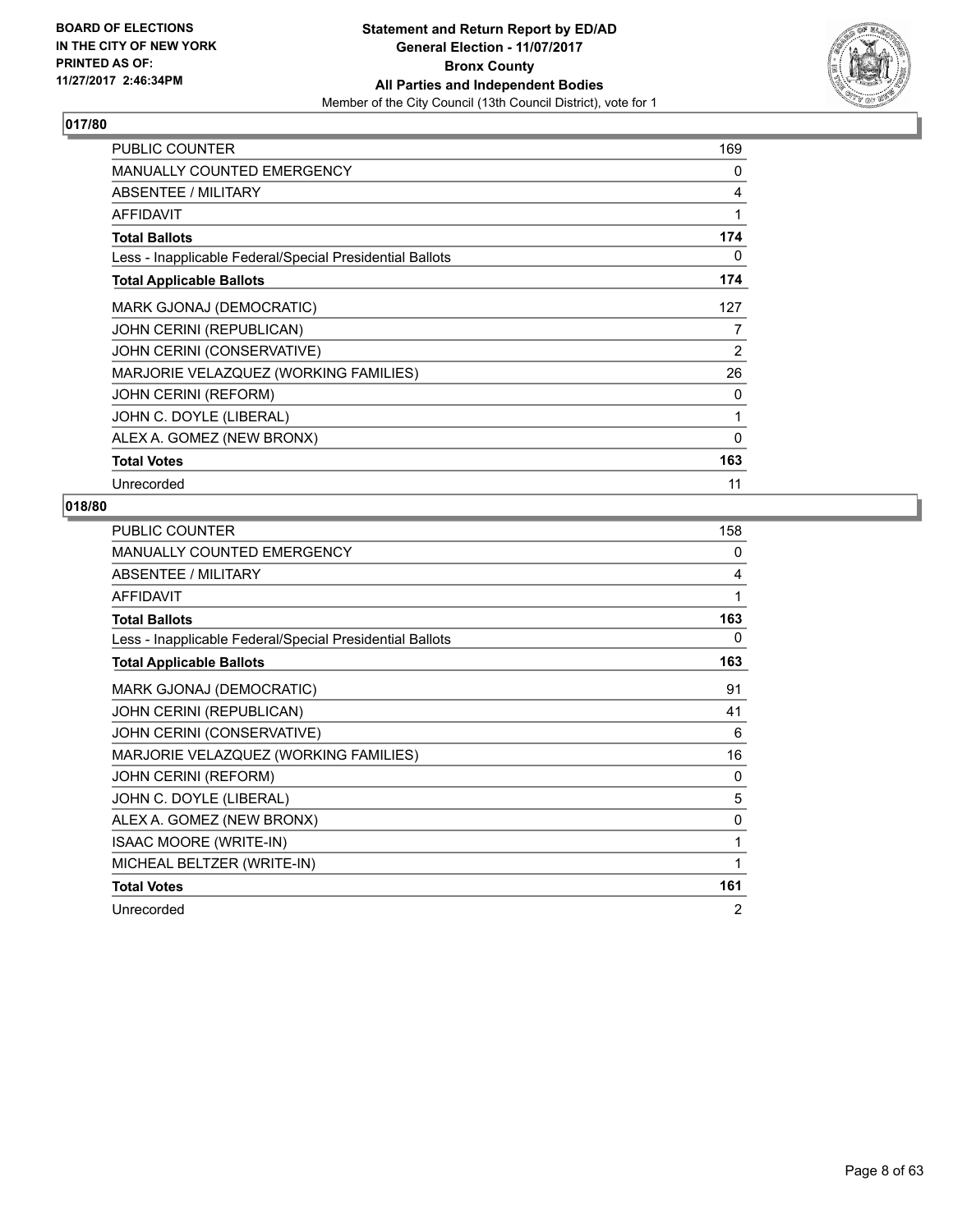**BOARD OF ELECTIONS IN THE CITY OF NEW YORK PRINTED AS OF: 11/27/2017 2:46:34PM**

**Statement and Return Report by ED/AD**
**General Election - 11/07/2017**
**Bronx County**
**All Parties and Independent Bodies**
Member of the City Council (13th Council District), vote for 1

## 017/80

| | |
|---|---|
| PUBLIC COUNTER | 169 |
| MANUALLY COUNTED EMERGENCY | 0 |
| ABSENTEE / MILITARY | 4 |
| AFFIDAVIT | 1 |
| **Total Ballots** | **174** |
| Less - Inapplicable Federal/Special Presidential Ballots | 0 |
| **Total Applicable Ballots** | **174** |
| MARK GJONAJ (DEMOCRATIC) | 127 |
| JOHN CERINI (REPUBLICAN) | 7 |
| JOHN CERINI (CONSERVATIVE) | 2 |
| MARJORIE VELAZQUEZ (WORKING FAMILIES) | 26 |
| JOHN CERINI (REFORM) | 0 |
| JOHN C. DOYLE (LIBERAL) | 1 |
| ALEX A. GOMEZ (NEW BRONX) | 0 |
| **Total Votes** | **163** |
| Unrecorded | 11 |

## 018/80

| | |
|---|---|
| PUBLIC COUNTER | 158 |
| MANUALLY COUNTED EMERGENCY | 0 |
| ABSENTEE / MILITARY | 4 |
| AFFIDAVIT | 1 |
| **Total Ballots** | **163** |
| Less - Inapplicable Federal/Special Presidential Ballots | 0 |
| **Total Applicable Ballots** | **163** |
| MARK GJONAJ (DEMOCRATIC) | 91 |
| JOHN CERINI (REPUBLICAN) | 41 |
| JOHN CERINI (CONSERVATIVE) | 6 |
| MARJORIE VELAZQUEZ (WORKING FAMILIES) | 16 |
| JOHN CERINI (REFORM) | 0 |
| JOHN C. DOYLE (LIBERAL) | 5 |
| ALEX A. GOMEZ (NEW BRONX) | 0 |
| ISAAC MOORE (WRITE-IN) | 1 |
| MICHEAL BELTZER (WRITE-IN) | 1 |
| **Total Votes** | **161** |
| Unrecorded | 2 |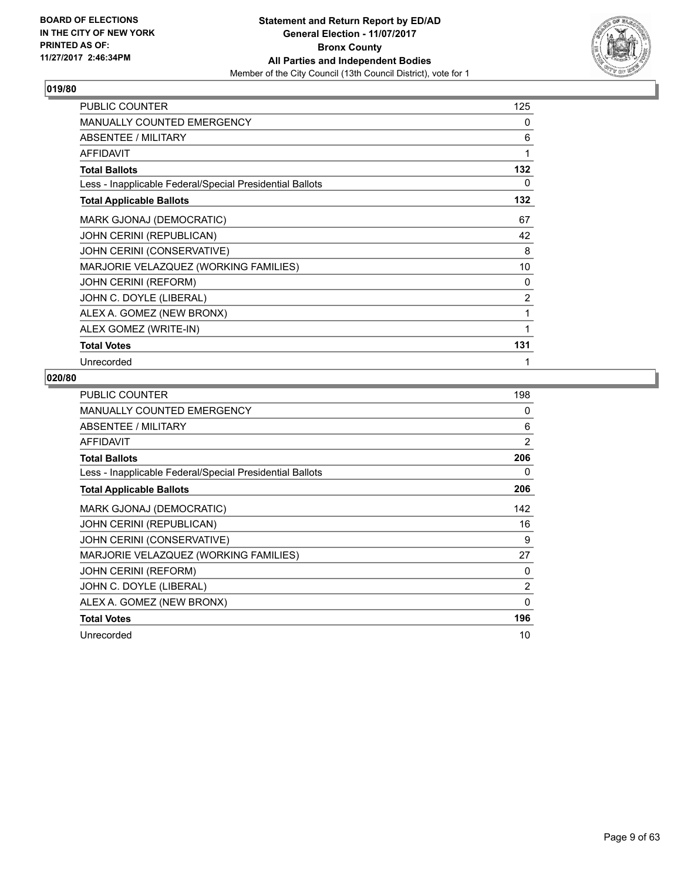**BOARD OF ELECTIONS IN THE CITY OF NEW YORK PRINTED AS OF: 11/27/2017 2:46:34PM**

**Statement and Return Report by ED/AD General Election - 11/07/2017 Bronx County All Parties and Independent Bodies**

Member of the City Council (13th Council District), vote for 1

## 019/80

| | |
|---|---|
| PUBLIC COUNTER | 125 |
| MANUALLY COUNTED EMERGENCY | 0 |
| ABSENTEE / MILITARY | 6 |
| AFFIDAVIT | 1 |
| **Total Ballots** | **132** |
| Less - Inapplicable Federal/Special Presidential Ballots | 0 |
| **Total Applicable Ballots** | **132** |
| MARK GJONAJ (DEMOCRATIC) | 67 |
| JOHN CERINI (REPUBLICAN) | 42 |
| JOHN CERINI (CONSERVATIVE) | 8 |
| MARJORIE VELAZQUEZ (WORKING FAMILIES) | 10 |
| JOHN CERINI (REFORM) | 0 |
| JOHN C. DOYLE (LIBERAL) | 2 |
| ALEX A. GOMEZ (NEW BRONX) | 1 |
| ALEX GOMEZ (WRITE-IN) | 1 |
| **Total Votes** | **131** |
| Unrecorded | 1 |

## 020/80

| | |
|---|---|
| PUBLIC COUNTER | 198 |
| MANUALLY COUNTED EMERGENCY | 0 |
| ABSENTEE / MILITARY | 6 |
| AFFIDAVIT | 2 |
| **Total Ballots** | **206** |
| Less - Inapplicable Federal/Special Presidential Ballots | 0 |
| **Total Applicable Ballots** | **206** |
| MARK GJONAJ (DEMOCRATIC) | 142 |
| JOHN CERINI (REPUBLICAN) | 16 |
| JOHN CERINI (CONSERVATIVE) | 9 |
| MARJORIE VELAZQUEZ (WORKING FAMILIES) | 27 |
| JOHN CERINI (REFORM) | 0 |
| JOHN C. DOYLE (LIBERAL) | 2 |
| ALEX A. GOMEZ (NEW BRONX) | 0 |
| **Total Votes** | **196** |
| Unrecorded | 10 |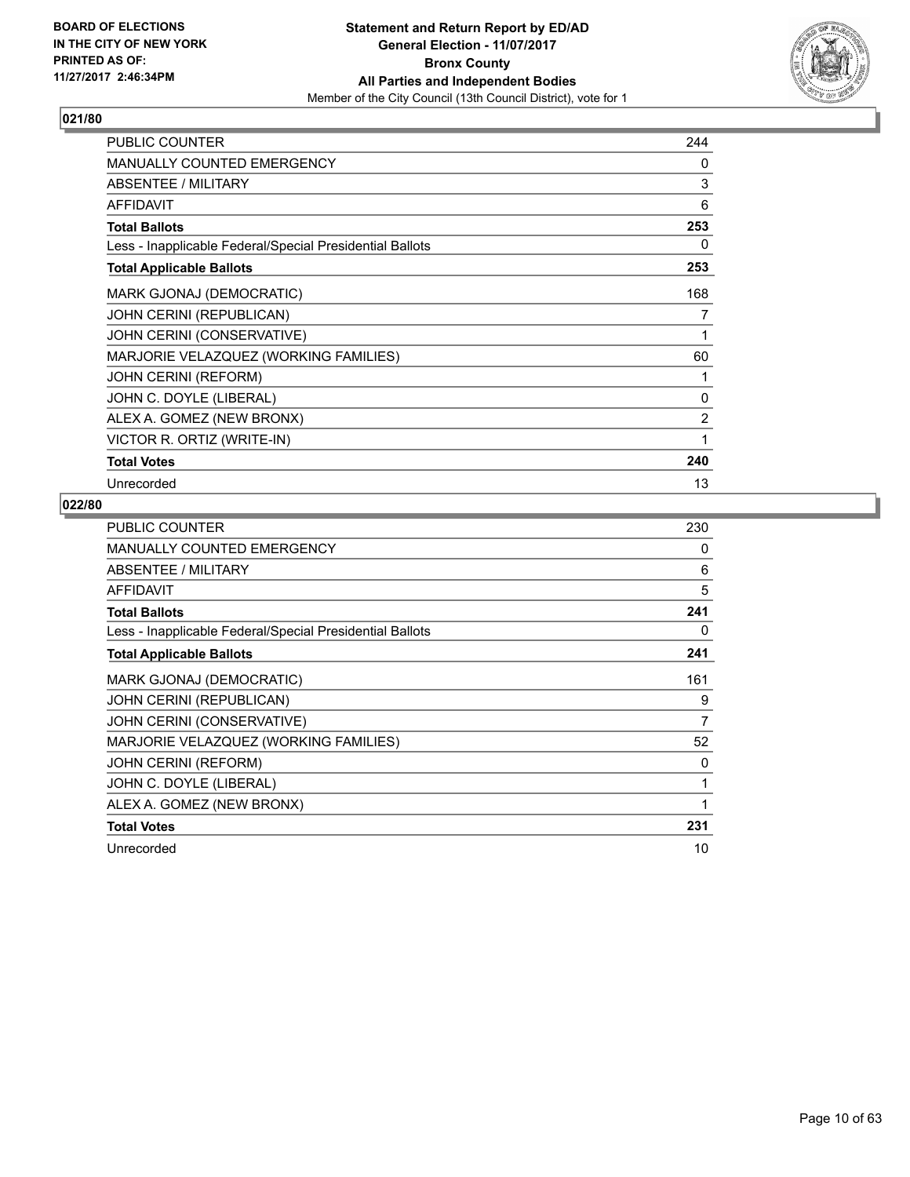**BOARD OF ELECTIONS IN THE CITY OF NEW YORK PRINTED AS OF: 11/27/2017 2:46:34PM**

**Statement and Return Report by ED/AD**
**General Election - 11/07/2017**
**Bronx County**
**All Parties and Independent Bodies**
Member of the City Council (13th Council District), vote for 1

## 021/80

| | |
|---|---|
| PUBLIC COUNTER | 244 |
| MANUALLY COUNTED EMERGENCY | 0 |
| ABSENTEE / MILITARY | 3 |
| AFFIDAVIT | 6 |
| **Total Ballots** | **253** |
| Less - Inapplicable Federal/Special Presidential Ballots | 0 |
| **Total Applicable Ballots** | **253** |
| MARK GJONAJ (DEMOCRATIC) | 168 |
| JOHN CERINI (REPUBLICAN) | 7 |
| JOHN CERINI (CONSERVATIVE) | 1 |
| MARJORIE VELAZQUEZ (WORKING FAMILIES) | 60 |
| JOHN CERINI (REFORM) | 1 |
| JOHN C. DOYLE (LIBERAL) | 0 |
| ALEX A. GOMEZ (NEW BRONX) | 2 |
| VICTOR R. ORTIZ (WRITE-IN) | 1 |
| **Total Votes** | **240** |
| Unrecorded | 13 |

## 022/80

| | |
|---|---|
| PUBLIC COUNTER | 230 |
| MANUALLY COUNTED EMERGENCY | 0 |
| ABSENTEE / MILITARY | 6 |
| AFFIDAVIT | 5 |
| **Total Ballots** | **241** |
| Less - Inapplicable Federal/Special Presidential Ballots | 0 |
| **Total Applicable Ballots** | **241** |
| MARK GJONAJ (DEMOCRATIC) | 161 |
| JOHN CERINI (REPUBLICAN) | 9 |
| JOHN CERINI (CONSERVATIVE) | 7 |
| MARJORIE VELAZQUEZ (WORKING FAMILIES) | 52 |
| JOHN CERINI (REFORM) | 0 |
| JOHN C. DOYLE (LIBERAL) | 1 |
| ALEX A. GOMEZ (NEW BRONX) | 1 |
| **Total Votes** | **231** |
| Unrecorded | 10 |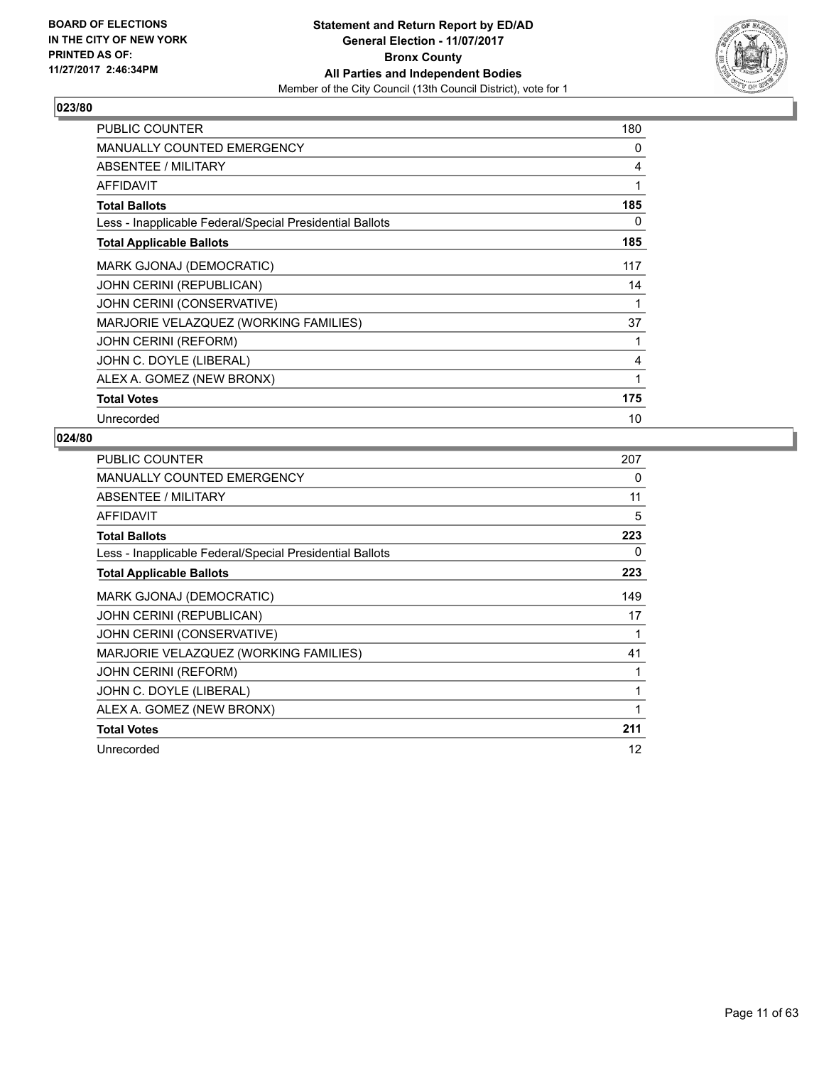**BOARD OF ELECTIONS IN THE CITY OF NEW YORK PRINTED AS OF: 11/27/2017 2:46:34PM**

**Statement and Return Report by ED/AD**
**General Election - 11/07/2017**
**Bronx County**
**All Parties and Independent Bodies**
Member of the City Council (13th Council District), vote for 1

### 023/80

| | |
|---|---|
| PUBLIC COUNTER | 180 |
| MANUALLY COUNTED EMERGENCY | 0 |
| ABSENTEE / MILITARY | 4 |
| AFFIDAVIT | 1 |
| **Total Ballots** | **185** |
| Less - Inapplicable Federal/Special Presidential Ballots | 0 |
| **Total Applicable Ballots** | **185** |
| MARK GJONAJ (DEMOCRATIC) | 117 |
| JOHN CERINI (REPUBLICAN) | 14 |
| JOHN CERINI (CONSERVATIVE) | 1 |
| MARJORIE VELAZQUEZ (WORKING FAMILIES) | 37 |
| JOHN CERINI (REFORM) | 1 |
| JOHN C. DOYLE (LIBERAL) | 4 |
| ALEX A. GOMEZ (NEW BRONX) | 1 |
| **Total Votes** | **175** |
| Unrecorded | 10 |

### 024/80

| | |
|---|---|
| PUBLIC COUNTER | 207 |
| MANUALLY COUNTED EMERGENCY | 0 |
| ABSENTEE / MILITARY | 11 |
| AFFIDAVIT | 5 |
| **Total Ballots** | **223** |
| Less - Inapplicable Federal/Special Presidential Ballots | 0 |
| **Total Applicable Ballots** | **223** |
| MARK GJONAJ (DEMOCRATIC) | 149 |
| JOHN CERINI (REPUBLICAN) | 17 |
| JOHN CERINI (CONSERVATIVE) | 1 |
| MARJORIE VELAZQUEZ (WORKING FAMILIES) | 41 |
| JOHN CERINI (REFORM) | 1 |
| JOHN C. DOYLE (LIBERAL) | 1 |
| ALEX A. GOMEZ (NEW BRONX) | 1 |
| **Total Votes** | **211** |
| Unrecorded | 12 |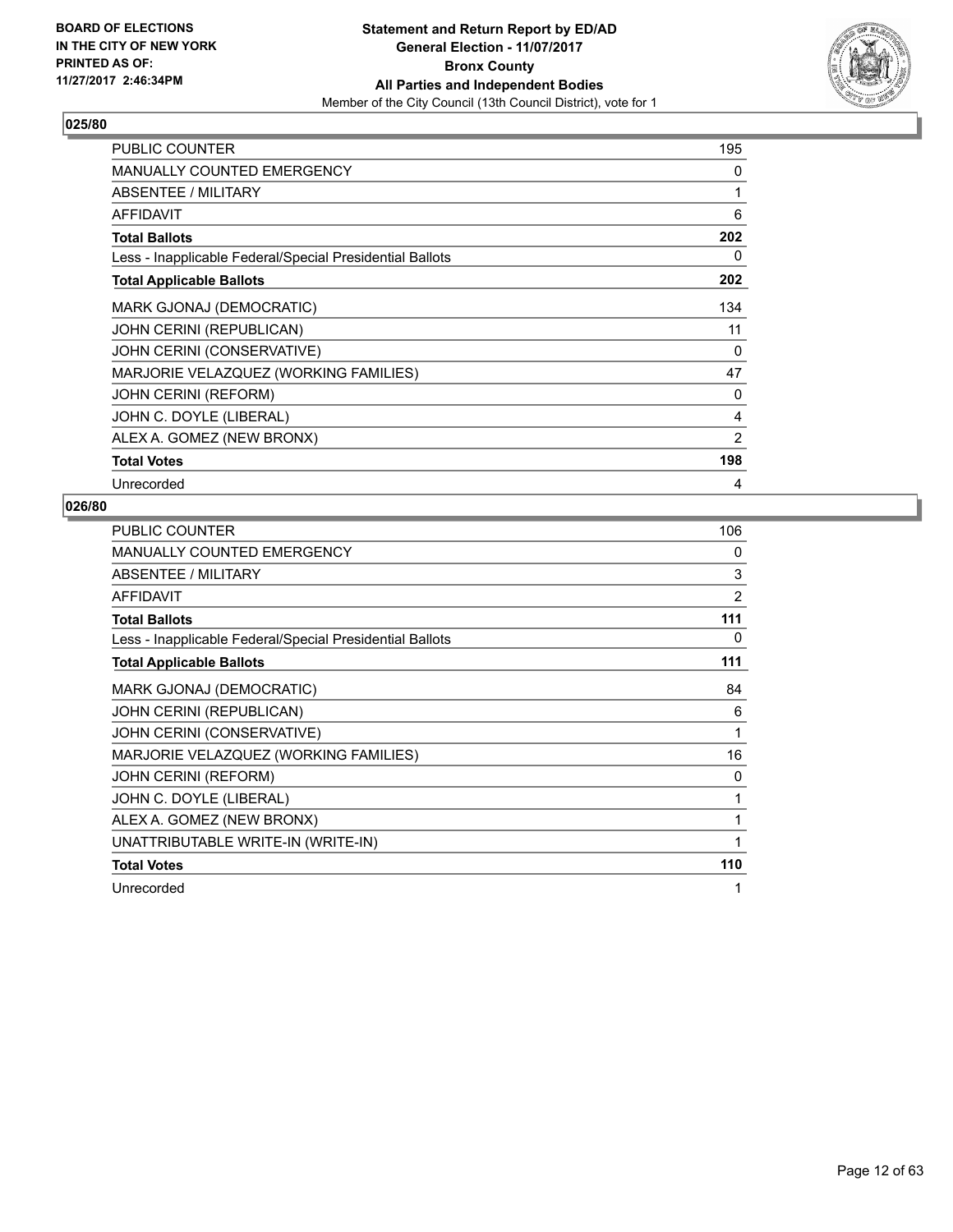BOARD OF ELECTIONS
IN THE CITY OF NEW YORK
PRINTED AS OF:
11/27/2017 2:46:34PM

**Statement and Return Report by ED/AD**
**General Election - 11/07/2017**
**Bronx County**
**All Parties and Independent Bodies**
Member of the City Council (13th Council District), vote for 1

## 025/80

| | |
|---|---|
| PUBLIC COUNTER | 195 |
| MANUALLY COUNTED EMERGENCY | 0 |
| ABSENTEE / MILITARY | 1 |
| AFFIDAVIT | 6 |
| **Total Ballots** | **202** |
| Less - Inapplicable Federal/Special Presidential Ballots | 0 |
| **Total Applicable Ballots** | **202** |
| MARK GJONAJ (DEMOCRATIC) | 134 |
| JOHN CERINI (REPUBLICAN) | 11 |
| JOHN CERINI (CONSERVATIVE) | 0 |
| MARJORIE VELAZQUEZ (WORKING FAMILIES) | 47 |
| JOHN CERINI (REFORM) | 0 |
| JOHN C. DOYLE (LIBERAL) | 4 |
| ALEX A. GOMEZ (NEW BRONX) | 2 |
| **Total Votes** | **198** |
| Unrecorded | 4 |

## 026/80

| | |
|---|---|
| PUBLIC COUNTER | 106 |
| MANUALLY COUNTED EMERGENCY | 0 |
| ABSENTEE / MILITARY | 3 |
| AFFIDAVIT | 2 |
| **Total Ballots** | **111** |
| Less - Inapplicable Federal/Special Presidential Ballots | 0 |
| **Total Applicable Ballots** | **111** |
| MARK GJONAJ (DEMOCRATIC) | 84 |
| JOHN CERINI (REPUBLICAN) | 6 |
| JOHN CERINI (CONSERVATIVE) | 1 |
| MARJORIE VELAZQUEZ (WORKING FAMILIES) | 16 |
| JOHN CERINI (REFORM) | 0 |
| JOHN C. DOYLE (LIBERAL) | 1 |
| ALEX A. GOMEZ (NEW BRONX) | 1 |
| UNATTRIBUTABLE WRITE-IN (WRITE-IN) | 1 |
| **Total Votes** | **110** |
| Unrecorded | 1 |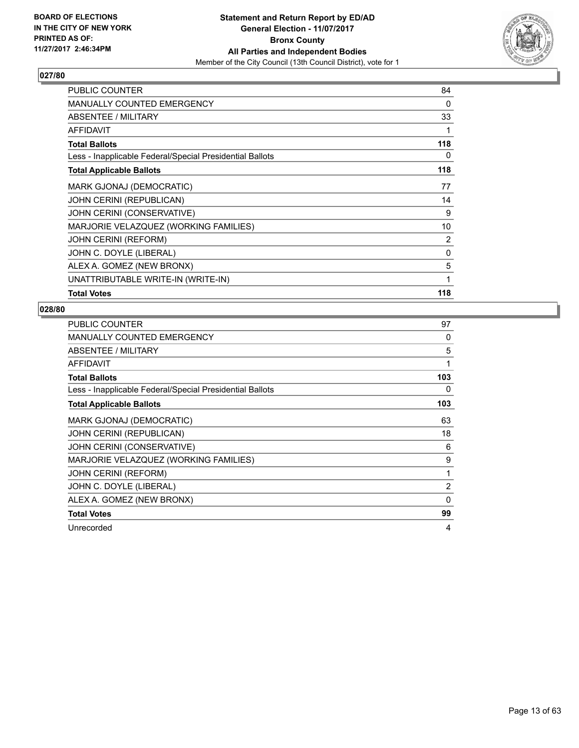**BOARD OF ELECTIONS IN THE CITY OF NEW YORK PRINTED AS OF: 11/27/2017 2:46:34PM**

**Statement and Return Report by ED/AD General Election - 11/07/2017 Bronx County All Parties and Independent Bodies**

Member of the City Council (13th Council District), vote for 1

## 027/80

| | |
|---|---|
| PUBLIC COUNTER | 84 |
| MANUALLY COUNTED EMERGENCY | 0 |
| ABSENTEE / MILITARY | 33 |
| AFFIDAVIT | 1 |
| **Total Ballots** | **118** |
| Less - Inapplicable Federal/Special Presidential Ballots | 0 |
| **Total Applicable Ballots** | **118** |
| MARK GJONAJ (DEMOCRATIC) | 77 |
| JOHN CERINI (REPUBLICAN) | 14 |
| JOHN CERINI (CONSERVATIVE) | 9 |
| MARJORIE VELAZQUEZ (WORKING FAMILIES) | 10 |
| JOHN CERINI (REFORM) | 2 |
| JOHN C. DOYLE (LIBERAL) | 0 |
| ALEX A. GOMEZ (NEW BRONX) | 5 |
| UNATTRIBUTABLE WRITE-IN (WRITE-IN) | 1 |
| **Total Votes** | **118** |

## 028/80

| | |
|---|---|
| PUBLIC COUNTER | 97 |
| MANUALLY COUNTED EMERGENCY | 0 |
| ABSENTEE / MILITARY | 5 |
| AFFIDAVIT | 1 |
| **Total Ballots** | **103** |
| Less - Inapplicable Federal/Special Presidential Ballots | 0 |
| **Total Applicable Ballots** | **103** |
| MARK GJONAJ (DEMOCRATIC) | 63 |
| JOHN CERINI (REPUBLICAN) | 18 |
| JOHN CERINI (CONSERVATIVE) | 6 |
| MARJORIE VELAZQUEZ (WORKING FAMILIES) | 9 |
| JOHN CERINI (REFORM) | 1 |
| JOHN C. DOYLE (LIBERAL) | 2 |
| ALEX A. GOMEZ (NEW BRONX) | 0 |
| **Total Votes** | **99** |
| Unrecorded | 4 |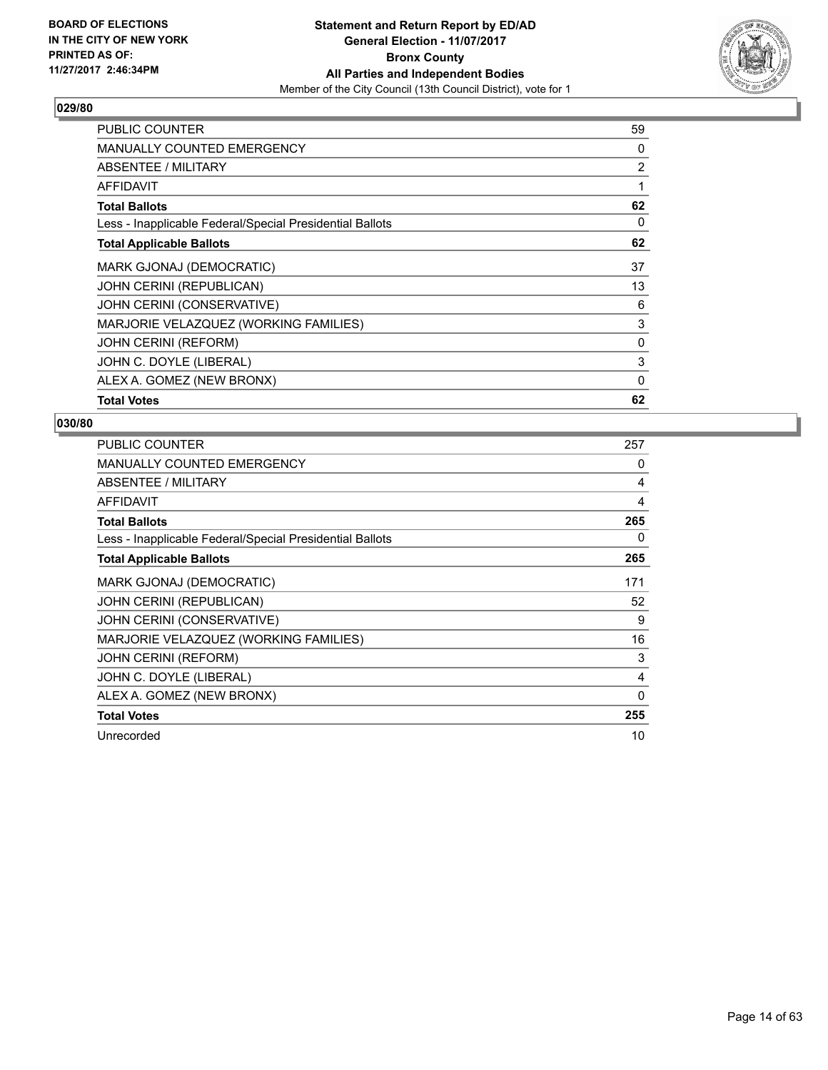**BOARD OF ELECTIONS IN THE CITY OF NEW YORK PRINTED AS OF: 11/27/2017 2:46:34PM**

**Statement and Return Report by ED/AD General Election - 11/07/2017 Bronx County All Parties and Independent Bodies**
Member of the City Council (13th Council District), vote for 1

## 029/80

| | |
|---|---|
| PUBLIC COUNTER | 59 |
| MANUALLY COUNTED EMERGENCY | 0 |
| ABSENTEE / MILITARY | 2 |
| AFFIDAVIT | 1 |
| **Total Ballots** | **62** |
| Less - Inapplicable Federal/Special Presidential Ballots | 0 |
| **Total Applicable Ballots** | **62** |
| MARK GJONAJ (DEMOCRATIC) | 37 |
| JOHN CERINI (REPUBLICAN) | 13 |
| JOHN CERINI (CONSERVATIVE) | 6 |
| MARJORIE VELAZQUEZ (WORKING FAMILIES) | 3 |
| JOHN CERINI (REFORM) | 0 |
| JOHN C. DOYLE (LIBERAL) | 3 |
| ALEX A. GOMEZ (NEW BRONX) | 0 |
| **Total Votes** | **62** |

## 030/80

| | |
|---|---|
| PUBLIC COUNTER | 257 |
| MANUALLY COUNTED EMERGENCY | 0 |
| ABSENTEE / MILITARY | 4 |
| AFFIDAVIT | 4 |
| **Total Ballots** | **265** |
| Less - Inapplicable Federal/Special Presidential Ballots | 0 |
| **Total Applicable Ballots** | **265** |
| MARK GJONAJ (DEMOCRATIC) | 171 |
| JOHN CERINI (REPUBLICAN) | 52 |
| JOHN CERINI (CONSERVATIVE) | 9 |
| MARJORIE VELAZQUEZ (WORKING FAMILIES) | 16 |
| JOHN CERINI (REFORM) | 3 |
| JOHN C. DOYLE (LIBERAL) | 4 |
| ALEX A. GOMEZ (NEW BRONX) | 0 |
| **Total Votes** | **255** |
| Unrecorded | 10 |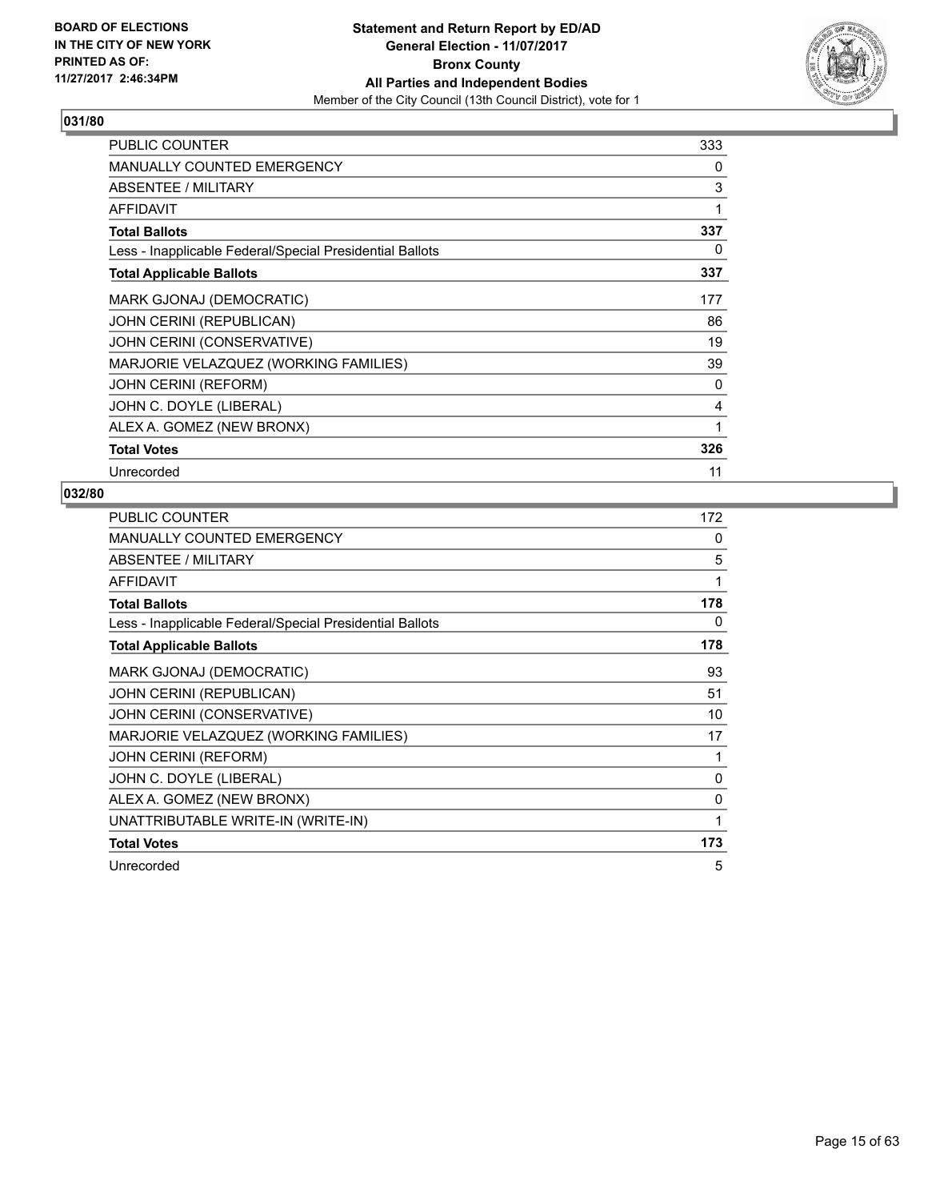BOARD OF ELECTIONS
IN THE CITY OF NEW YORK
PRINTED AS OF:
11/27/2017 2:46:34PM

**Statement and Return Report by ED/AD**
**General Election - 11/07/2017**
**Bronx County**
**All Parties and Independent Bodies**
Member of the City Council (13th Council District), vote for 1

## 031/80

| | |
|---|---|
| PUBLIC COUNTER | 333 |
| MANUALLY COUNTED EMERGENCY | 0 |
| ABSENTEE / MILITARY | 3 |
| AFFIDAVIT | 1 |
| **Total Ballots** | **337** |
| Less - Inapplicable Federal/Special Presidential Ballots | 0 |
| **Total Applicable Ballots** | **337** |
| MARK GJONAJ (DEMOCRATIC) | 177 |
| JOHN CERINI (REPUBLICAN) | 86 |
| JOHN CERINI (CONSERVATIVE) | 19 |
| MARJORIE VELAZQUEZ (WORKING FAMILIES) | 39 |
| JOHN CERINI (REFORM) | 0 |
| JOHN C. DOYLE (LIBERAL) | 4 |
| ALEX A. GOMEZ (NEW BRONX) | 1 |
| **Total Votes** | **326** |
| Unrecorded | 11 |

## 032/80

| | |
|---|---|
| PUBLIC COUNTER | 172 |
| MANUALLY COUNTED EMERGENCY | 0 |
| ABSENTEE / MILITARY | 5 |
| AFFIDAVIT | 1 |
| **Total Ballots** | **178** |
| Less - Inapplicable Federal/Special Presidential Ballots | 0 |
| **Total Applicable Ballots** | **178** |
| MARK GJONAJ (DEMOCRATIC) | 93 |
| JOHN CERINI (REPUBLICAN) | 51 |
| JOHN CERINI (CONSERVATIVE) | 10 |
| MARJORIE VELAZQUEZ (WORKING FAMILIES) | 17 |
| JOHN CERINI (REFORM) | 1 |
| JOHN C. DOYLE (LIBERAL) | 0 |
| ALEX A. GOMEZ (NEW BRONX) | 0 |
| UNATTRIBUTABLE WRITE-IN (WRITE-IN) | 1 |
| **Total Votes** | **173** |
| Unrecorded | 5 |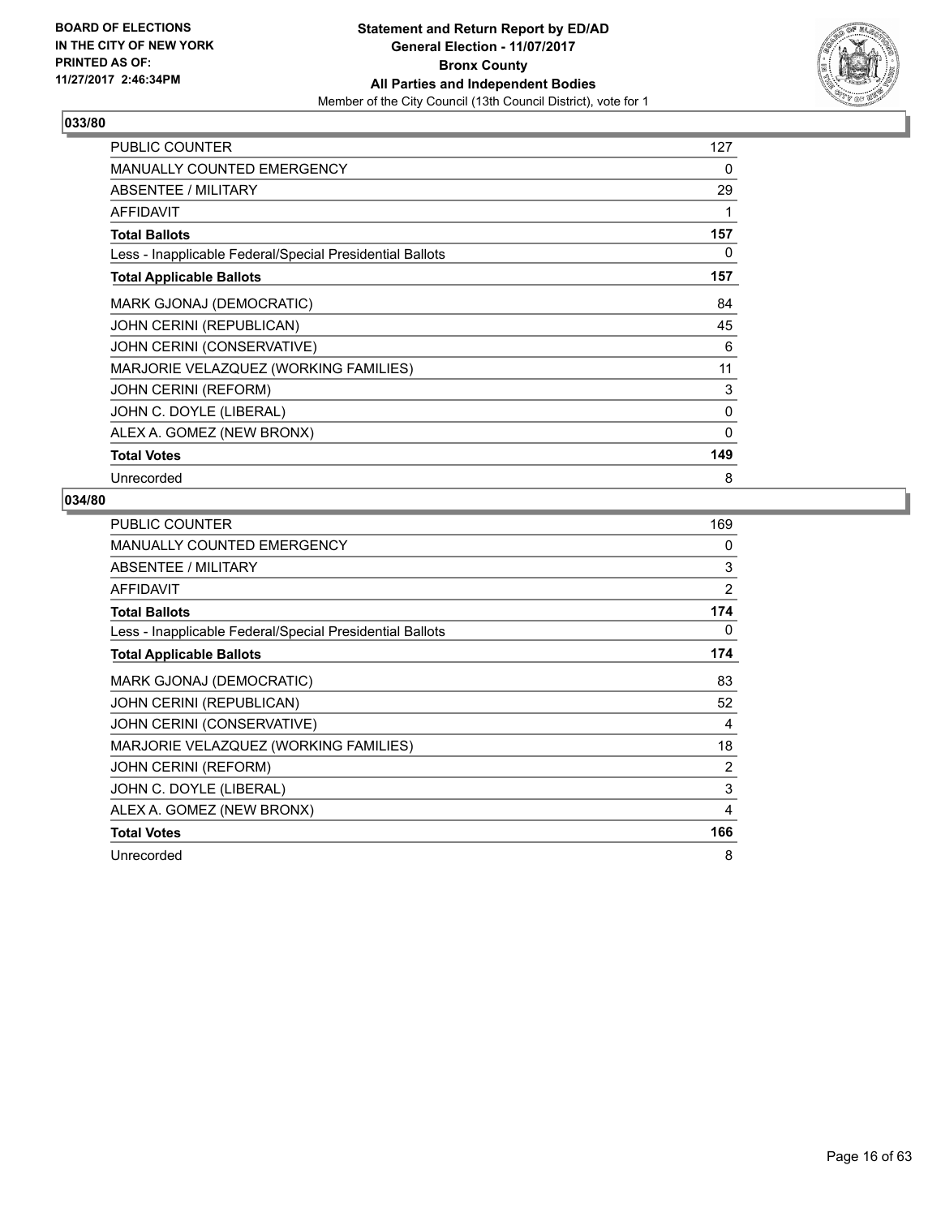**BOARD OF ELECTIONS IN THE CITY OF NEW YORK PRINTED AS OF: 11/27/2017 2:46:34PM**

**Statement and Return Report by ED/AD General Election - 11/07/2017 Bronx County All Parties and Independent Bodies**

Member of the City Council (13th Council District), vote for 1

### 033/80

| | |
|---|---|
| PUBLIC COUNTER | 127 |
| MANUALLY COUNTED EMERGENCY | 0 |
| ABSENTEE / MILITARY | 29 |
| AFFIDAVIT | 1 |
| **Total Ballots** | **157** |
| Less - Inapplicable Federal/Special Presidential Ballots | 0 |
| **Total Applicable Ballots** | **157** |
| MARK GJONAJ (DEMOCRATIC) | 84 |
| JOHN CERINI (REPUBLICAN) | 45 |
| JOHN CERINI (CONSERVATIVE) | 6 |
| MARJORIE VELAZQUEZ (WORKING FAMILIES) | 11 |
| JOHN CERINI (REFORM) | 3 |
| JOHN C. DOYLE (LIBERAL) | 0 |
| ALEX A. GOMEZ (NEW BRONX) | 0 |
| **Total Votes** | **149** |
| Unrecorded | 8 |

### 034/80

| | |
|---|---|
| PUBLIC COUNTER | 169 |
| MANUALLY COUNTED EMERGENCY | 0 |
| ABSENTEE / MILITARY | 3 |
| AFFIDAVIT | 2 |
| **Total Ballots** | **174** |
| Less - Inapplicable Federal/Special Presidential Ballots | 0 |
| **Total Applicable Ballots** | **174** |
| MARK GJONAJ (DEMOCRATIC) | 83 |
| JOHN CERINI (REPUBLICAN) | 52 |
| JOHN CERINI (CONSERVATIVE) | 4 |
| MARJORIE VELAZQUEZ (WORKING FAMILIES) | 18 |
| JOHN CERINI (REFORM) | 2 |
| JOHN C. DOYLE (LIBERAL) | 3 |
| ALEX A. GOMEZ (NEW BRONX) | 4 |
| **Total Votes** | **166** |
| Unrecorded | 8 |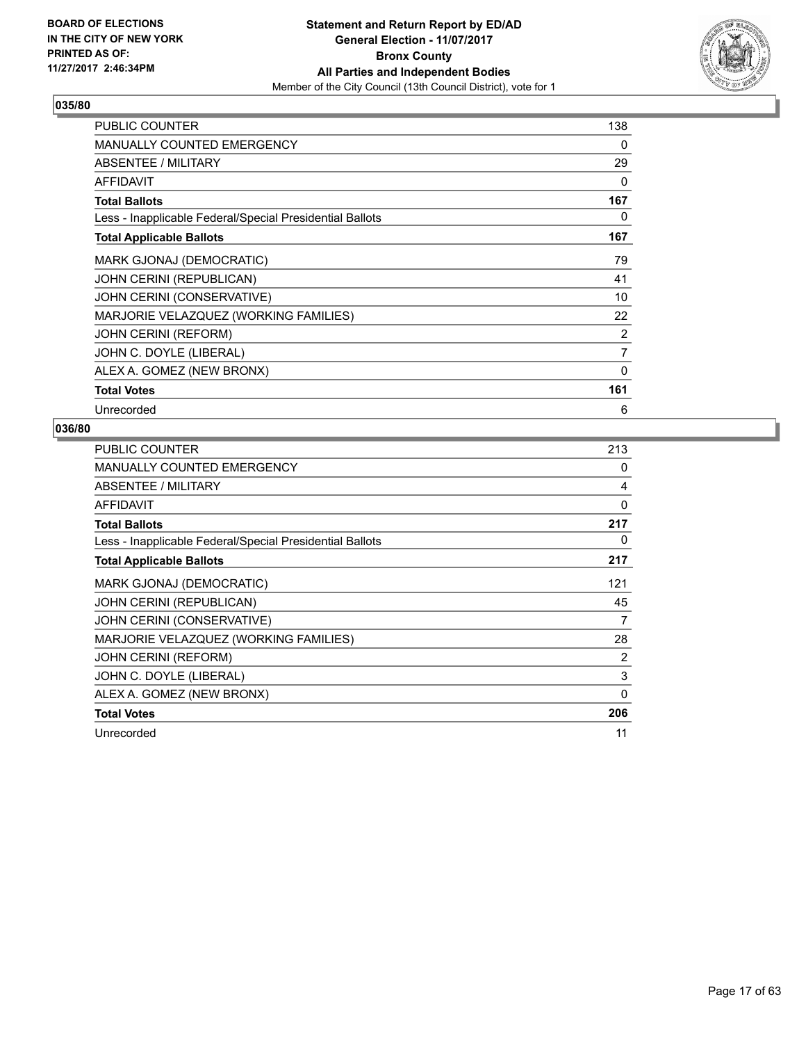**BOARD OF ELECTIONS IN THE CITY OF NEW YORK PRINTED AS OF: 11/27/2017 2:46:34PM**

**Statement and Return Report by ED/AD**
**General Election - 11/07/2017**
**Bronx County**
**All Parties and Independent Bodies**
Member of the City Council (13th Council District), vote for 1

### 035/80

| | |
|---|---|
| PUBLIC COUNTER | 138 |
| MANUALLY COUNTED EMERGENCY | 0 |
| ABSENTEE / MILITARY | 29 |
| AFFIDAVIT | 0 |
| **Total Ballots** | **167** |
| Less - Inapplicable Federal/Special Presidential Ballots | 0 |
| **Total Applicable Ballots** | **167** |
| MARK GJONAJ (DEMOCRATIC) | 79 |
| JOHN CERINI (REPUBLICAN) | 41 |
| JOHN CERINI (CONSERVATIVE) | 10 |
| MARJORIE VELAZQUEZ (WORKING FAMILIES) | 22 |
| JOHN CERINI (REFORM) | 2 |
| JOHN C. DOYLE (LIBERAL) | 7 |
| ALEX A. GOMEZ (NEW BRONX) | 0 |
| **Total Votes** | **161** |
| Unrecorded | 6 |

### 036/80

| | |
|---|---|
| PUBLIC COUNTER | 213 |
| MANUALLY COUNTED EMERGENCY | 0 |
| ABSENTEE / MILITARY | 4 |
| AFFIDAVIT | 0 |
| **Total Ballots** | **217** |
| Less - Inapplicable Federal/Special Presidential Ballots | 0 |
| **Total Applicable Ballots** | **217** |
| MARK GJONAJ (DEMOCRATIC) | 121 |
| JOHN CERINI (REPUBLICAN) | 45 |
| JOHN CERINI (CONSERVATIVE) | 7 |
| MARJORIE VELAZQUEZ (WORKING FAMILIES) | 28 |
| JOHN CERINI (REFORM) | 2 |
| JOHN C. DOYLE (LIBERAL) | 3 |
| ALEX A. GOMEZ (NEW BRONX) | 0 |
| **Total Votes** | **206** |
| Unrecorded | 11 |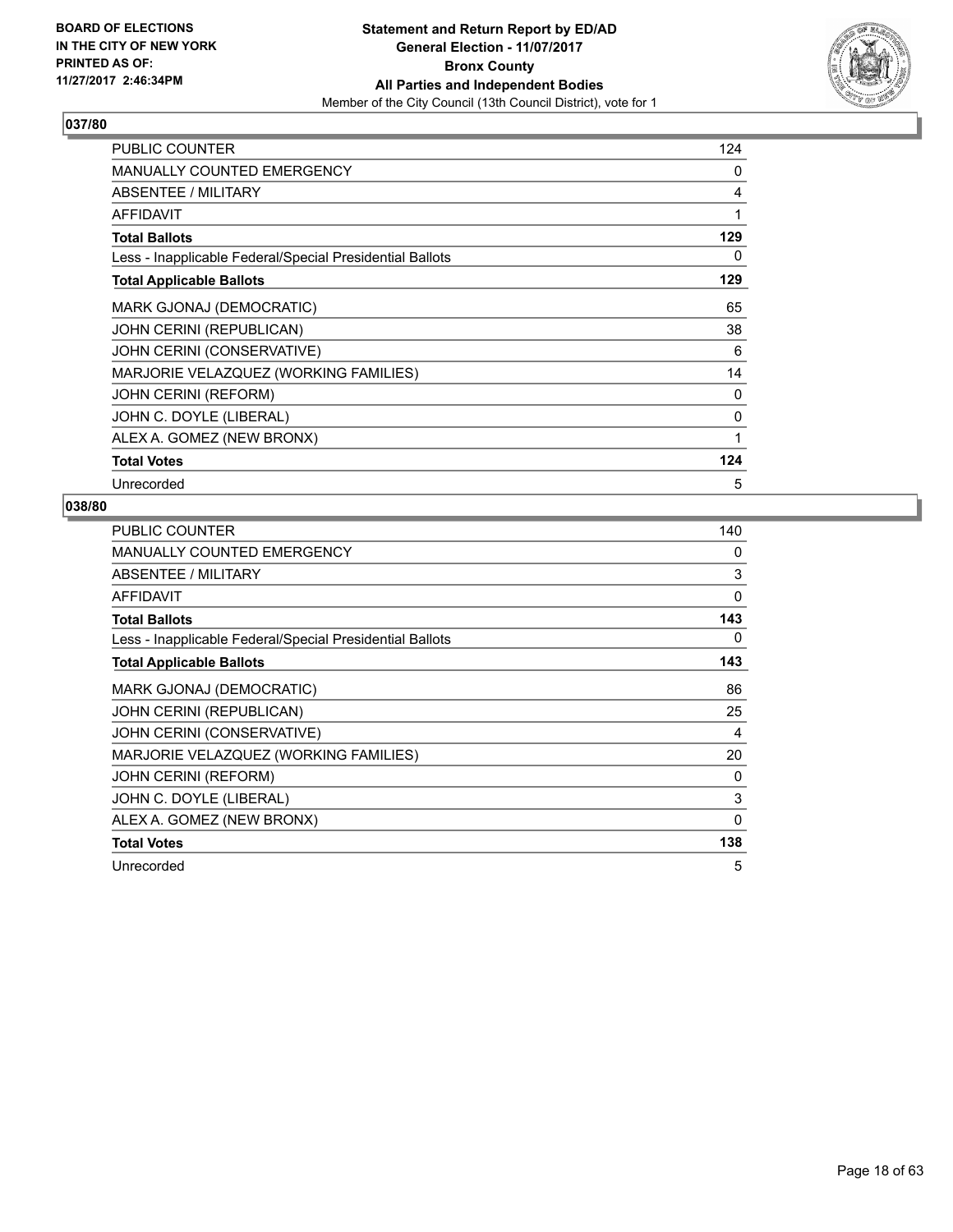**BOARD OF ELECTIONS IN THE CITY OF NEW YORK PRINTED AS OF: 11/27/2017 2:46:34PM**

**Statement and Return Report by ED/AD General Election - 11/07/2017 Bronx County All Parties and Independent Bodies**
Member of the City Council (13th Council District), vote for 1

## 037/80

| | |
|---|---|
| PUBLIC COUNTER | 124 |
| MANUALLY COUNTED EMERGENCY | 0 |
| ABSENTEE / MILITARY | 4 |
| AFFIDAVIT | 1 |
| **Total Ballots** | **129** |
| Less - Inapplicable Federal/Special Presidential Ballots | 0 |
| **Total Applicable Ballots** | **129** |
| MARK GJONAJ (DEMOCRATIC) | 65 |
| JOHN CERINI (REPUBLICAN) | 38 |
| JOHN CERINI (CONSERVATIVE) | 6 |
| MARJORIE VELAZQUEZ (WORKING FAMILIES) | 14 |
| JOHN CERINI (REFORM) | 0 |
| JOHN C. DOYLE (LIBERAL) | 0 |
| ALEX A. GOMEZ (NEW BRONX) | 1 |
| **Total Votes** | **124** |
| Unrecorded | 5 |

## 038/80

| | |
|---|---|
| PUBLIC COUNTER | 140 |
| MANUALLY COUNTED EMERGENCY | 0 |
| ABSENTEE / MILITARY | 3 |
| AFFIDAVIT | 0 |
| **Total Ballots** | **143** |
| Less - Inapplicable Federal/Special Presidential Ballots | 0 |
| **Total Applicable Ballots** | **143** |
| MARK GJONAJ (DEMOCRATIC) | 86 |
| JOHN CERINI (REPUBLICAN) | 25 |
| JOHN CERINI (CONSERVATIVE) | 4 |
| MARJORIE VELAZQUEZ (WORKING FAMILIES) | 20 |
| JOHN CERINI (REFORM) | 0 |
| JOHN C. DOYLE (LIBERAL) | 3 |
| ALEX A. GOMEZ (NEW BRONX) | 0 |
| **Total Votes** | **138** |
| Unrecorded | 5 |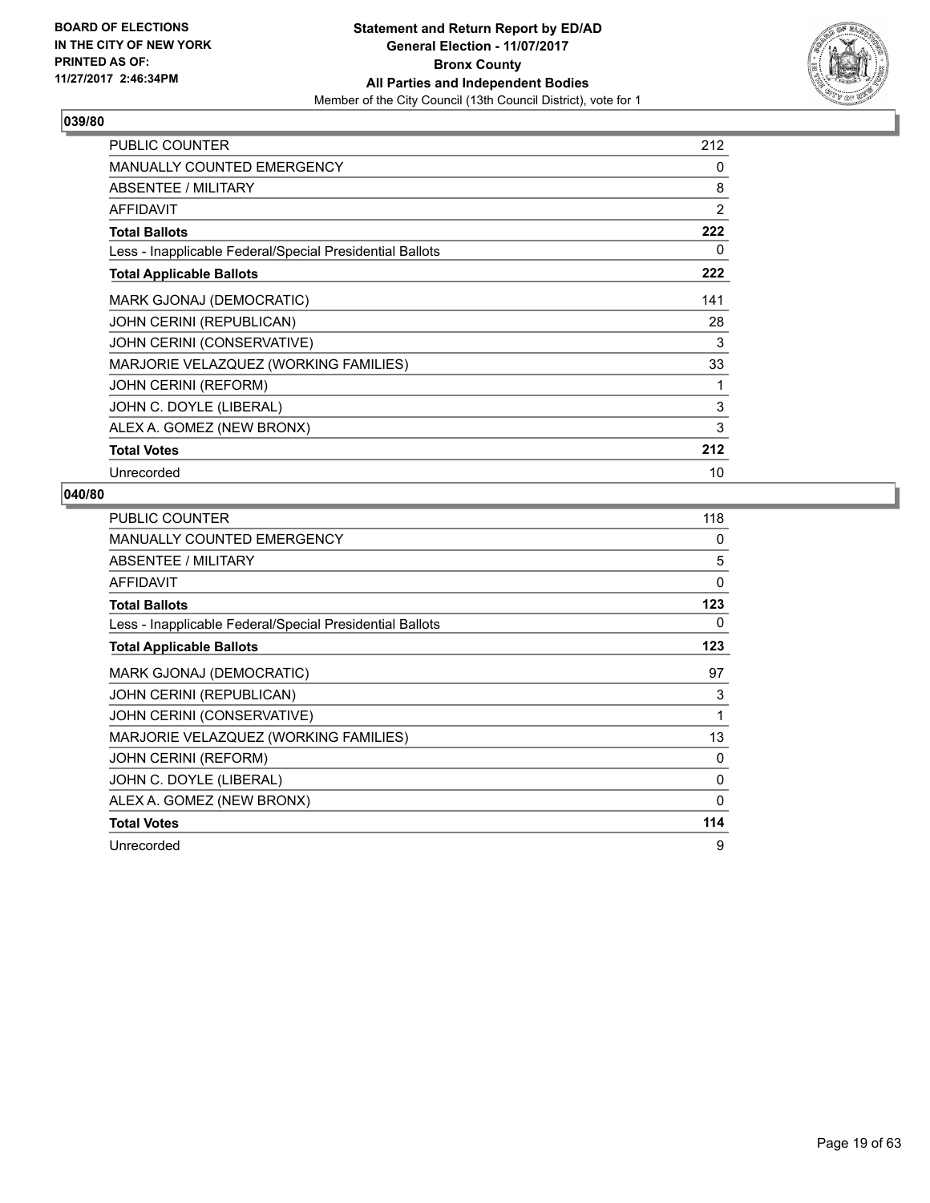BOARD OF ELECTIONS
IN THE CITY OF NEW YORK
PRINTED AS OF:
11/27/2017 2:46:34PM

**Statement and Return Report by ED/AD**
**General Election - 11/07/2017**
**Bronx County**
**All Parties and Independent Bodies**
Member of the City Council (13th Council District), vote for 1

### 039/80

| | |
|---|---|
| PUBLIC COUNTER | 212 |
| MANUALLY COUNTED EMERGENCY | 0 |
| ABSENTEE / MILITARY | 8 |
| AFFIDAVIT | 2 |
| **Total Ballots** | **222** |
| Less - Inapplicable Federal/Special Presidential Ballots | 0 |
| **Total Applicable Ballots** | **222** |
| MARK GJONAJ (DEMOCRATIC) | 141 |
| JOHN CERINI (REPUBLICAN) | 28 |
| JOHN CERINI (CONSERVATIVE) | 3 |
| MARJORIE VELAZQUEZ (WORKING FAMILIES) | 33 |
| JOHN CERINI (REFORM) | 1 |
| JOHN C. DOYLE (LIBERAL) | 3 |
| ALEX A. GOMEZ (NEW BRONX) | 3 |
| **Total Votes** | **212** |
| Unrecorded | 10 |

### 040/80

| | |
|---|---|
| PUBLIC COUNTER | 118 |
| MANUALLY COUNTED EMERGENCY | 0 |
| ABSENTEE / MILITARY | 5 |
| AFFIDAVIT | 0 |
| **Total Ballots** | **123** |
| Less - Inapplicable Federal/Special Presidential Ballots | 0 |
| **Total Applicable Ballots** | **123** |
| MARK GJONAJ (DEMOCRATIC) | 97 |
| JOHN CERINI (REPUBLICAN) | 3 |
| JOHN CERINI (CONSERVATIVE) | 1 |
| MARJORIE VELAZQUEZ (WORKING FAMILIES) | 13 |
| JOHN CERINI (REFORM) | 0 |
| JOHN C. DOYLE (LIBERAL) | 0 |
| ALEX A. GOMEZ (NEW BRONX) | 0 |
| **Total Votes** | **114** |
| Unrecorded | 9 |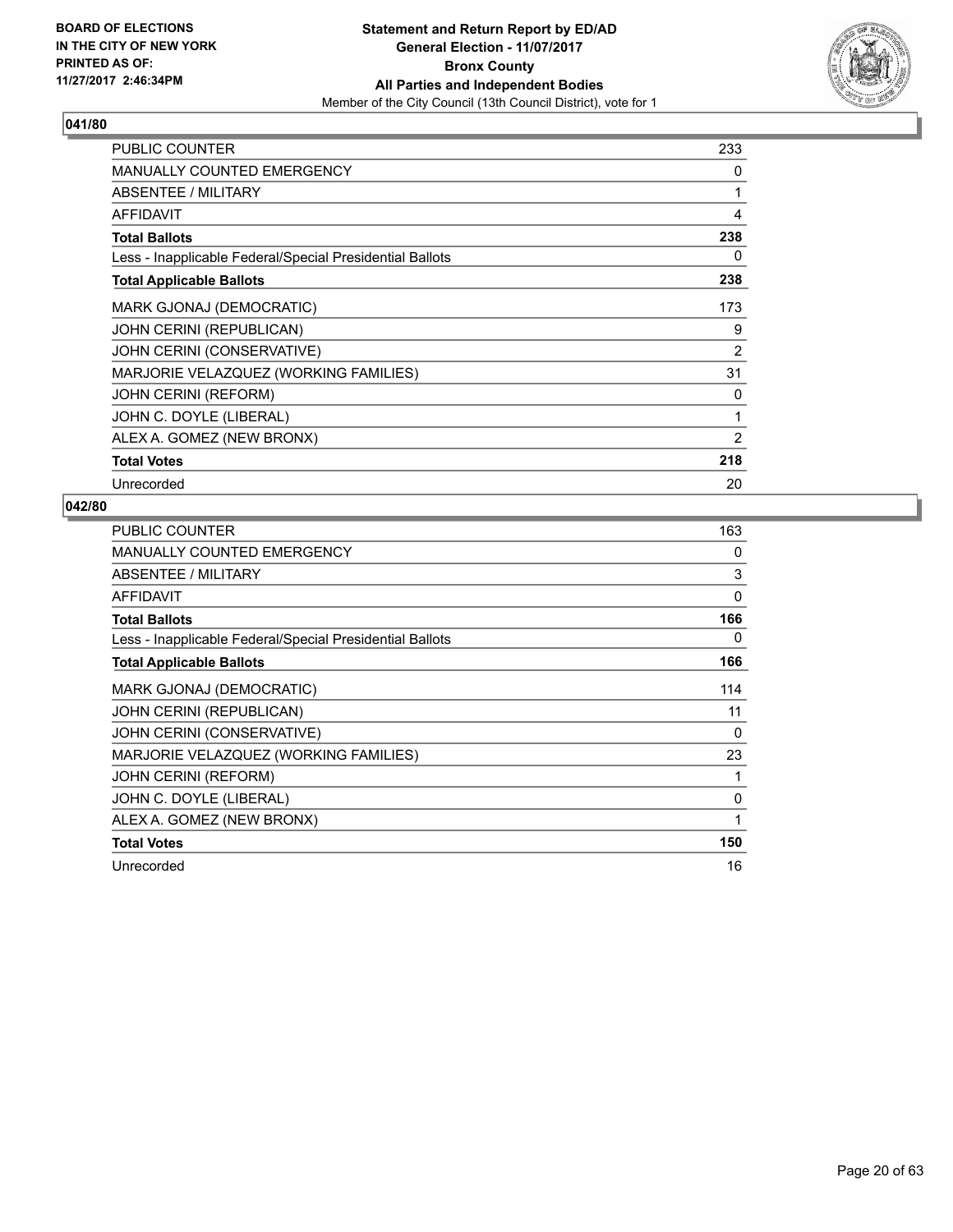## 041/80

| | |
|---|---|
| PUBLIC COUNTER | 233 |
| MANUALLY COUNTED EMERGENCY | 0 |
| ABSENTEE / MILITARY | 1 |
| AFFIDAVIT | 4 |
| **Total Ballots** | **238** |
| Less - Inapplicable Federal/Special Presidential Ballots | 0 |
| **Total Applicable Ballots** | **238** |
| MARK GJONAJ (DEMOCRATIC) | 173 |
| JOHN CERINI (REPUBLICAN) | 9 |
| JOHN CERINI (CONSERVATIVE) | 2 |
| MARJORIE VELAZQUEZ (WORKING FAMILIES) | 31 |
| JOHN CERINI (REFORM) | 0 |
| JOHN C. DOYLE (LIBERAL) | 1 |
| ALEX A. GOMEZ (NEW BRONX) | 2 |
| **Total Votes** | **218** |
| Unrecorded | 20 |

## 042/80

| | |
|---|---|
| PUBLIC COUNTER | 163 |
| MANUALLY COUNTED EMERGENCY | 0 |
| ABSENTEE / MILITARY | 3 |
| AFFIDAVIT | 0 |
| **Total Ballots** | **166** |
| Less - Inapplicable Federal/Special Presidential Ballots | 0 |
| **Total Applicable Ballots** | **166** |
| MARK GJONAJ (DEMOCRATIC) | 114 |
| JOHN CERINI (REPUBLICAN) | 11 |
| JOHN CERINI (CONSERVATIVE) | 0 |
| MARJORIE VELAZQUEZ (WORKING FAMILIES) | 23 |
| JOHN CERINI (REFORM) | 1 |
| JOHN C. DOYLE (LIBERAL) | 0 |
| ALEX A. GOMEZ (NEW BRONX) | 1 |
| **Total Votes** | **150** |
| Unrecorded | 16 |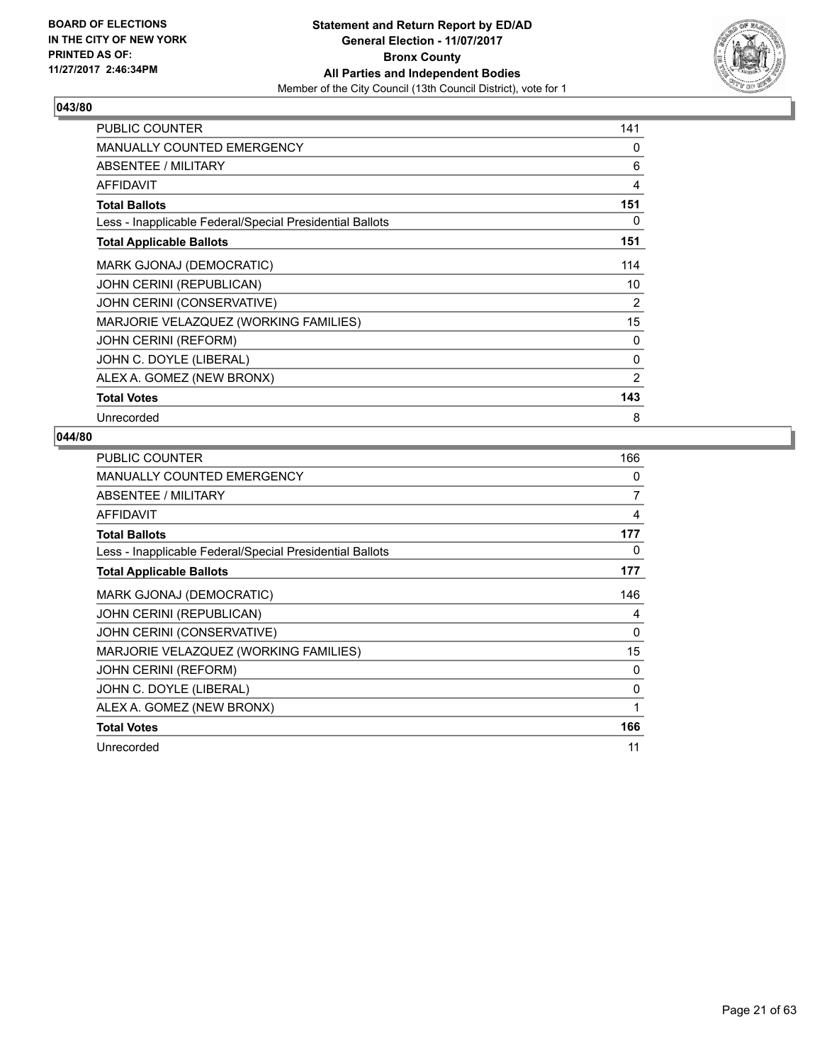**BOARD OF ELECTIONS IN THE CITY OF NEW YORK PRINTED AS OF: 11/27/2017 2:46:34PM**

**Statement and Return Report by ED/AD General Election - 11/07/2017 Bronx County All Parties and Independent Bodies**
Member of the City Council (13th Council District), vote for 1

### 043/80

| | |
|---|---|
| PUBLIC COUNTER | 141 |
| MANUALLY COUNTED EMERGENCY | 0 |
| ABSENTEE / MILITARY | 6 |
| AFFIDAVIT | 4 |
| **Total Ballots** | **151** |
| Less - Inapplicable Federal/Special Presidential Ballots | 0 |
| **Total Applicable Ballots** | **151** |
| MARK GJONAJ (DEMOCRATIC) | 114 |
| JOHN CERINI (REPUBLICAN) | 10 |
| JOHN CERINI (CONSERVATIVE) | 2 |
| MARJORIE VELAZQUEZ (WORKING FAMILIES) | 15 |
| JOHN CERINI (REFORM) | 0 |
| JOHN C. DOYLE (LIBERAL) | 0 |
| ALEX A. GOMEZ (NEW BRONX) | 2 |
| **Total Votes** | **143** |
| Unrecorded | 8 |

### 044/80

| | |
|---|---|
| PUBLIC COUNTER | 166 |
| MANUALLY COUNTED EMERGENCY | 0 |
| ABSENTEE / MILITARY | 7 |
| AFFIDAVIT | 4 |
| **Total Ballots** | **177** |
| Less - Inapplicable Federal/Special Presidential Ballots | 0 |
| **Total Applicable Ballots** | **177** |
| MARK GJONAJ (DEMOCRATIC) | 146 |
| JOHN CERINI (REPUBLICAN) | 4 |
| JOHN CERINI (CONSERVATIVE) | 0 |
| MARJORIE VELAZQUEZ (WORKING FAMILIES) | 15 |
| JOHN CERINI (REFORM) | 0 |
| JOHN C. DOYLE (LIBERAL) | 0 |
| ALEX A. GOMEZ (NEW BRONX) | 1 |
| **Total Votes** | **166** |
| Unrecorded | 11 |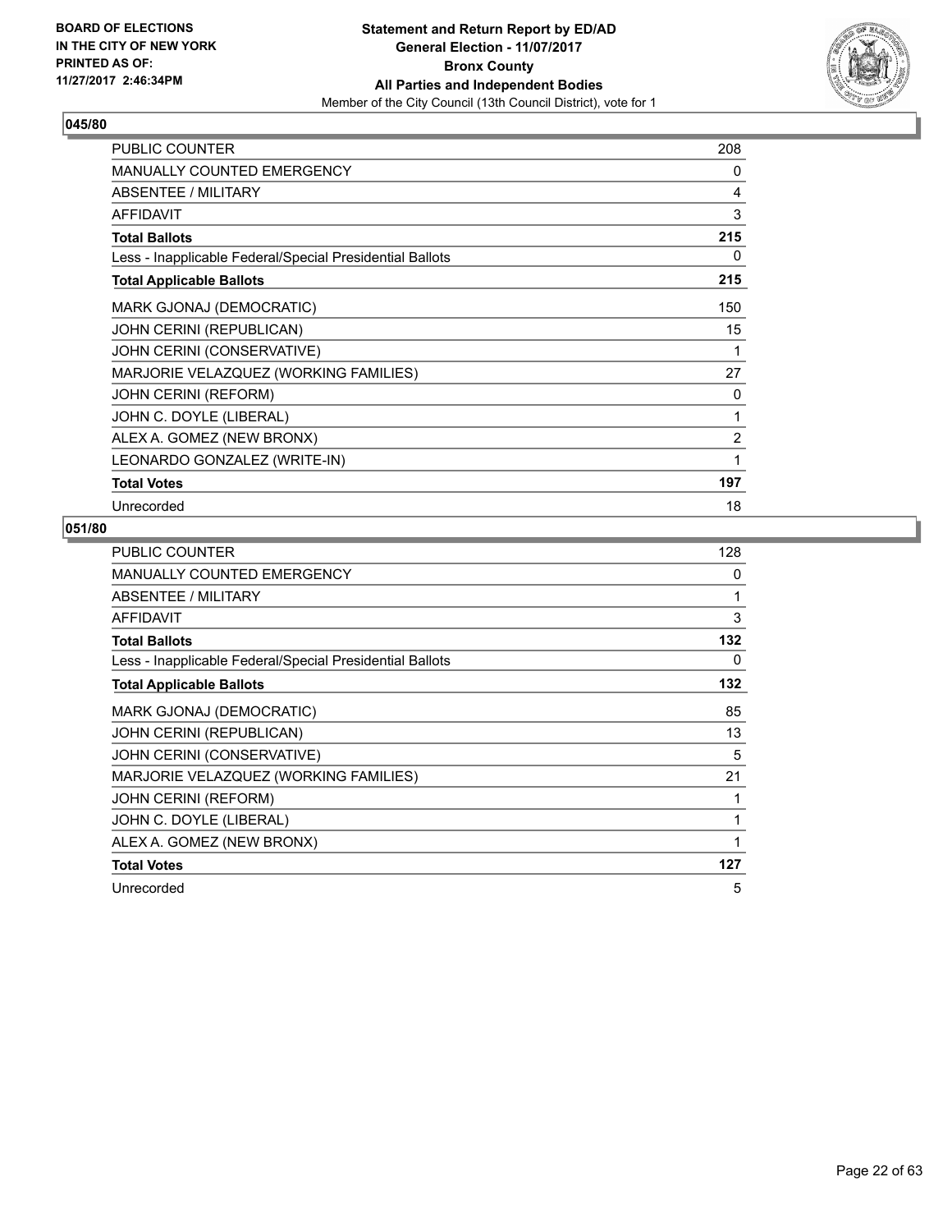**BOARD OF ELECTIONS IN THE CITY OF NEW YORK PRINTED AS OF: 11/27/2017 2:46:34PM**

**Statement and Return Report by ED/AD General Election - 11/07/2017 Bronx County All Parties and Independent Bodies**

Member of the City Council (13th Council District), vote for 1

### 045/80

| | |
|---|---|
| PUBLIC COUNTER | 208 |
| MANUALLY COUNTED EMERGENCY | 0 |
| ABSENTEE / MILITARY | 4 |
| AFFIDAVIT | 3 |
| **Total Ballots** | **215** |
| Less - Inapplicable Federal/Special Presidential Ballots | 0 |
| **Total Applicable Ballots** | **215** |
| MARK GJONAJ (DEMOCRATIC) | 150 |
| JOHN CERINI (REPUBLICAN) | 15 |
| JOHN CERINI (CONSERVATIVE) | 1 |
| MARJORIE VELAZQUEZ (WORKING FAMILIES) | 27 |
| JOHN CERINI (REFORM) | 0 |
| JOHN C. DOYLE (LIBERAL) | 1 |
| ALEX A. GOMEZ (NEW BRONX) | 2 |
| LEONARDO GONZALEZ (WRITE-IN) | 1 |
| **Total Votes** | **197** |
| Unrecorded | 18 |

### 051/80

| | |
|---|---|
| PUBLIC COUNTER | 128 |
| MANUALLY COUNTED EMERGENCY | 0 |
| ABSENTEE / MILITARY | 1 |
| AFFIDAVIT | 3 |
| **Total Ballots** | **132** |
| Less - Inapplicable Federal/Special Presidential Ballots | 0 |
| **Total Applicable Ballots** | **132** |
| MARK GJONAJ (DEMOCRATIC) | 85 |
| JOHN CERINI (REPUBLICAN) | 13 |
| JOHN CERINI (CONSERVATIVE) | 5 |
| MARJORIE VELAZQUEZ (WORKING FAMILIES) | 21 |
| JOHN CERINI (REFORM) | 1 |
| JOHN C. DOYLE (LIBERAL) | 1 |
| ALEX A. GOMEZ (NEW BRONX) | 1 |
| **Total Votes** | **127** |
| Unrecorded | 5 |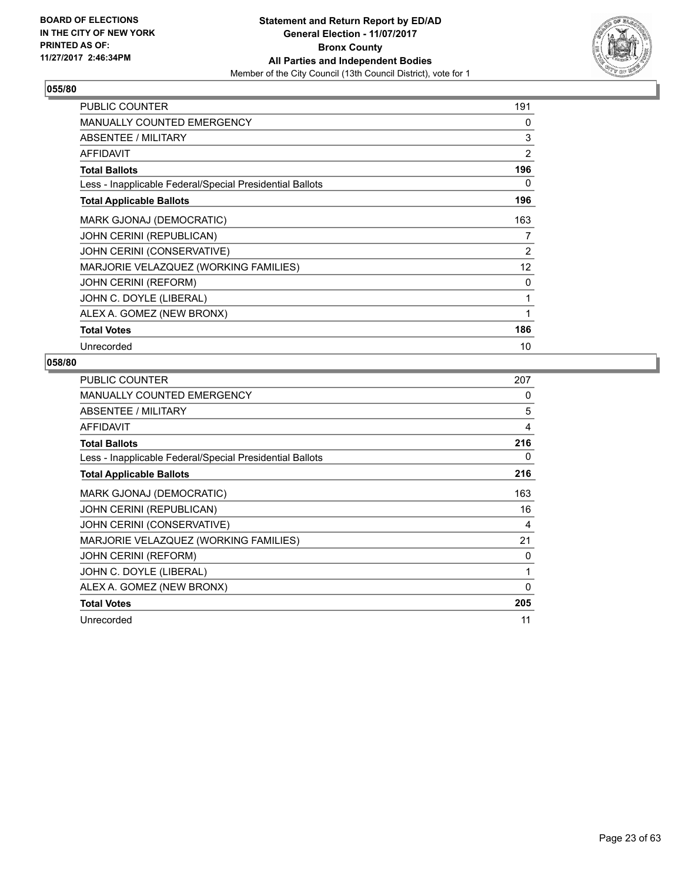**BOARD OF ELECTIONS IN THE CITY OF NEW YORK PRINTED AS OF: 11/27/2017 2:46:34PM**

**Statement and Return Report by ED/AD General Election - 11/07/2017 Bronx County All Parties and Independent Bodies**

Member of the City Council (13th Council District), vote for 1

## 055/80

| | |
|---|---|
| PUBLIC COUNTER | 191 |
| MANUALLY COUNTED EMERGENCY | 0 |
| ABSENTEE / MILITARY | 3 |
| AFFIDAVIT | 2 |
| **Total Ballots** | **196** |
| Less - Inapplicable Federal/Special Presidential Ballots | 0 |
| **Total Applicable Ballots** | **196** |
| MARK GJONAJ (DEMOCRATIC) | 163 |
| JOHN CERINI (REPUBLICAN) | 7 |
| JOHN CERINI (CONSERVATIVE) | 2 |
| MARJORIE VELAZQUEZ (WORKING FAMILIES) | 12 |
| JOHN CERINI (REFORM) | 0 |
| JOHN C. DOYLE (LIBERAL) | 1 |
| ALEX A. GOMEZ (NEW BRONX) | 1 |
| **Total Votes** | **186** |
| Unrecorded | 10 |

## 058/80

| | |
|---|---|
| PUBLIC COUNTER | 207 |
| MANUALLY COUNTED EMERGENCY | 0 |
| ABSENTEE / MILITARY | 5 |
| AFFIDAVIT | 4 |
| **Total Ballots** | **216** |
| Less - Inapplicable Federal/Special Presidential Ballots | 0 |
| **Total Applicable Ballots** | **216** |
| MARK GJONAJ (DEMOCRATIC) | 163 |
| JOHN CERINI (REPUBLICAN) | 16 |
| JOHN CERINI (CONSERVATIVE) | 4 |
| MARJORIE VELAZQUEZ (WORKING FAMILIES) | 21 |
| JOHN CERINI (REFORM) | 0 |
| JOHN C. DOYLE (LIBERAL) | 1 |
| ALEX A. GOMEZ (NEW BRONX) | 0 |
| **Total Votes** | **205** |
| Unrecorded | 11 |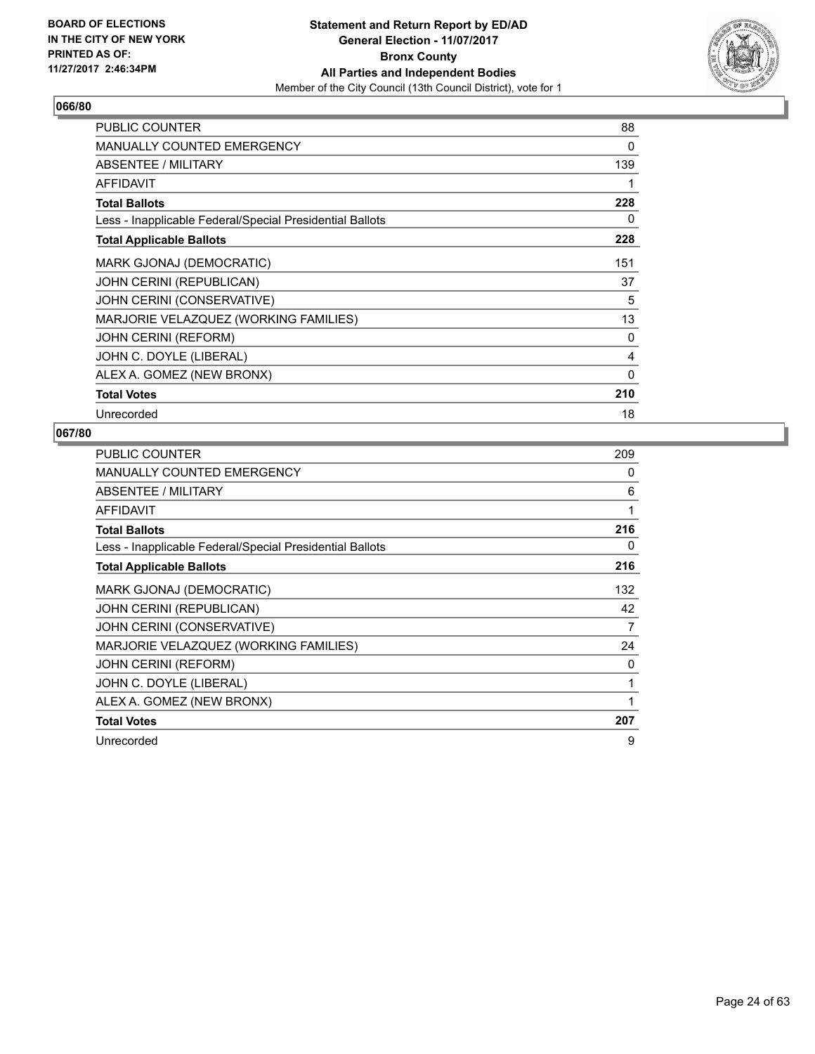BOARD OF ELECTIONS
IN THE CITY OF NEW YORK
PRINTED AS OF:
11/27/2017 2:46:34PM

**Statement and Return Report by ED/AD**
**General Election - 11/07/2017**
**Bronx County**
**All Parties and Independent Bodies**
Member of the City Council (13th Council District), vote for 1

### 066/80

| | |
|---|---|
| PUBLIC COUNTER | 88 |
| MANUALLY COUNTED EMERGENCY | 0 |
| ABSENTEE / MILITARY | 139 |
| AFFIDAVIT | 1 |
| **Total Ballots** | **228** |
| Less - Inapplicable Federal/Special Presidential Ballots | 0 |
| **Total Applicable Ballots** | **228** |
| MARK GJONAJ (DEMOCRATIC) | 151 |
| JOHN CERINI (REPUBLICAN) | 37 |
| JOHN CERINI (CONSERVATIVE) | 5 |
| MARJORIE VELAZQUEZ (WORKING FAMILIES) | 13 |
| JOHN CERINI (REFORM) | 0 |
| JOHN C. DOYLE (LIBERAL) | 4 |
| ALEX A. GOMEZ (NEW BRONX) | 0 |
| **Total Votes** | **210** |
| Unrecorded | 18 |

### 067/80

| | |
|---|---|
| PUBLIC COUNTER | 209 |
| MANUALLY COUNTED EMERGENCY | 0 |
| ABSENTEE / MILITARY | 6 |
| AFFIDAVIT | 1 |
| **Total Ballots** | **216** |
| Less - Inapplicable Federal/Special Presidential Ballots | 0 |
| **Total Applicable Ballots** | **216** |
| MARK GJONAJ (DEMOCRATIC) | 132 |
| JOHN CERINI (REPUBLICAN) | 42 |
| JOHN CERINI (CONSERVATIVE) | 7 |
| MARJORIE VELAZQUEZ (WORKING FAMILIES) | 24 |
| JOHN CERINI (REFORM) | 0 |
| JOHN C. DOYLE (LIBERAL) | 1 |
| ALEX A. GOMEZ (NEW BRONX) | 1 |
| **Total Votes** | **207** |
| Unrecorded | 9 |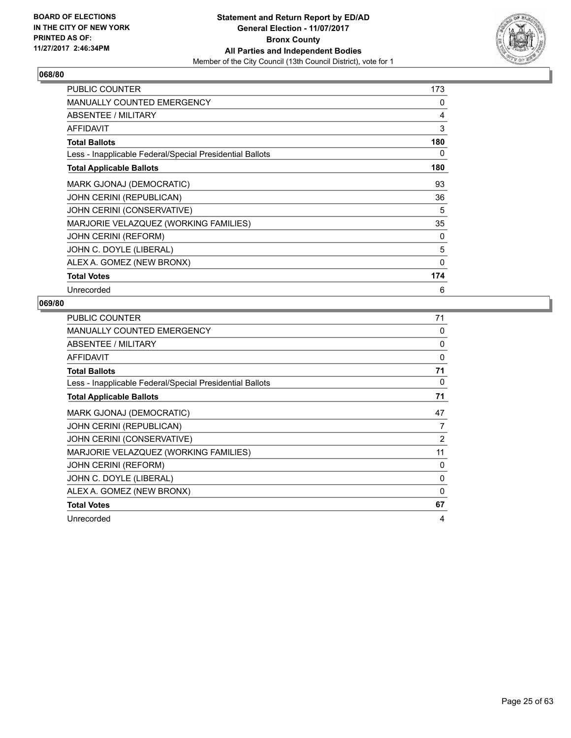**BOARD OF ELECTIONS IN THE CITY OF NEW YORK PRINTED AS OF: 11/27/2017 2:46:34PM**

**Statement and Return Report by ED/AD**
**General Election - 11/07/2017**
**Bronx County**
**All Parties and Independent Bodies**
Member of the City Council (13th Council District), vote for 1

**068/80**

| | |
|---|---|
| PUBLIC COUNTER | 173 |
| MANUALLY COUNTED EMERGENCY | 0 |
| ABSENTEE / MILITARY | 4 |
| AFFIDAVIT | 3 |
| **Total Ballots** | **180** |
| Less - Inapplicable Federal/Special Presidential Ballots | 0 |
| **Total Applicable Ballots** | **180** |
| MARK GJONAJ (DEMOCRATIC) | 93 |
| JOHN CERINI (REPUBLICAN) | 36 |
| JOHN CERINI (CONSERVATIVE) | 5 |
| MARJORIE VELAZQUEZ (WORKING FAMILIES) | 35 |
| JOHN CERINI (REFORM) | 0 |
| JOHN C. DOYLE (LIBERAL) | 5 |
| ALEX A. GOMEZ (NEW BRONX) | 0 |
| **Total Votes** | **174** |
| Unrecorded | 6 |

**069/80**

| | |
|---|---|
| PUBLIC COUNTER | 71 |
| MANUALLY COUNTED EMERGENCY | 0 |
| ABSENTEE / MILITARY | 0 |
| AFFIDAVIT | 0 |
| **Total Ballots** | **71** |
| Less - Inapplicable Federal/Special Presidential Ballots | 0 |
| **Total Applicable Ballots** | **71** |
| MARK GJONAJ (DEMOCRATIC) | 47 |
| JOHN CERINI (REPUBLICAN) | 7 |
| JOHN CERINI (CONSERVATIVE) | 2 |
| MARJORIE VELAZQUEZ (WORKING FAMILIES) | 11 |
| JOHN CERINI (REFORM) | 0 |
| JOHN C. DOYLE (LIBERAL) | 0 |
| ALEX A. GOMEZ (NEW BRONX) | 0 |
| **Total Votes** | **67** |
| Unrecorded | 4 |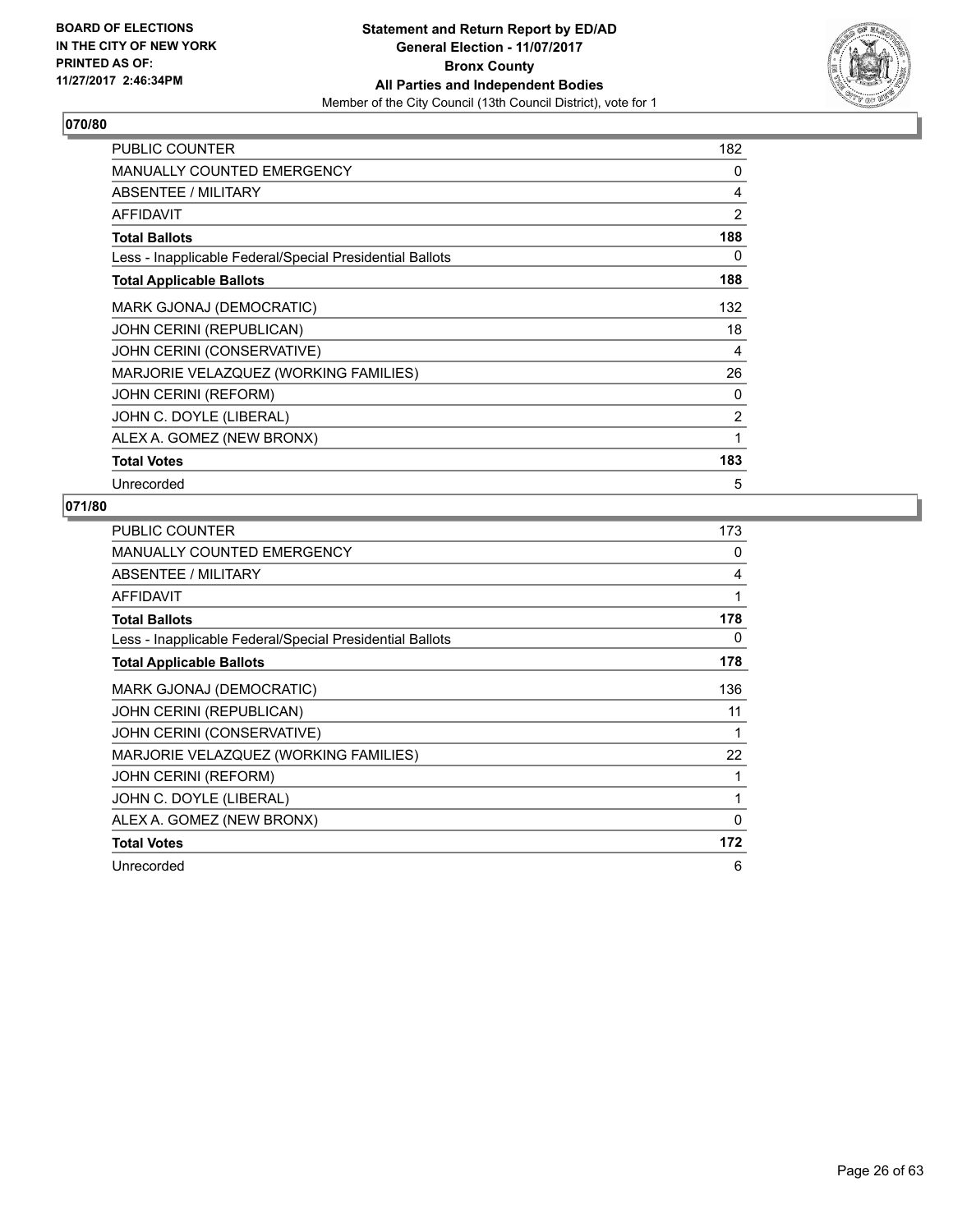BOARD OF ELECTIONS
IN THE CITY OF NEW YORK
PRINTED AS OF:
11/27/2017 2:46:34PM

**Statement and Return Report by ED/AD**
**General Election - 11/07/2017**
**Bronx County**
**All Parties and Independent Bodies**
Member of the City Council (13th Council District), vote for 1

## 070/80

| | |
|---|---|
| PUBLIC COUNTER | 182 |
| MANUALLY COUNTED EMERGENCY | 0 |
| ABSENTEE / MILITARY | 4 |
| AFFIDAVIT | 2 |
| **Total Ballots** | **188** |
| Less - Inapplicable Federal/Special Presidential Ballots | 0 |
| **Total Applicable Ballots** | **188** |
| MARK GJONAJ (DEMOCRATIC) | 132 |
| JOHN CERINI (REPUBLICAN) | 18 |
| JOHN CERINI (CONSERVATIVE) | 4 |
| MARJORIE VELAZQUEZ (WORKING FAMILIES) | 26 |
| JOHN CERINI (REFORM) | 0 |
| JOHN C. DOYLE (LIBERAL) | 2 |
| ALEX A. GOMEZ (NEW BRONX) | 1 |
| **Total Votes** | **183** |
| Unrecorded | 5 |

## 071/80

| | |
|---|---|
| PUBLIC COUNTER | 173 |
| MANUALLY COUNTED EMERGENCY | 0 |
| ABSENTEE / MILITARY | 4 |
| AFFIDAVIT | 1 |
| **Total Ballots** | **178** |
| Less - Inapplicable Federal/Special Presidential Ballots | 0 |
| **Total Applicable Ballots** | **178** |
| MARK GJONAJ (DEMOCRATIC) | 136 |
| JOHN CERINI (REPUBLICAN) | 11 |
| JOHN CERINI (CONSERVATIVE) | 1 |
| MARJORIE VELAZQUEZ (WORKING FAMILIES) | 22 |
| JOHN CERINI (REFORM) | 1 |
| JOHN C. DOYLE (LIBERAL) | 1 |
| ALEX A. GOMEZ (NEW BRONX) | 0 |
| **Total Votes** | **172** |
| Unrecorded | 6 |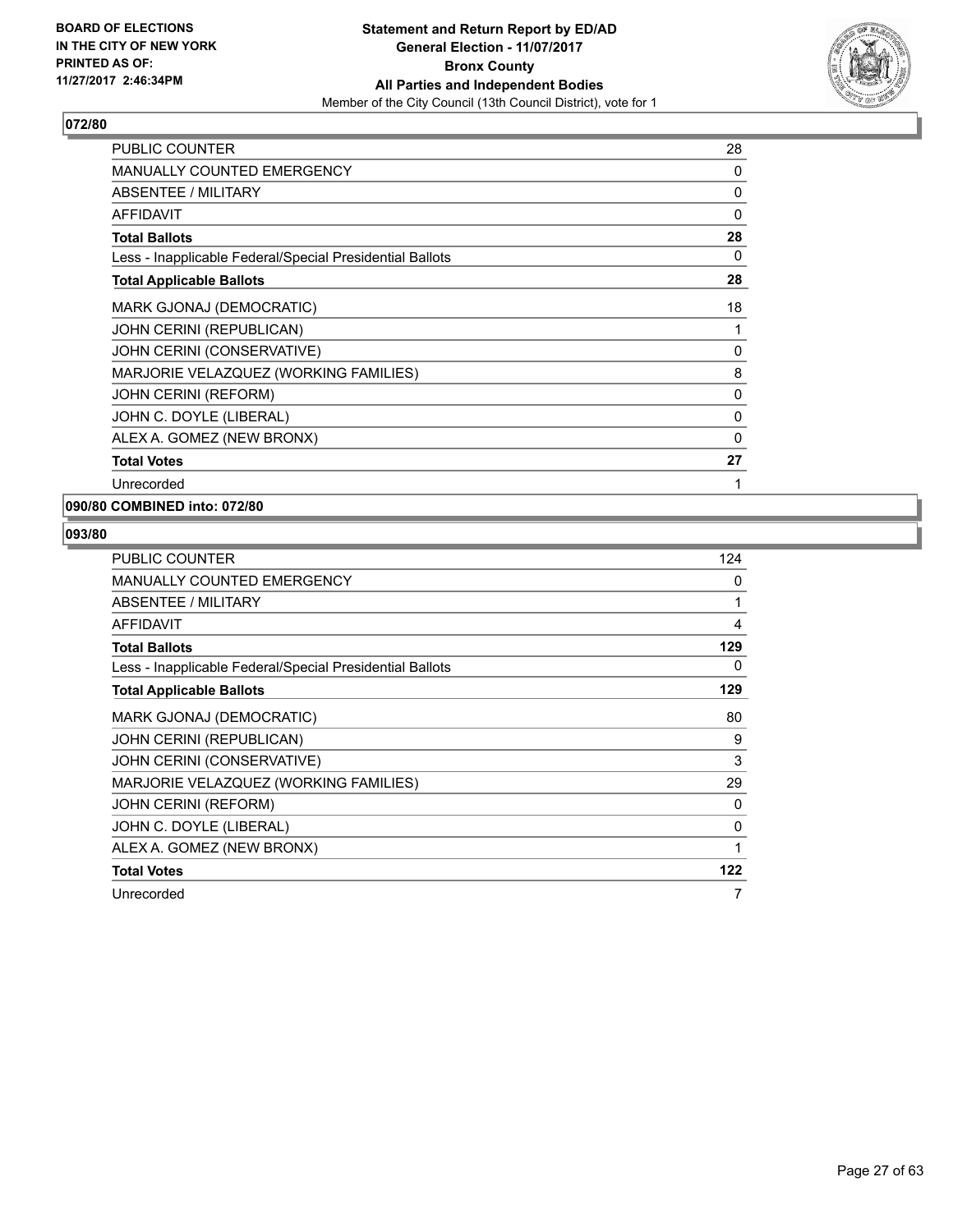**BOARD OF ELECTIONS IN THE CITY OF NEW YORK PRINTED AS OF: 11/27/2017 2:46:34PM**

**Statement and Return Report by ED/AD**
**General Election - 11/07/2017**
**Bronx County**
**All Parties and Independent Bodies**
Member of the City Council (13th Council District), vote for 1

## 072/80

| | |
|---|---|
| PUBLIC COUNTER | 28 |
| MANUALLY COUNTED EMERGENCY | 0 |
| ABSENTEE / MILITARY | 0 |
| AFFIDAVIT | 0 |
| **Total Ballots** | **28** |
| Less - Inapplicable Federal/Special Presidential Ballots | 0 |
| **Total Applicable Ballots** | **28** |
| MARK GJONAJ (DEMOCRATIC) | 18 |
| JOHN CERINI (REPUBLICAN) | 1 |
| JOHN CERINI (CONSERVATIVE) | 0 |
| MARJORIE VELAZQUEZ (WORKING FAMILIES) | 8 |
| JOHN CERINI (REFORM) | 0 |
| JOHN C. DOYLE (LIBERAL) | 0 |
| ALEX A. GOMEZ (NEW BRONX) | 0 |
| **Total Votes** | **27** |
| Unrecorded | 1 |

## 090/80 COMBINED into: 072/80

## 093/80

| | |
|---|---|
| PUBLIC COUNTER | 124 |
| MANUALLY COUNTED EMERGENCY | 0 |
| ABSENTEE / MILITARY | 1 |
| AFFIDAVIT | 4 |
| **Total Ballots** | **129** |
| Less - Inapplicable Federal/Special Presidential Ballots | 0 |
| **Total Applicable Ballots** | **129** |
| MARK GJONAJ (DEMOCRATIC) | 80 |
| JOHN CERINI (REPUBLICAN) | 9 |
| JOHN CERINI (CONSERVATIVE) | 3 |
| MARJORIE VELAZQUEZ (WORKING FAMILIES) | 29 |
| JOHN CERINI (REFORM) | 0 |
| JOHN C. DOYLE (LIBERAL) | 0 |
| ALEX A. GOMEZ (NEW BRONX) | 1 |
| **Total Votes** | **122** |
| Unrecorded | 7 |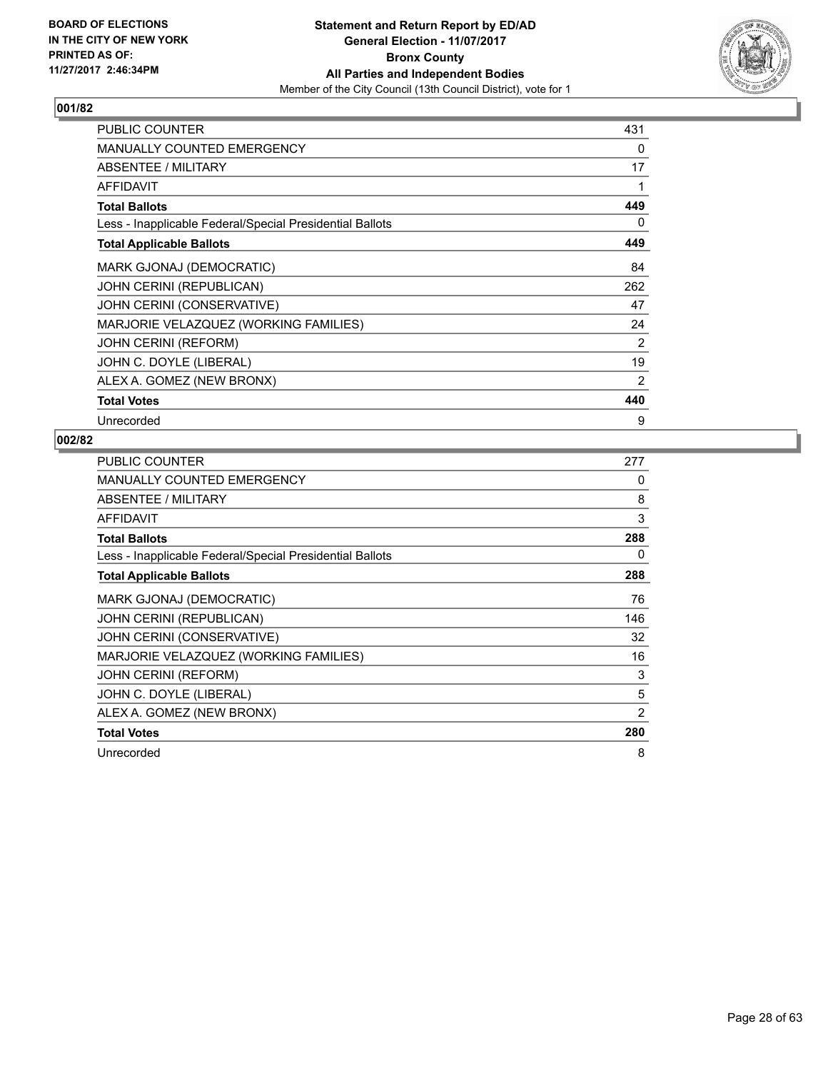BOARD OF ELECTIONS
IN THE CITY OF NEW YORK
PRINTED AS OF:
11/27/2017 2:46:34PM

**Statement and Return Report by ED/AD**
**General Election - 11/07/2017**
**Bronx County**
**All Parties and Independent Bodies**
Member of the City Council (13th Council District), vote for 1

### 001/82

| | |
|---|---|
| PUBLIC COUNTER | 431 |
| MANUALLY COUNTED EMERGENCY | 0 |
| ABSENTEE / MILITARY | 17 |
| AFFIDAVIT | 1 |
| **Total Ballots** | **449** |
| Less - Inapplicable Federal/Special Presidential Ballots | 0 |
| **Total Applicable Ballots** | **449** |
| MARK GJONAJ (DEMOCRATIC) | 84 |
| JOHN CERINI (REPUBLICAN) | 262 |
| JOHN CERINI (CONSERVATIVE) | 47 |
| MARJORIE VELAZQUEZ (WORKING FAMILIES) | 24 |
| JOHN CERINI (REFORM) | 2 |
| JOHN C. DOYLE (LIBERAL) | 19 |
| ALEX A. GOMEZ (NEW BRONX) | 2 |
| **Total Votes** | **440** |
| Unrecorded | 9 |

### 002/82

| | |
|---|---|
| PUBLIC COUNTER | 277 |
| MANUALLY COUNTED EMERGENCY | 0 |
| ABSENTEE / MILITARY | 8 |
| AFFIDAVIT | 3 |
| **Total Ballots** | **288** |
| Less - Inapplicable Federal/Special Presidential Ballots | 0 |
| **Total Applicable Ballots** | **288** |
| MARK GJONAJ (DEMOCRATIC) | 76 |
| JOHN CERINI (REPUBLICAN) | 146 |
| JOHN CERINI (CONSERVATIVE) | 32 |
| MARJORIE VELAZQUEZ (WORKING FAMILIES) | 16 |
| JOHN CERINI (REFORM) | 3 |
| JOHN C. DOYLE (LIBERAL) | 5 |
| ALEX A. GOMEZ (NEW BRONX) | 2 |
| **Total Votes** | **280** |
| Unrecorded | 8 |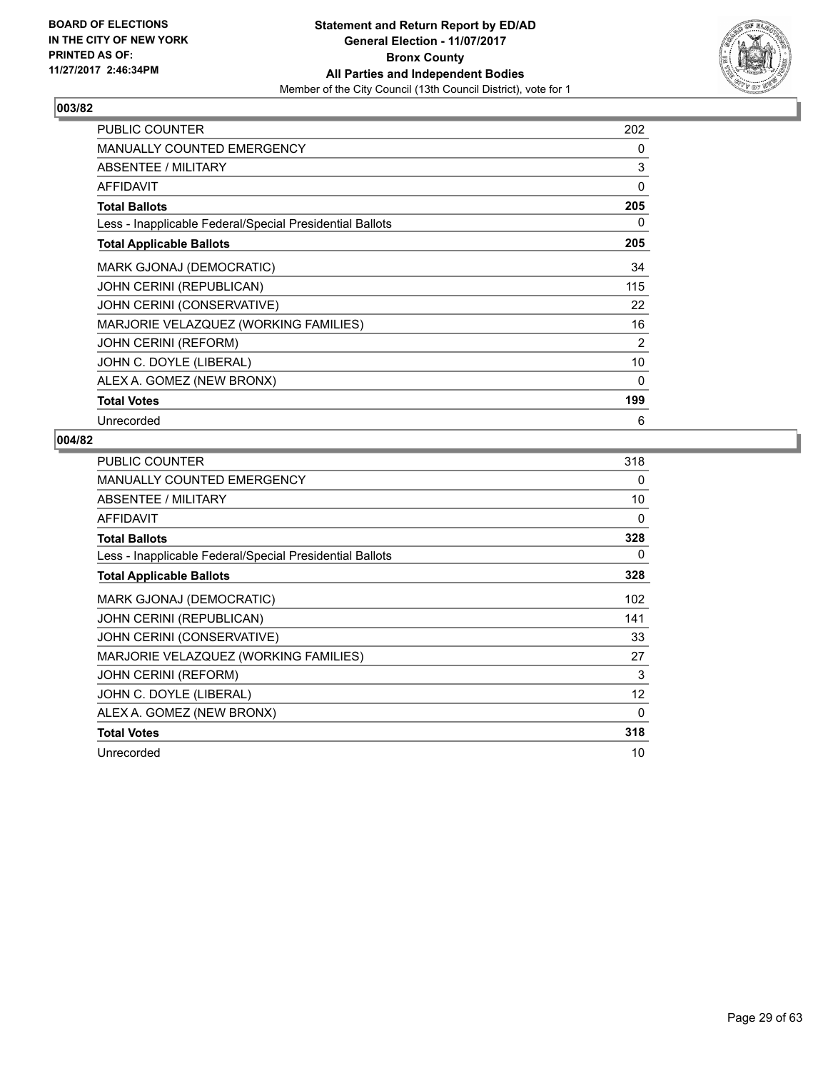BOARD OF ELECTIONS
IN THE CITY OF NEW YORK
PRINTED AS OF:
11/27/2017 2:46:34PM

**Statement and Return Report by ED/AD**
**General Election - 11/07/2017**
**Bronx County**
**All Parties and Independent Bodies**
Member of the City Council (13th Council District), vote for 1

### 003/82

| | |
|---|---|
| PUBLIC COUNTER | 202 |
| MANUALLY COUNTED EMERGENCY | 0 |
| ABSENTEE / MILITARY | 3 |
| AFFIDAVIT | 0 |
| **Total Ballots** | **205** |
| Less - Inapplicable Federal/Special Presidential Ballots | 0 |
| **Total Applicable Ballots** | **205** |
| MARK GJONAJ (DEMOCRATIC) | 34 |
| JOHN CERINI (REPUBLICAN) | 115 |
| JOHN CERINI (CONSERVATIVE) | 22 |
| MARJORIE VELAZQUEZ (WORKING FAMILIES) | 16 |
| JOHN CERINI (REFORM) | 2 |
| JOHN C. DOYLE (LIBERAL) | 10 |
| ALEX A. GOMEZ (NEW BRONX) | 0 |
| **Total Votes** | **199** |
| Unrecorded | 6 |

### 004/82

| | |
|---|---|
| PUBLIC COUNTER | 318 |
| MANUALLY COUNTED EMERGENCY | 0 |
| ABSENTEE / MILITARY | 10 |
| AFFIDAVIT | 0 |
| **Total Ballots** | **328** |
| Less - Inapplicable Federal/Special Presidential Ballots | 0 |
| **Total Applicable Ballots** | **328** |
| MARK GJONAJ (DEMOCRATIC) | 102 |
| JOHN CERINI (REPUBLICAN) | 141 |
| JOHN CERINI (CONSERVATIVE) | 33 |
| MARJORIE VELAZQUEZ (WORKING FAMILIES) | 27 |
| JOHN CERINI (REFORM) | 3 |
| JOHN C. DOYLE (LIBERAL) | 12 |
| ALEX A. GOMEZ (NEW BRONX) | 0 |
| **Total Votes** | **318** |
| Unrecorded | 10 |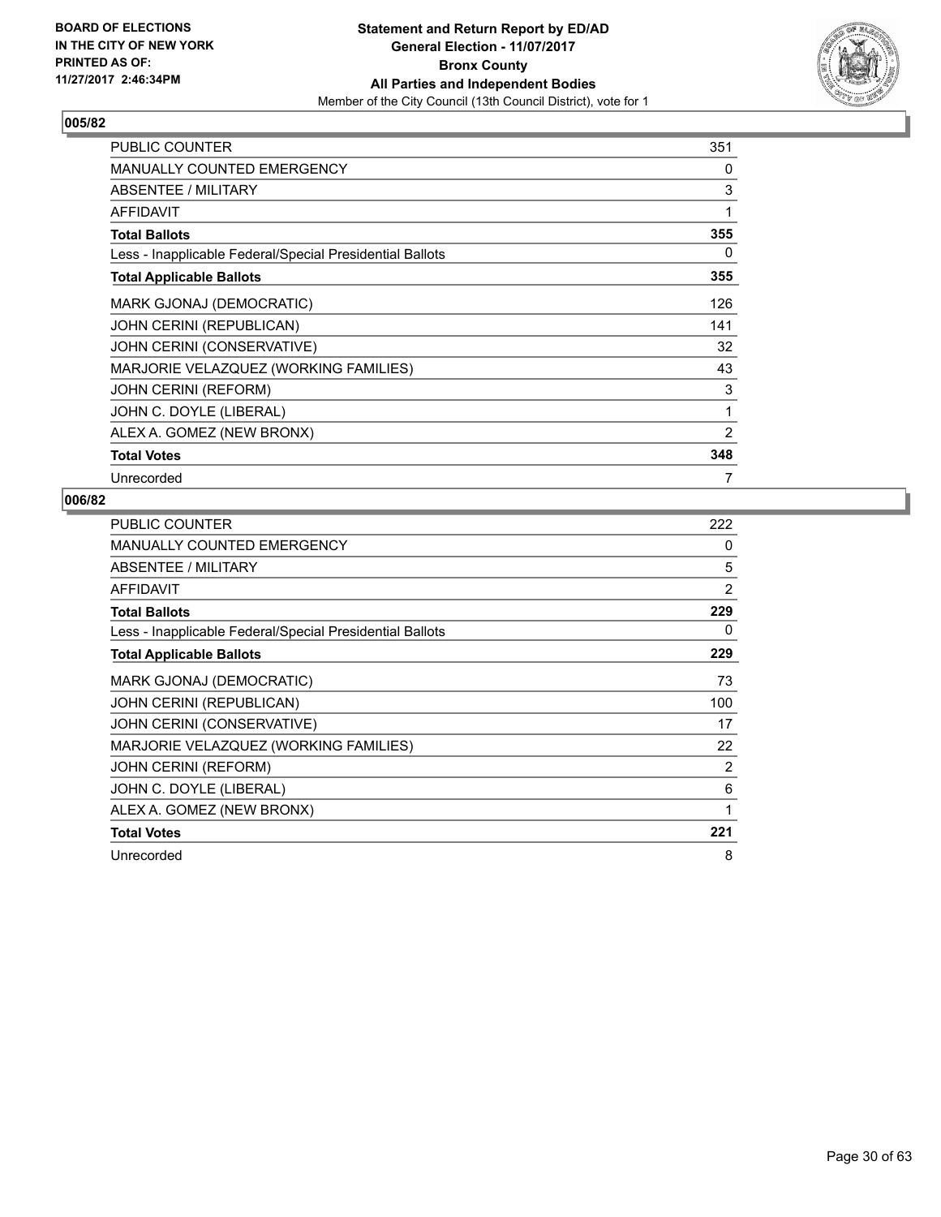**Statement and Return Report by ED/AD**
**General Election - 11/07/2017**
**Bronx County**
**All Parties and Independent Bodies**
Member of the City Council (13th Council District), vote for 1

BOARD OF ELECTIONS IN THE CITY OF NEW YORK PRINTED AS OF: 11/27/2017 2:46:34PM

## 005/82

| | |
|---|---|
| PUBLIC COUNTER | 351 |
| MANUALLY COUNTED EMERGENCY | 0 |
| ABSENTEE / MILITARY | 3 |
| AFFIDAVIT | 1 |
| **Total Ballots** | **355** |
| Less - Inapplicable Federal/Special Presidential Ballots | 0 |
| **Total Applicable Ballots** | **355** |
| MARK GJONAJ (DEMOCRATIC) | 126 |
| JOHN CERINI (REPUBLICAN) | 141 |
| JOHN CERINI (CONSERVATIVE) | 32 |
| MARJORIE VELAZQUEZ (WORKING FAMILIES) | 43 |
| JOHN CERINI (REFORM) | 3 |
| JOHN C. DOYLE (LIBERAL) | 1 |
| ALEX A. GOMEZ (NEW BRONX) | 2 |
| **Total Votes** | **348** |
| Unrecorded | 7 |

## 006/82

| | |
|---|---|
| PUBLIC COUNTER | 222 |
| MANUALLY COUNTED EMERGENCY | 0 |
| ABSENTEE / MILITARY | 5 |
| AFFIDAVIT | 2 |
| **Total Ballots** | **229** |
| Less - Inapplicable Federal/Special Presidential Ballots | 0 |
| **Total Applicable Ballots** | **229** |
| MARK GJONAJ (DEMOCRATIC) | 73 |
| JOHN CERINI (REPUBLICAN) | 100 |
| JOHN CERINI (CONSERVATIVE) | 17 |
| MARJORIE VELAZQUEZ (WORKING FAMILIES) | 22 |
| JOHN CERINI (REFORM) | 2 |
| JOHN C. DOYLE (LIBERAL) | 6 |
| ALEX A. GOMEZ (NEW BRONX) | 1 |
| **Total Votes** | **221** |
| Unrecorded | 8 |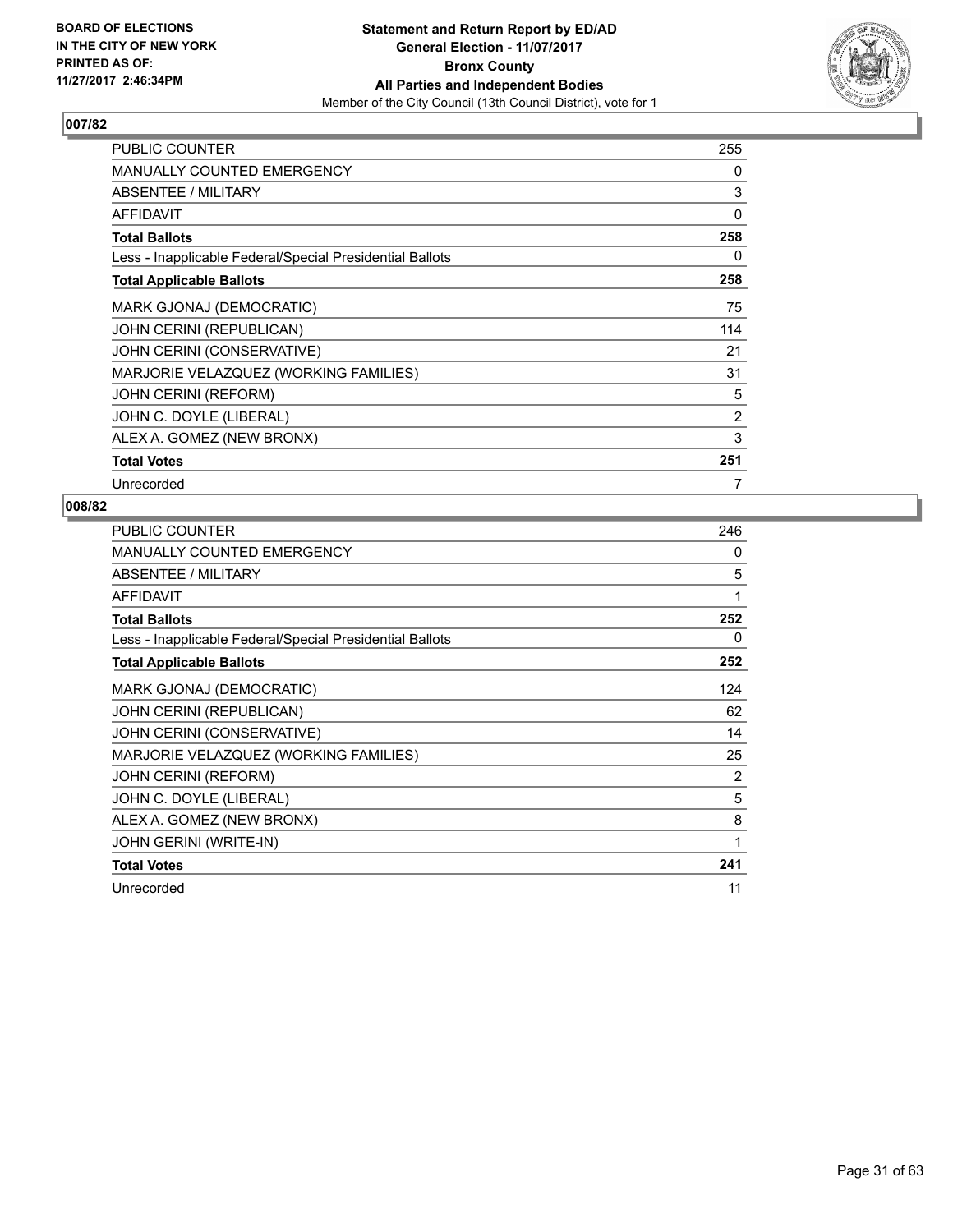BOARD OF ELECTIONS
IN THE CITY OF NEW YORK
PRINTED AS OF:
11/27/2017 2:46:34PM

**Statement and Return Report by ED/AD**
**General Election - 11/07/2017**
**Bronx County**
**All Parties and Independent Bodies**
Member of the City Council (13th Council District), vote for 1

### 007/82

| | |
|---|---|
| PUBLIC COUNTER | 255 |
| MANUALLY COUNTED EMERGENCY | 0 |
| ABSENTEE / MILITARY | 3 |
| AFFIDAVIT | 0 |
| **Total Ballots** | **258** |
| Less - Inapplicable Federal/Special Presidential Ballots | 0 |
| **Total Applicable Ballots** | **258** |
| MARK GJONAJ (DEMOCRATIC) | 75 |
| JOHN CERINI (REPUBLICAN) | 114 |
| JOHN CERINI (CONSERVATIVE) | 21 |
| MARJORIE VELAZQUEZ (WORKING FAMILIES) | 31 |
| JOHN CERINI (REFORM) | 5 |
| JOHN C. DOYLE (LIBERAL) | 2 |
| ALEX A. GOMEZ (NEW BRONX) | 3 |
| **Total Votes** | **251** |
| Unrecorded | 7 |

### 008/82

| | |
|---|---|
| PUBLIC COUNTER | 246 |
| MANUALLY COUNTED EMERGENCY | 0 |
| ABSENTEE / MILITARY | 5 |
| AFFIDAVIT | 1 |
| **Total Ballots** | **252** |
| Less - Inapplicable Federal/Special Presidential Ballots | 0 |
| **Total Applicable Ballots** | **252** |
| MARK GJONAJ (DEMOCRATIC) | 124 |
| JOHN CERINI (REPUBLICAN) | 62 |
| JOHN CERINI (CONSERVATIVE) | 14 |
| MARJORIE VELAZQUEZ (WORKING FAMILIES) | 25 |
| JOHN CERINI (REFORM) | 2 |
| JOHN C. DOYLE (LIBERAL) | 5 |
| ALEX A. GOMEZ (NEW BRONX) | 8 |
| JOHN GERINI (WRITE-IN) | 1 |
| **Total Votes** | **241** |
| Unrecorded | 11 |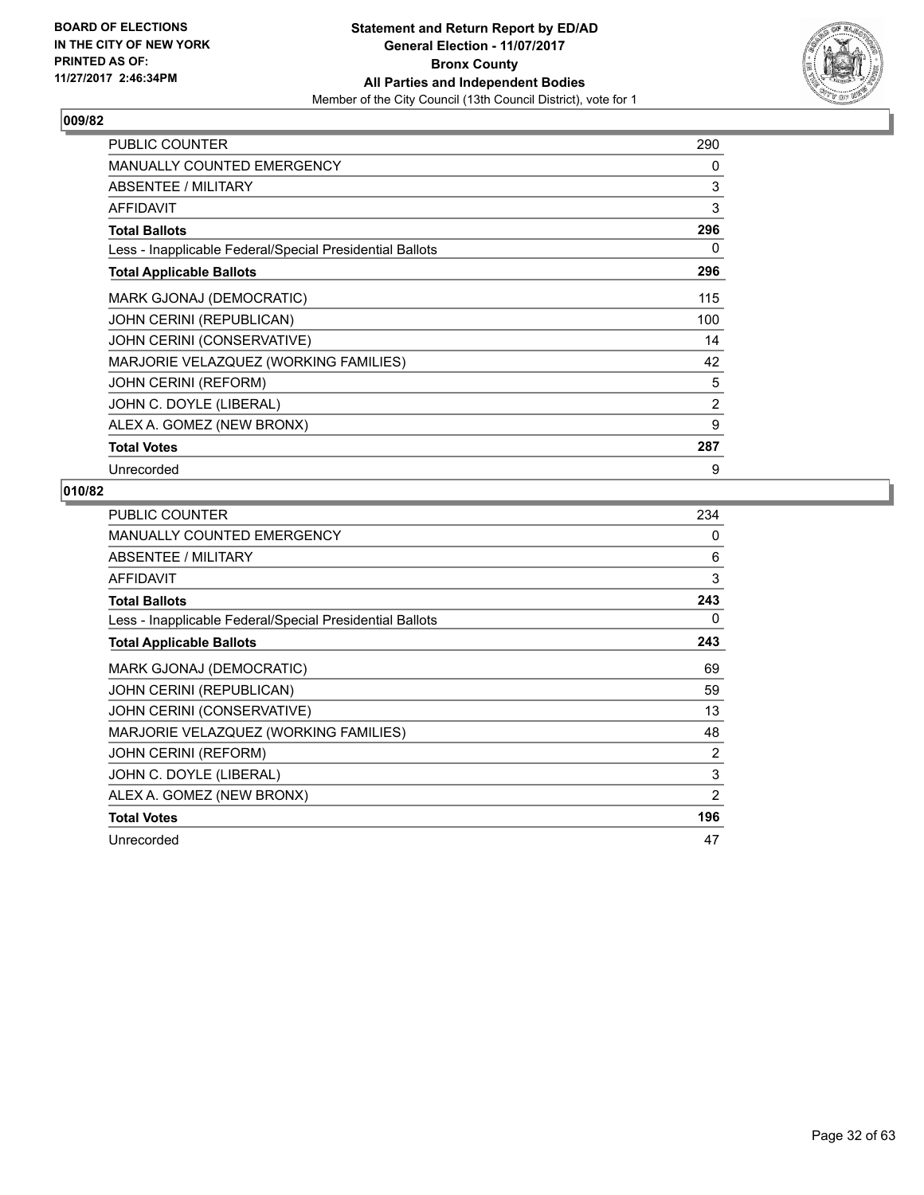**BOARD OF ELECTIONS IN THE CITY OF NEW YORK PRINTED AS OF: 11/27/2017 2:46:34PM**

**Statement and Return Report by ED/AD General Election - 11/07/2017 Bronx County All Parties and Independent Bodies**

Member of the City Council (13th Council District), vote for 1

## 009/82

| | |
|---|---|
| PUBLIC COUNTER | 290 |
| MANUALLY COUNTED EMERGENCY | 0 |
| ABSENTEE / MILITARY | 3 |
| AFFIDAVIT | 3 |
| **Total Ballots** | **296** |
| Less - Inapplicable Federal/Special Presidential Ballots | 0 |
| **Total Applicable Ballots** | **296** |
| MARK GJONAJ (DEMOCRATIC) | 115 |
| JOHN CERINI (REPUBLICAN) | 100 |
| JOHN CERINI (CONSERVATIVE) | 14 |
| MARJORIE VELAZQUEZ (WORKING FAMILIES) | 42 |
| JOHN CERINI (REFORM) | 5 |
| JOHN C. DOYLE (LIBERAL) | 2 |
| ALEX A. GOMEZ (NEW BRONX) | 9 |
| **Total Votes** | **287** |
| Unrecorded | 9 |

## 010/82

| | |
|---|---|
| PUBLIC COUNTER | 234 |
| MANUALLY COUNTED EMERGENCY | 0 |
| ABSENTEE / MILITARY | 6 |
| AFFIDAVIT | 3 |
| **Total Ballots** | **243** |
| Less - Inapplicable Federal/Special Presidential Ballots | 0 |
| **Total Applicable Ballots** | **243** |
| MARK GJONAJ (DEMOCRATIC) | 69 |
| JOHN CERINI (REPUBLICAN) | 59 |
| JOHN CERINI (CONSERVATIVE) | 13 |
| MARJORIE VELAZQUEZ (WORKING FAMILIES) | 48 |
| JOHN CERINI (REFORM) | 2 |
| JOHN C. DOYLE (LIBERAL) | 3 |
| ALEX A. GOMEZ (NEW BRONX) | 2 |
| **Total Votes** | **196** |
| Unrecorded | 47 |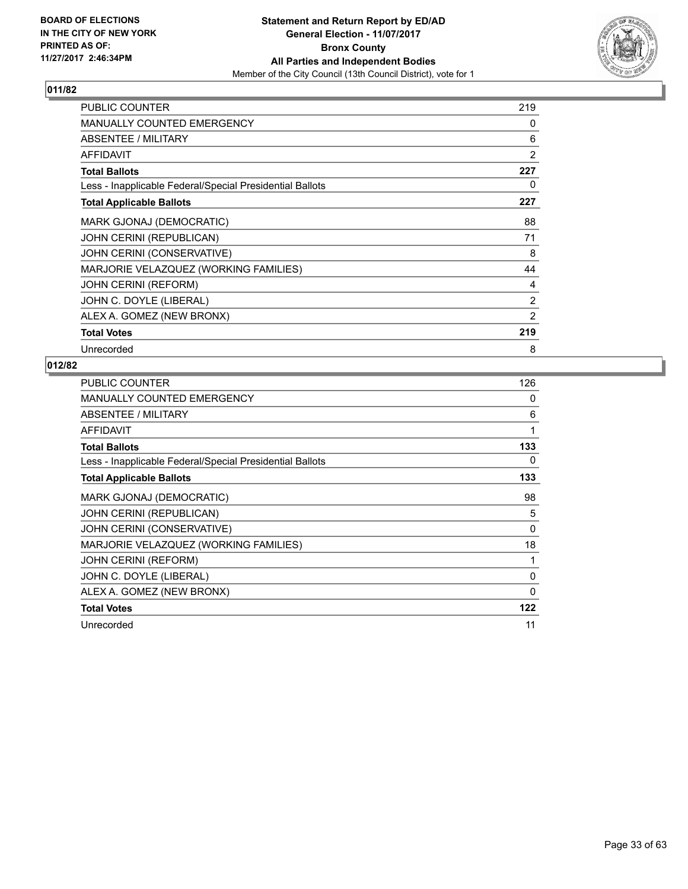BOARD OF ELECTIONS
IN THE CITY OF NEW YORK
PRINTED AS OF:
11/27/2017 2:46:34PM

**Statement and Return Report by ED/AD**
**General Election - 11/07/2017**
**Bronx County**
**All Parties and Independent Bodies**
Member of the City Council (13th Council District), vote for 1

## 011/82

| | |
|---|---|
| PUBLIC COUNTER | 219 |
| MANUALLY COUNTED EMERGENCY | 0 |
| ABSENTEE / MILITARY | 6 |
| AFFIDAVIT | 2 |
| **Total Ballots** | **227** |
| Less - Inapplicable Federal/Special Presidential Ballots | 0 |
| **Total Applicable Ballots** | **227** |
| MARK GJONAJ (DEMOCRATIC) | 88 |
| JOHN CERINI (REPUBLICAN) | 71 |
| JOHN CERINI (CONSERVATIVE) | 8 |
| MARJORIE VELAZQUEZ (WORKING FAMILIES) | 44 |
| JOHN CERINI (REFORM) | 4 |
| JOHN C. DOYLE (LIBERAL) | 2 |
| ALEX A. GOMEZ (NEW BRONX) | 2 |
| **Total Votes** | **219** |
| Unrecorded | 8 |

## 012/82

| | |
|---|---|
| PUBLIC COUNTER | 126 |
| MANUALLY COUNTED EMERGENCY | 0 |
| ABSENTEE / MILITARY | 6 |
| AFFIDAVIT | 1 |
| **Total Ballots** | **133** |
| Less - Inapplicable Federal/Special Presidential Ballots | 0 |
| **Total Applicable Ballots** | **133** |
| MARK GJONAJ (DEMOCRATIC) | 98 |
| JOHN CERINI (REPUBLICAN) | 5 |
| JOHN CERINI (CONSERVATIVE) | 0 |
| MARJORIE VELAZQUEZ (WORKING FAMILIES) | 18 |
| JOHN CERINI (REFORM) | 1 |
| JOHN C. DOYLE (LIBERAL) | 0 |
| ALEX A. GOMEZ (NEW BRONX) | 0 |
| **Total Votes** | **122** |
| Unrecorded | 11 |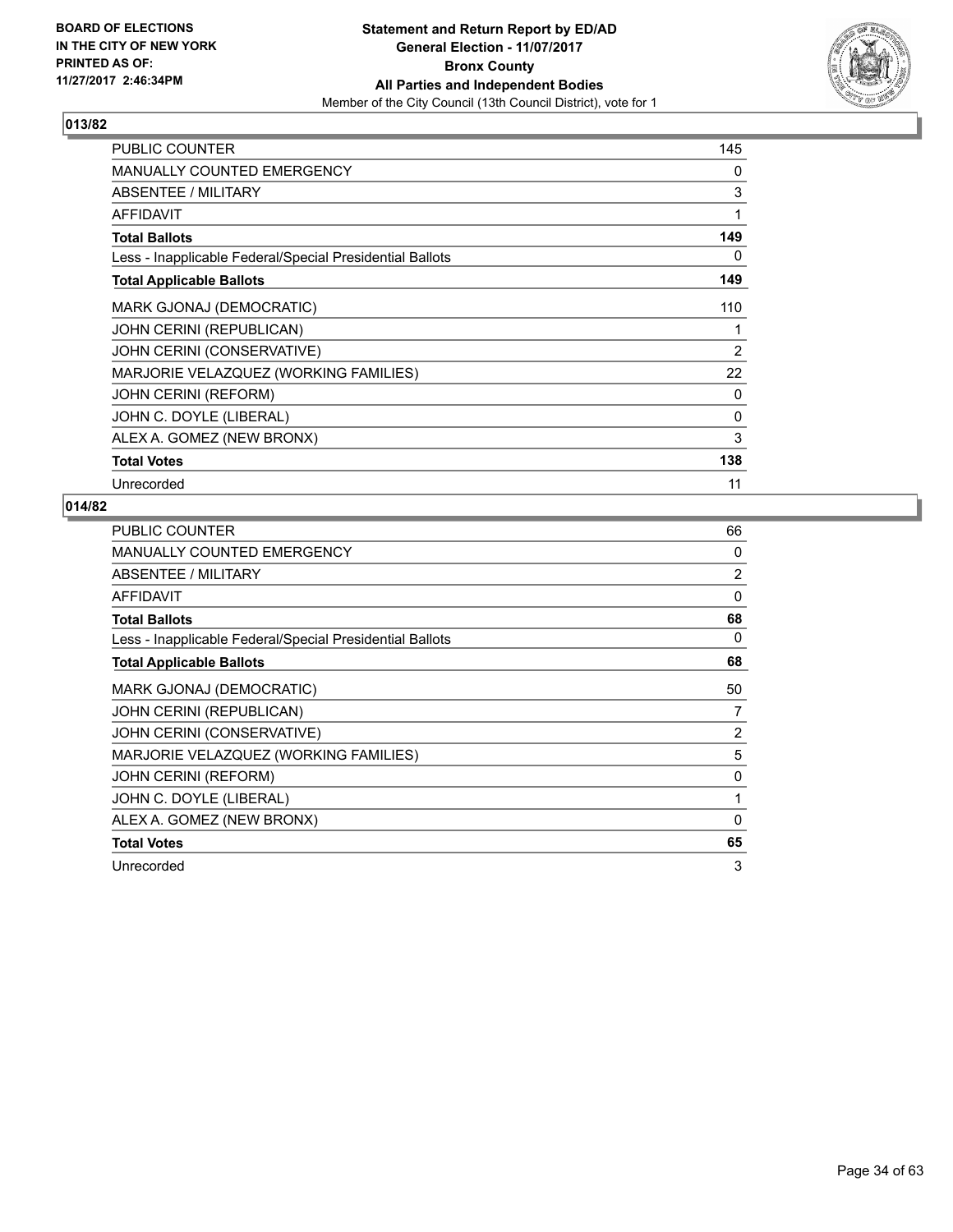BOARD OF ELECTIONS
IN THE CITY OF NEW YORK
PRINTED AS OF:
11/27/2017 2:46:34PM

**Statement and Return Report by ED/AD**
**General Election - 11/07/2017**
**Bronx County**
**All Parties and Independent Bodies**
Member of the City Council (13th Council District), vote for 1

**013/82**

| | |
|---|---|
| PUBLIC COUNTER | 145 |
| MANUALLY COUNTED EMERGENCY | 0 |
| ABSENTEE / MILITARY | 3 |
| AFFIDAVIT | 1 |
| **Total Ballots** | **149** |
| Less - Inapplicable Federal/Special Presidential Ballots | 0 |
| **Total Applicable Ballots** | **149** |
| MARK GJONAJ (DEMOCRATIC) | 110 |
| JOHN CERINI (REPUBLICAN) | 1 |
| JOHN CERINI (CONSERVATIVE) | 2 |
| MARJORIE VELAZQUEZ (WORKING FAMILIES) | 22 |
| JOHN CERINI (REFORM) | 0 |
| JOHN C. DOYLE (LIBERAL) | 0 |
| ALEX A. GOMEZ (NEW BRONX) | 3 |
| **Total Votes** | **138** |
| Unrecorded | 11 |

**014/82**

| | |
|---|---|
| PUBLIC COUNTER | 66 |
| MANUALLY COUNTED EMERGENCY | 0 |
| ABSENTEE / MILITARY | 2 |
| AFFIDAVIT | 0 |
| **Total Ballots** | **68** |
| Less - Inapplicable Federal/Special Presidential Ballots | 0 |
| **Total Applicable Ballots** | **68** |
| MARK GJONAJ (DEMOCRATIC) | 50 |
| JOHN CERINI (REPUBLICAN) | 7 |
| JOHN CERINI (CONSERVATIVE) | 2 |
| MARJORIE VELAZQUEZ (WORKING FAMILIES) | 5 |
| JOHN CERINI (REFORM) | 0 |
| JOHN C. DOYLE (LIBERAL) | 1 |
| ALEX A. GOMEZ (NEW BRONX) | 0 |
| **Total Votes** | **65** |
| Unrecorded | 3 |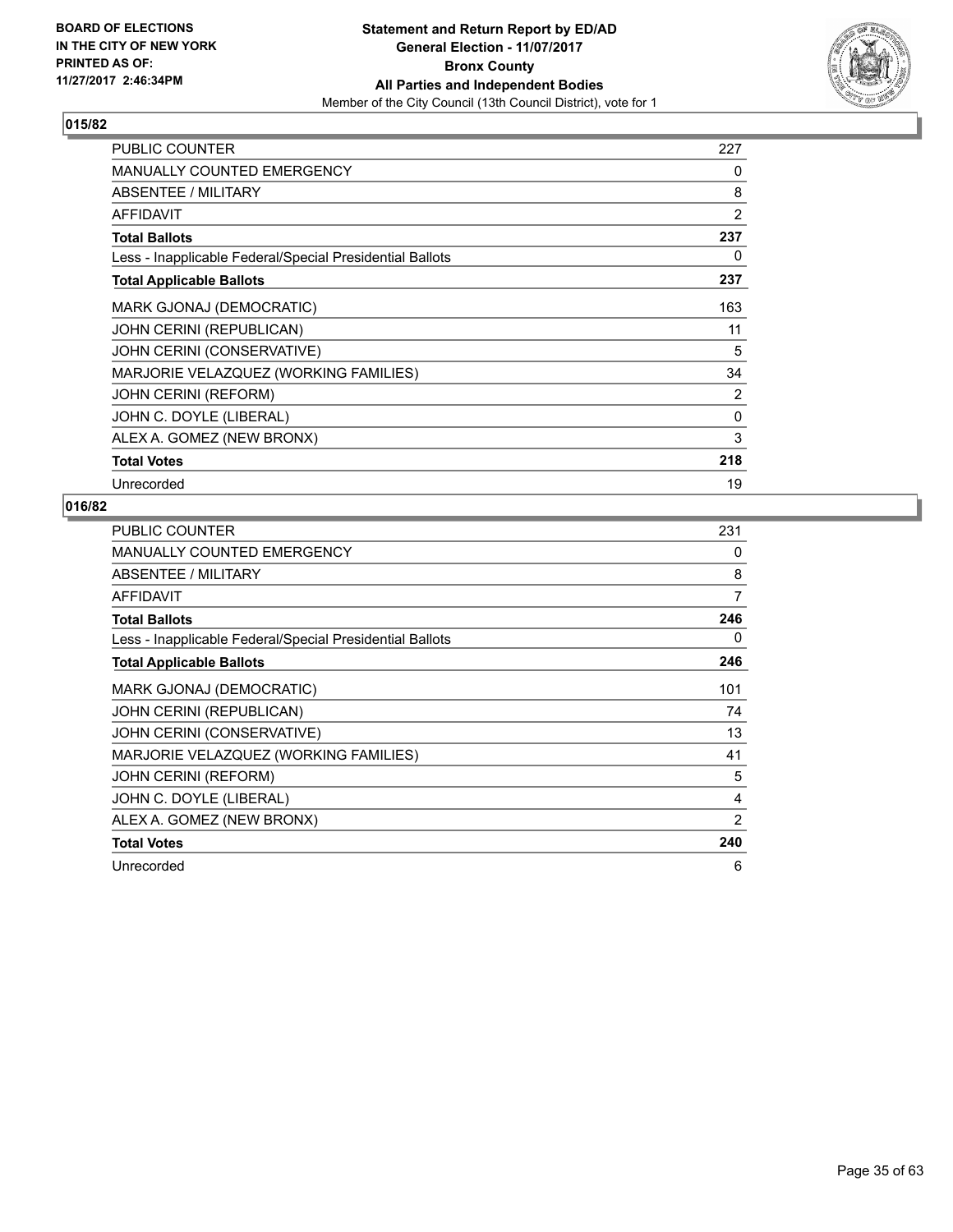BOARD OF ELECTIONS
IN THE CITY OF NEW YORK
PRINTED AS OF:
11/27/2017 2:46:34PM

**Statement and Return Report by ED/AD**
**General Election - 11/07/2017**
**Bronx County**
**All Parties and Independent Bodies**
Member of the City Council (13th Council District), vote for 1

### 015/82

| | |
|---|---|
| PUBLIC COUNTER | 227 |
| MANUALLY COUNTED EMERGENCY | 0 |
| ABSENTEE / MILITARY | 8 |
| AFFIDAVIT | 2 |
| **Total Ballots** | **237** |
| Less - Inapplicable Federal/Special Presidential Ballots | 0 |
| **Total Applicable Ballots** | **237** |
| MARK GJONAJ (DEMOCRATIC) | 163 |
| JOHN CERINI (REPUBLICAN) | 11 |
| JOHN CERINI (CONSERVATIVE) | 5 |
| MARJORIE VELAZQUEZ (WORKING FAMILIES) | 34 |
| JOHN CERINI (REFORM) | 2 |
| JOHN C. DOYLE (LIBERAL) | 0 |
| ALEX A. GOMEZ (NEW BRONX) | 3 |
| **Total Votes** | **218** |
| Unrecorded | 19 |

### 016/82

| | |
|---|---|
| PUBLIC COUNTER | 231 |
| MANUALLY COUNTED EMERGENCY | 0 |
| ABSENTEE / MILITARY | 8 |
| AFFIDAVIT | 7 |
| **Total Ballots** | **246** |
| Less - Inapplicable Federal/Special Presidential Ballots | 0 |
| **Total Applicable Ballots** | **246** |
| MARK GJONAJ (DEMOCRATIC) | 101 |
| JOHN CERINI (REPUBLICAN) | 74 |
| JOHN CERINI (CONSERVATIVE) | 13 |
| MARJORIE VELAZQUEZ (WORKING FAMILIES) | 41 |
| JOHN CERINI (REFORM) | 5 |
| JOHN C. DOYLE (LIBERAL) | 4 |
| ALEX A. GOMEZ (NEW BRONX) | 2 |
| **Total Votes** | **240** |
| Unrecorded | 6 |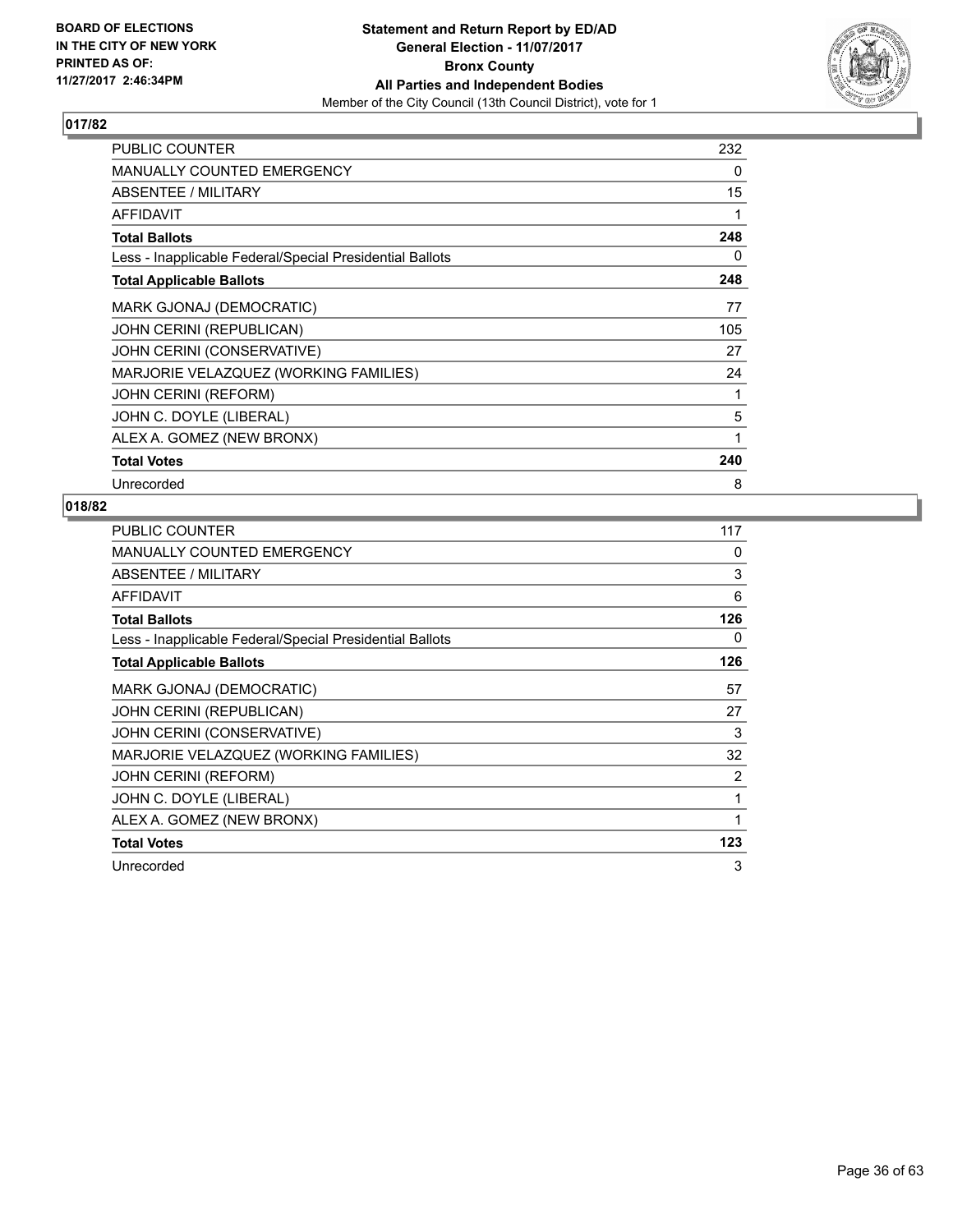**BOARD OF ELECTIONS IN THE CITY OF NEW YORK PRINTED AS OF: 11/27/2017 2:46:34PM**

**Statement and Return Report by ED/AD**
**General Election - 11/07/2017**
**Bronx County**
**All Parties and Independent Bodies**
Member of the City Council (13th Council District), vote for 1

### 017/82

| | |
|---|---|
| PUBLIC COUNTER | 232 |
| MANUALLY COUNTED EMERGENCY | 0 |
| ABSENTEE / MILITARY | 15 |
| AFFIDAVIT | 1 |
| **Total Ballots** | **248** |
| Less - Inapplicable Federal/Special Presidential Ballots | 0 |
| **Total Applicable Ballots** | **248** |
| MARK GJONAJ (DEMOCRATIC) | 77 |
| JOHN CERINI (REPUBLICAN) | 105 |
| JOHN CERINI (CONSERVATIVE) | 27 |
| MARJORIE VELAZQUEZ (WORKING FAMILIES) | 24 |
| JOHN CERINI (REFORM) | 1 |
| JOHN C. DOYLE (LIBERAL) | 5 |
| ALEX A. GOMEZ (NEW BRONX) | 1 |
| **Total Votes** | **240** |
| Unrecorded | 8 |

### 018/82

| | |
|---|---|
| PUBLIC COUNTER | 117 |
| MANUALLY COUNTED EMERGENCY | 0 |
| ABSENTEE / MILITARY | 3 |
| AFFIDAVIT | 6 |
| **Total Ballots** | **126** |
| Less - Inapplicable Federal/Special Presidential Ballots | 0 |
| **Total Applicable Ballots** | **126** |
| MARK GJONAJ (DEMOCRATIC) | 57 |
| JOHN CERINI (REPUBLICAN) | 27 |
| JOHN CERINI (CONSERVATIVE) | 3 |
| MARJORIE VELAZQUEZ (WORKING FAMILIES) | 32 |
| JOHN CERINI (REFORM) | 2 |
| JOHN C. DOYLE (LIBERAL) | 1 |
| ALEX A. GOMEZ (NEW BRONX) | 1 |
| **Total Votes** | **123** |
| Unrecorded | 3 |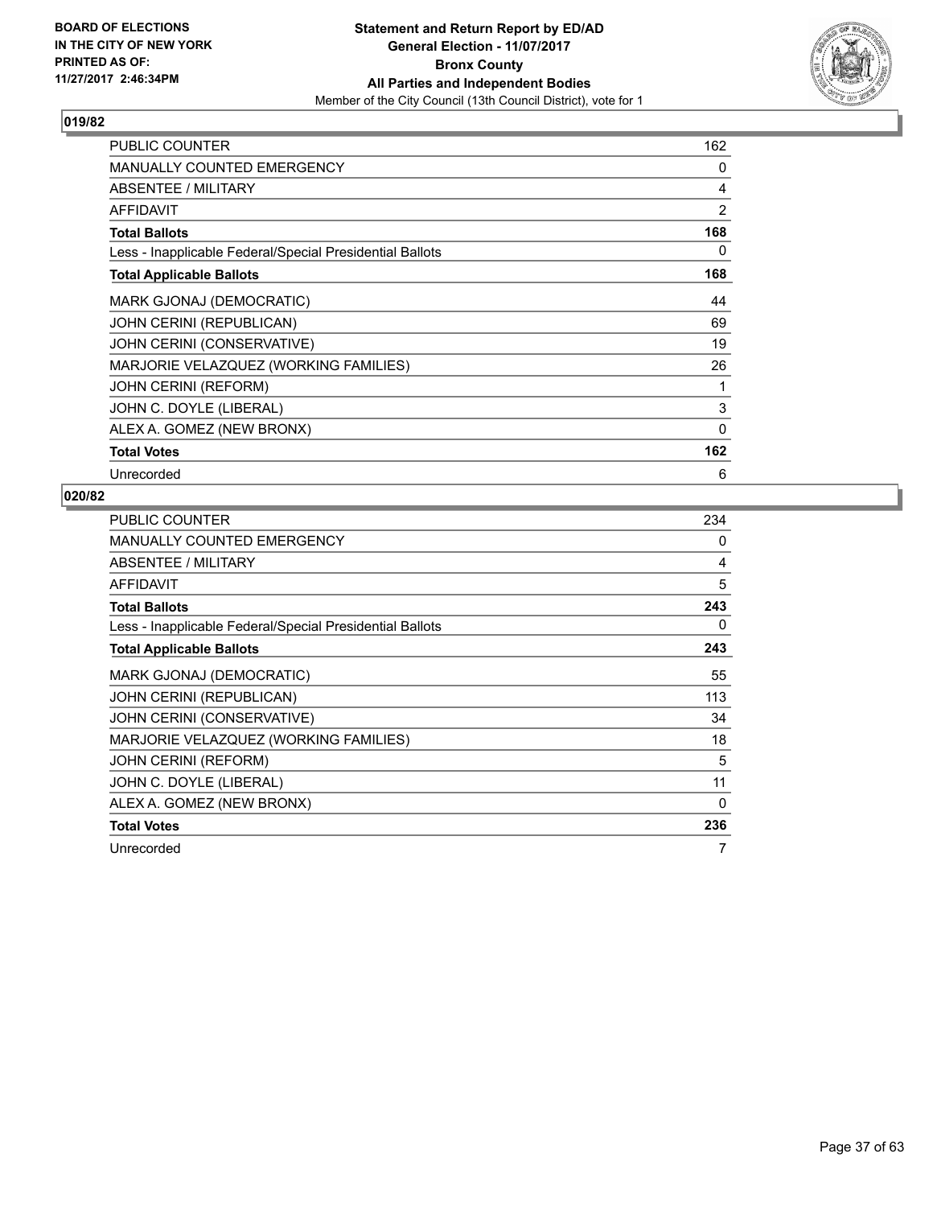**BOARD OF ELECTIONS IN THE CITY OF NEW YORK PRINTED AS OF: 11/27/2017 2:46:34PM**

**Statement and Return Report by ED/AD General Election - 11/07/2017 Bronx County All Parties and Independent Bodies**
Member of the City Council (13th Council District), vote for 1

## 019/82

| | |
|---|---|
| PUBLIC COUNTER | 162 |
| MANUALLY COUNTED EMERGENCY | 0 |
| ABSENTEE / MILITARY | 4 |
| AFFIDAVIT | 2 |
| **Total Ballots** | **168** |
| Less - Inapplicable Federal/Special Presidential Ballots | 0 |
| **Total Applicable Ballots** | **168** |
| MARK GJONAJ (DEMOCRATIC) | 44 |
| JOHN CERINI (REPUBLICAN) | 69 |
| JOHN CERINI (CONSERVATIVE) | 19 |
| MARJORIE VELAZQUEZ (WORKING FAMILIES) | 26 |
| JOHN CERINI (REFORM) | 1 |
| JOHN C. DOYLE (LIBERAL) | 3 |
| ALEX A. GOMEZ (NEW BRONX) | 0 |
| **Total Votes** | **162** |
| Unrecorded | 6 |

## 020/82

| | |
|---|---|
| PUBLIC COUNTER | 234 |
| MANUALLY COUNTED EMERGENCY | 0 |
| ABSENTEE / MILITARY | 4 |
| AFFIDAVIT | 5 |
| **Total Ballots** | **243** |
| Less - Inapplicable Federal/Special Presidential Ballots | 0 |
| **Total Applicable Ballots** | **243** |
| MARK GJONAJ (DEMOCRATIC) | 55 |
| JOHN CERINI (REPUBLICAN) | 113 |
| JOHN CERINI (CONSERVATIVE) | 34 |
| MARJORIE VELAZQUEZ (WORKING FAMILIES) | 18 |
| JOHN CERINI (REFORM) | 5 |
| JOHN C. DOYLE (LIBERAL) | 11 |
| ALEX A. GOMEZ (NEW BRONX) | 0 |
| **Total Votes** | **236** |
| Unrecorded | 7 |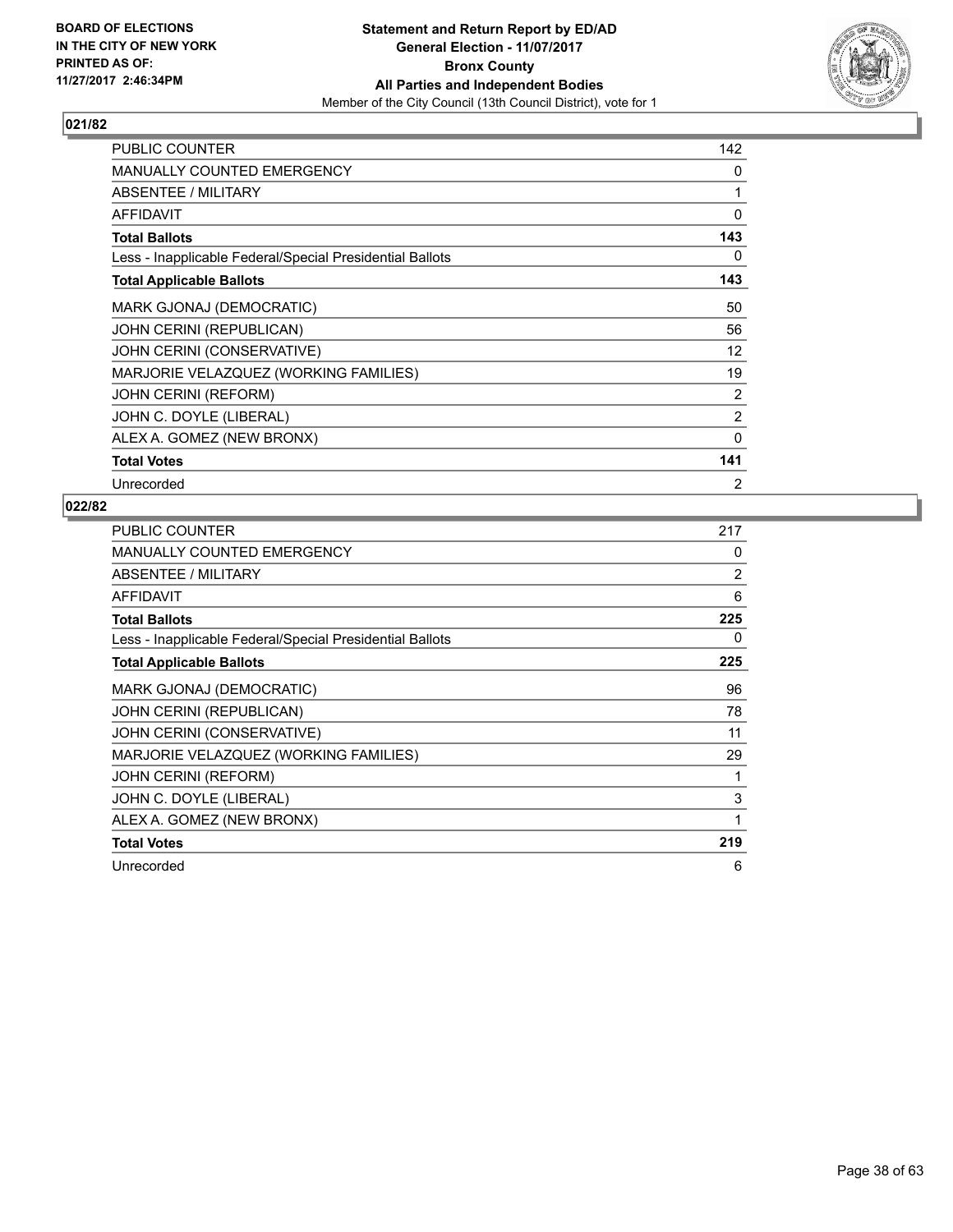BOARD OF ELECTIONS
IN THE CITY OF NEW YORK
PRINTED AS OF:
11/27/2017 2:46:34PM

**Statement and Return Report by ED/AD**
**General Election - 11/07/2017**
**Bronx County**
**All Parties and Independent Bodies**
Member of the City Council (13th Council District), vote for 1

### 021/82

| | |
|---|---|
| PUBLIC COUNTER | 142 |
| MANUALLY COUNTED EMERGENCY | 0 |
| ABSENTEE / MILITARY | 1 |
| AFFIDAVIT | 0 |
| **Total Ballots** | **143** |
| Less - Inapplicable Federal/Special Presidential Ballots | 0 |
| **Total Applicable Ballots** | **143** |
| MARK GJONAJ (DEMOCRATIC) | 50 |
| JOHN CERINI (REPUBLICAN) | 56 |
| JOHN CERINI (CONSERVATIVE) | 12 |
| MARJORIE VELAZQUEZ (WORKING FAMILIES) | 19 |
| JOHN CERINI (REFORM) | 2 |
| JOHN C. DOYLE (LIBERAL) | 2 |
| ALEX A. GOMEZ (NEW BRONX) | 0 |
| **Total Votes** | **141** |
| Unrecorded | 2 |

### 022/82

| | |
|---|---|
| PUBLIC COUNTER | 217 |
| MANUALLY COUNTED EMERGENCY | 0 |
| ABSENTEE / MILITARY | 2 |
| AFFIDAVIT | 6 |
| **Total Ballots** | **225** |
| Less - Inapplicable Federal/Special Presidential Ballots | 0 |
| **Total Applicable Ballots** | **225** |
| MARK GJONAJ (DEMOCRATIC) | 96 |
| JOHN CERINI (REPUBLICAN) | 78 |
| JOHN CERINI (CONSERVATIVE) | 11 |
| MARJORIE VELAZQUEZ (WORKING FAMILIES) | 29 |
| JOHN CERINI (REFORM) | 1 |
| JOHN C. DOYLE (LIBERAL) | 3 |
| ALEX A. GOMEZ (NEW BRONX) | 1 |
| **Total Votes** | **219** |
| Unrecorded | 6 |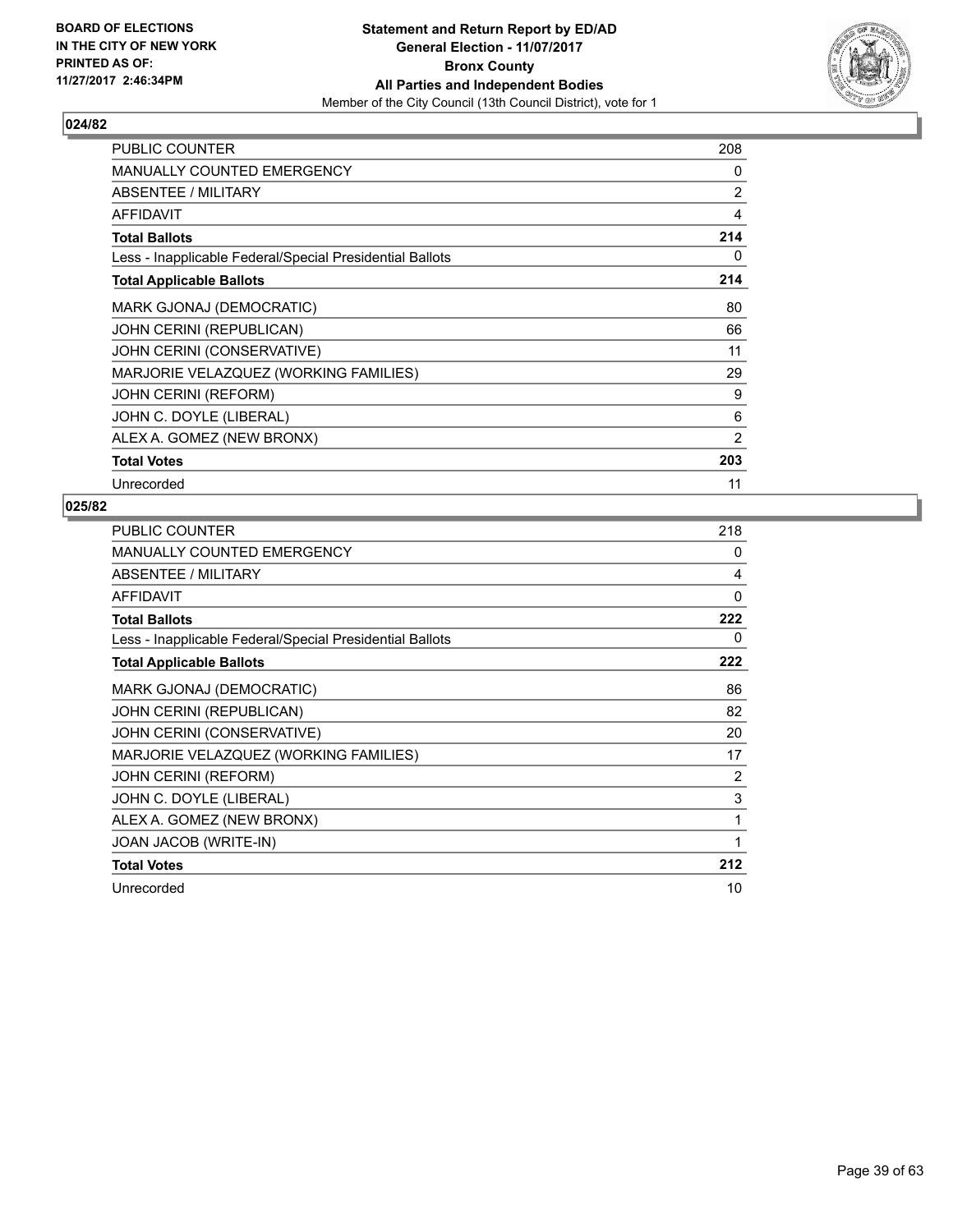**BOARD OF ELECTIONS IN THE CITY OF NEW YORK PRINTED AS OF: 11/27/2017 2:46:34PM**

**Statement and Return Report by ED/AD General Election - 11/07/2017 Bronx County All Parties and Independent Bodies**

Member of the City Council (13th Council District), vote for 1

### 024/82

| | |
|---|---|
| PUBLIC COUNTER | 208 |
| MANUALLY COUNTED EMERGENCY | 0 |
| ABSENTEE / MILITARY | 2 |
| AFFIDAVIT | 4 |
| **Total Ballots** | **214** |
| Less - Inapplicable Federal/Special Presidential Ballots | 0 |
| **Total Applicable Ballots** | **214** |
| MARK GJONAJ (DEMOCRATIC) | 80 |
| JOHN CERINI (REPUBLICAN) | 66 |
| JOHN CERINI (CONSERVATIVE) | 11 |
| MARJORIE VELAZQUEZ (WORKING FAMILIES) | 29 |
| JOHN CERINI (REFORM) | 9 |
| JOHN C. DOYLE (LIBERAL) | 6 |
| ALEX A. GOMEZ (NEW BRONX) | 2 |
| **Total Votes** | **203** |
| Unrecorded | 11 |

### 025/82

| | |
|---|---|
| PUBLIC COUNTER | 218 |
| MANUALLY COUNTED EMERGENCY | 0 |
| ABSENTEE / MILITARY | 4 |
| AFFIDAVIT | 0 |
| **Total Ballots** | **222** |
| Less - Inapplicable Federal/Special Presidential Ballots | 0 |
| **Total Applicable Ballots** | **222** |
| MARK GJONAJ (DEMOCRATIC) | 86 |
| JOHN CERINI (REPUBLICAN) | 82 |
| JOHN CERINI (CONSERVATIVE) | 20 |
| MARJORIE VELAZQUEZ (WORKING FAMILIES) | 17 |
| JOHN CERINI (REFORM) | 2 |
| JOHN C. DOYLE (LIBERAL) | 3 |
| ALEX A. GOMEZ (NEW BRONX) | 1 |
| JOAN JACOB (WRITE-IN) | 1 |
| **Total Votes** | **212** |
| Unrecorded | 10 |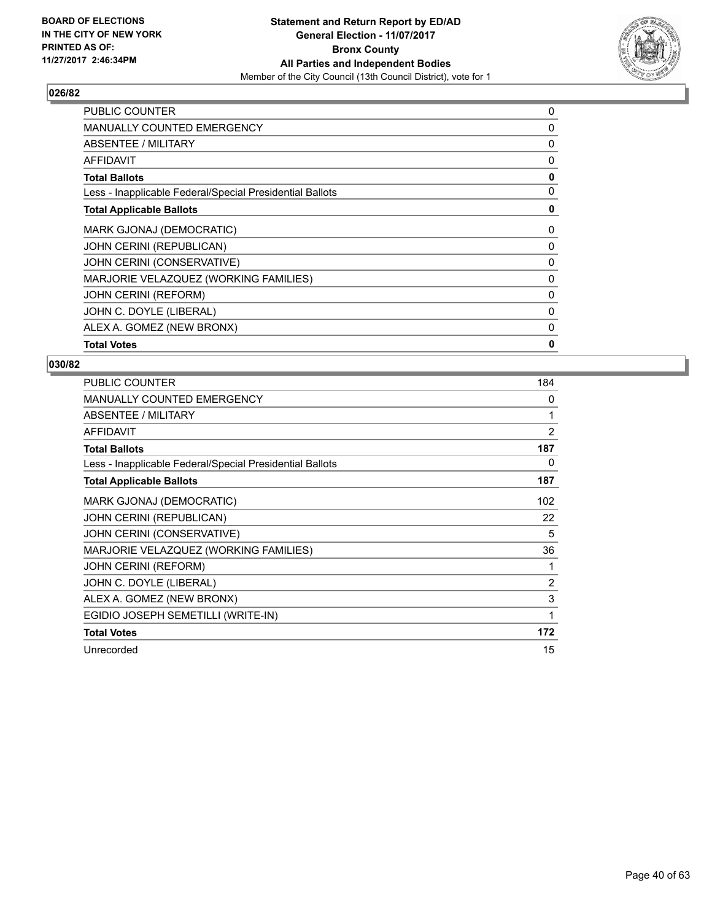**BOARD OF ELECTIONS IN THE CITY OF NEW YORK PRINTED AS OF: 11/27/2017 2:46:34PM**

**Statement and Return Report by ED/AD General Election - 11/07/2017 Bronx County All Parties and Independent Bodies**
Member of the City Council (13th Council District), vote for 1

### 026/82

| | |
|---|---|
| PUBLIC COUNTER | 0 |
| MANUALLY COUNTED EMERGENCY | 0 |
| ABSENTEE / MILITARY | 0 |
| AFFIDAVIT | 0 |
| **Total Ballots** | **0** |
| Less - Inapplicable Federal/Special Presidential Ballots | 0 |
| **Total Applicable Ballots** | **0** |
| MARK GJONAJ (DEMOCRATIC) | 0 |
| JOHN CERINI (REPUBLICAN) | 0 |
| JOHN CERINI (CONSERVATIVE) | 0 |
| MARJORIE VELAZQUEZ (WORKING FAMILIES) | 0 |
| JOHN CERINI (REFORM) | 0 |
| JOHN C. DOYLE (LIBERAL) | 0 |
| ALEX A. GOMEZ (NEW BRONX) | 0 |
| **Total Votes** | **0** |

### 030/82

| | |
|---|---|
| PUBLIC COUNTER | 184 |
| MANUALLY COUNTED EMERGENCY | 0 |
| ABSENTEE / MILITARY | 1 |
| AFFIDAVIT | 2 |
| **Total Ballots** | **187** |
| Less - Inapplicable Federal/Special Presidential Ballots | 0 |
| **Total Applicable Ballots** | **187** |
| MARK GJONAJ (DEMOCRATIC) | 102 |
| JOHN CERINI (REPUBLICAN) | 22 |
| JOHN CERINI (CONSERVATIVE) | 5 |
| MARJORIE VELAZQUEZ (WORKING FAMILIES) | 36 |
| JOHN CERINI (REFORM) | 1 |
| JOHN C. DOYLE (LIBERAL) | 2 |
| ALEX A. GOMEZ (NEW BRONX) | 3 |
| EGIDIO JOSEPH SEMETILLI (WRITE-IN) | 1 |
| **Total Votes** | **172** |
| Unrecorded | 15 |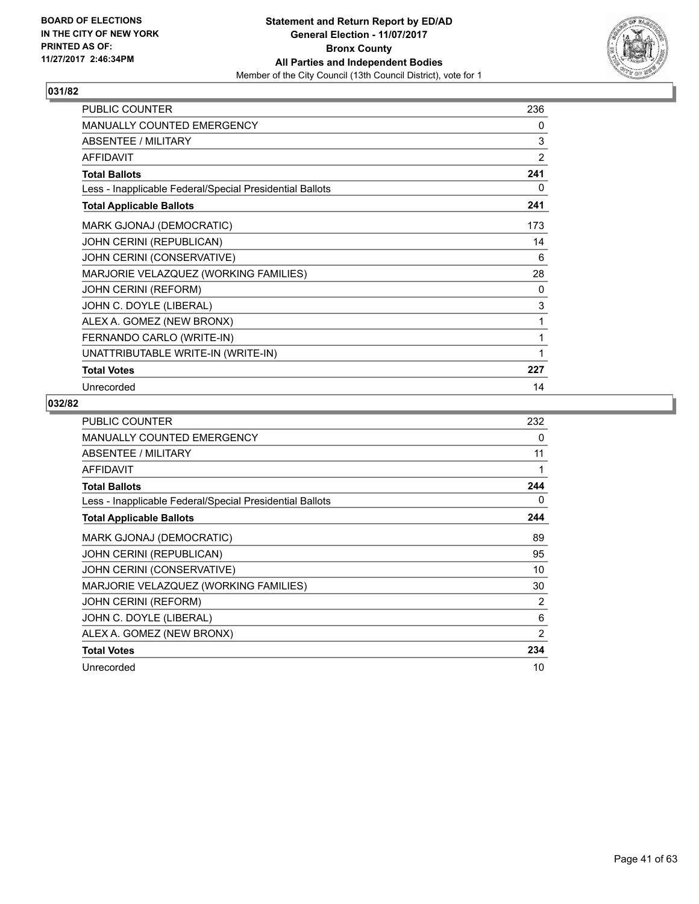BOARD OF ELECTIONS
IN THE CITY OF NEW YORK
PRINTED AS OF:
11/27/2017 2:46:34PM

**Statement and Return Report by ED/AD**
**General Election - 11/07/2017**
**Bronx County**
**All Parties and Independent Bodies**
Member of the City Council (13th Council District), vote for 1

### 031/82

| | |
|---|---|
| PUBLIC COUNTER | 236 |
| MANUALLY COUNTED EMERGENCY | 0 |
| ABSENTEE / MILITARY | 3 |
| AFFIDAVIT | 2 |
| **Total Ballots** | **241** |
| Less - Inapplicable Federal/Special Presidential Ballots | 0 |
| **Total Applicable Ballots** | **241** |
| MARK GJONAJ (DEMOCRATIC) | 173 |
| JOHN CERINI (REPUBLICAN) | 14 |
| JOHN CERINI (CONSERVATIVE) | 6 |
| MARJORIE VELAZQUEZ (WORKING FAMILIES) | 28 |
| JOHN CERINI (REFORM) | 0 |
| JOHN C. DOYLE (LIBERAL) | 3 |
| ALEX A. GOMEZ (NEW BRONX) | 1 |
| FERNANDO CARLO (WRITE-IN) | 1 |
| UNATTRIBUTABLE WRITE-IN (WRITE-IN) | 1 |
| **Total Votes** | **227** |
| Unrecorded | 14 |

### 032/82

| | |
|---|---|
| PUBLIC COUNTER | 232 |
| MANUALLY COUNTED EMERGENCY | 0 |
| ABSENTEE / MILITARY | 11 |
| AFFIDAVIT | 1 |
| **Total Ballots** | **244** |
| Less - Inapplicable Federal/Special Presidential Ballots | 0 |
| **Total Applicable Ballots** | **244** |
| MARK GJONAJ (DEMOCRATIC) | 89 |
| JOHN CERINI (REPUBLICAN) | 95 |
| JOHN CERINI (CONSERVATIVE) | 10 |
| MARJORIE VELAZQUEZ (WORKING FAMILIES) | 30 |
| JOHN CERINI (REFORM) | 2 |
| JOHN C. DOYLE (LIBERAL) | 6 |
| ALEX A. GOMEZ (NEW BRONX) | 2 |
| **Total Votes** | **234** |
| Unrecorded | 10 |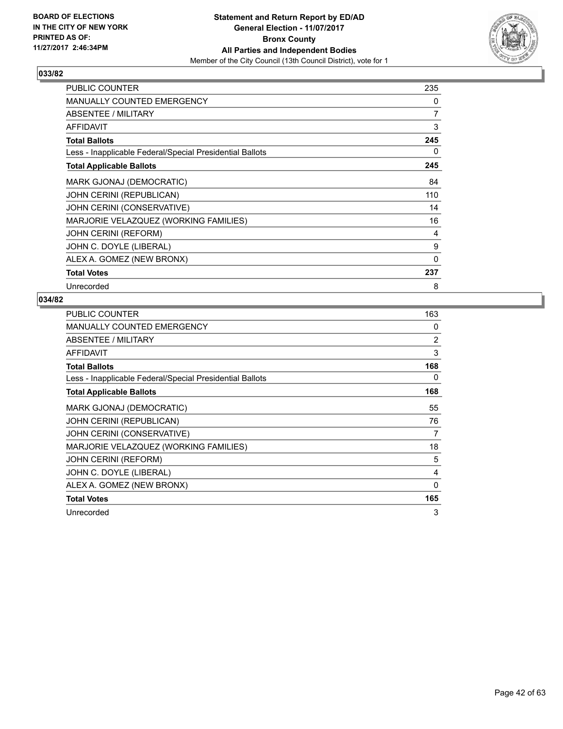**BOARD OF ELECTIONS IN THE CITY OF NEW YORK PRINTED AS OF: 11/27/2017 2:46:34PM**

**Statement and Return Report by ED/AD**
**General Election - 11/07/2017**
**Bronx County**
**All Parties and Independent Bodies**
Member of the City Council (13th Council District), vote for 1

### 033/82

| | |
|---|---|
| PUBLIC COUNTER | 235 |
| MANUALLY COUNTED EMERGENCY | 0 |
| ABSENTEE / MILITARY | 7 |
| AFFIDAVIT | 3 |
| **Total Ballots** | **245** |
| Less - Inapplicable Federal/Special Presidential Ballots | 0 |
| **Total Applicable Ballots** | **245** |
| MARK GJONAJ (DEMOCRATIC) | 84 |
| JOHN CERINI (REPUBLICAN) | 110 |
| JOHN CERINI (CONSERVATIVE) | 14 |
| MARJORIE VELAZQUEZ (WORKING FAMILIES) | 16 |
| JOHN CERINI (REFORM) | 4 |
| JOHN C. DOYLE (LIBERAL) | 9 |
| ALEX A. GOMEZ (NEW BRONX) | 0 |
| **Total Votes** | **237** |
| Unrecorded | 8 |

### 034/82

| | |
|---|---|
| PUBLIC COUNTER | 163 |
| MANUALLY COUNTED EMERGENCY | 0 |
| ABSENTEE / MILITARY | 2 |
| AFFIDAVIT | 3 |
| **Total Ballots** | **168** |
| Less - Inapplicable Federal/Special Presidential Ballots | 0 |
| **Total Applicable Ballots** | **168** |
| MARK GJONAJ (DEMOCRATIC) | 55 |
| JOHN CERINI (REPUBLICAN) | 76 |
| JOHN CERINI (CONSERVATIVE) | 7 |
| MARJORIE VELAZQUEZ (WORKING FAMILIES) | 18 |
| JOHN CERINI (REFORM) | 5 |
| JOHN C. DOYLE (LIBERAL) | 4 |
| ALEX A. GOMEZ (NEW BRONX) | 0 |
| **Total Votes** | **165** |
| Unrecorded | 3 |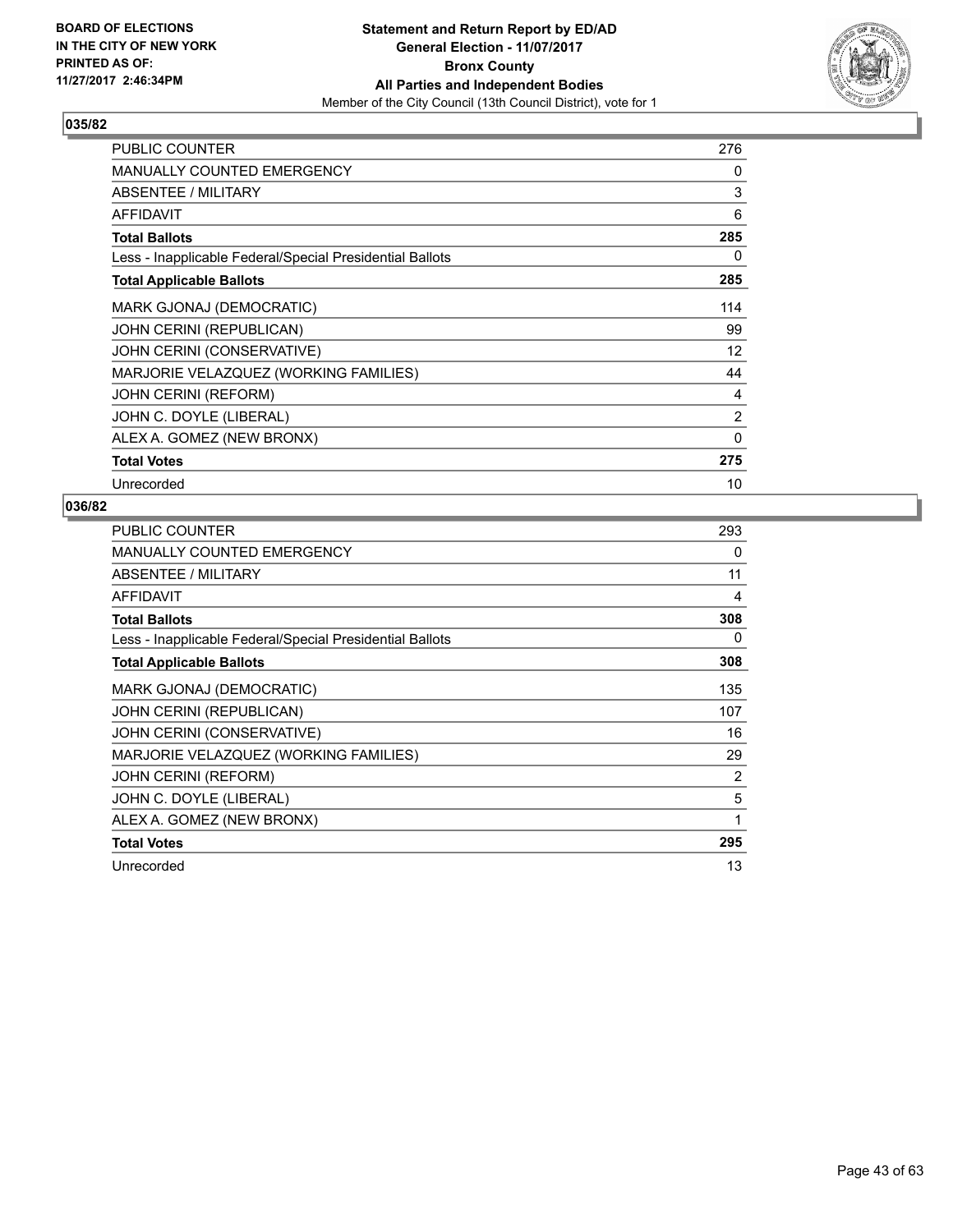BOARD OF ELECTIONS
IN THE CITY OF NEW YORK
PRINTED AS OF:
11/27/2017 2:46:34PM

**Statement and Return Report by ED/AD**
**General Election - 11/07/2017**
**Bronx County**
**All Parties and Independent Bodies**
Member of the City Council (13th Council District), vote for 1

### 035/82

| | |
|---|---|
| PUBLIC COUNTER | 276 |
| MANUALLY COUNTED EMERGENCY | 0 |
| ABSENTEE / MILITARY | 3 |
| AFFIDAVIT | 6 |
| **Total Ballots** | **285** |
| Less - Inapplicable Federal/Special Presidential Ballots | 0 |
| **Total Applicable Ballots** | **285** |
| MARK GJONAJ (DEMOCRATIC) | 114 |
| JOHN CERINI (REPUBLICAN) | 99 |
| JOHN CERINI (CONSERVATIVE) | 12 |
| MARJORIE VELAZQUEZ (WORKING FAMILIES) | 44 |
| JOHN CERINI (REFORM) | 4 |
| JOHN C. DOYLE (LIBERAL) | 2 |
| ALEX A. GOMEZ (NEW BRONX) | 0 |
| **Total Votes** | **275** |
| Unrecorded | 10 |

### 036/82

| | |
|---|---|
| PUBLIC COUNTER | 293 |
| MANUALLY COUNTED EMERGENCY | 0 |
| ABSENTEE / MILITARY | 11 |
| AFFIDAVIT | 4 |
| **Total Ballots** | **308** |
| Less - Inapplicable Federal/Special Presidential Ballots | 0 |
| **Total Applicable Ballots** | **308** |
| MARK GJONAJ (DEMOCRATIC) | 135 |
| JOHN CERINI (REPUBLICAN) | 107 |
| JOHN CERINI (CONSERVATIVE) | 16 |
| MARJORIE VELAZQUEZ (WORKING FAMILIES) | 29 |
| JOHN CERINI (REFORM) | 2 |
| JOHN C. DOYLE (LIBERAL) | 5 |
| ALEX A. GOMEZ (NEW BRONX) | 1 |
| **Total Votes** | **295** |
| Unrecorded | 13 |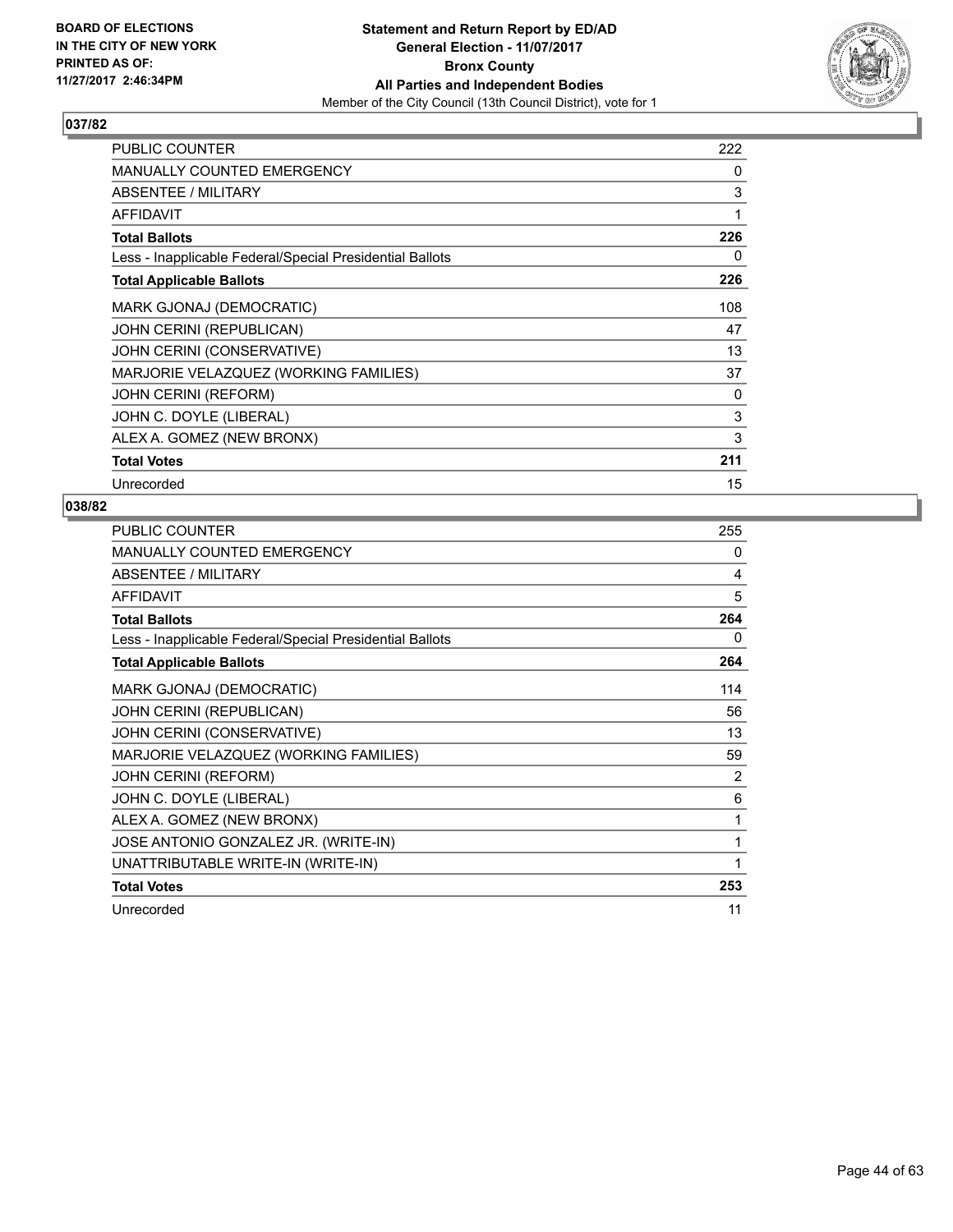BOARD OF ELECTIONS
IN THE CITY OF NEW YORK
PRINTED AS OF:
11/27/2017 2:46:34PM

**Statement and Return Report by ED/AD**
**General Election - 11/07/2017**
**Bronx County**
**All Parties and Independent Bodies**
Member of the City Council (13th Council District), vote for 1

### 037/82

| | |
|---|---|
| PUBLIC COUNTER | 222 |
| MANUALLY COUNTED EMERGENCY | 0 |
| ABSENTEE / MILITARY | 3 |
| AFFIDAVIT | 1 |
| **Total Ballots** | **226** |
| Less - Inapplicable Federal/Special Presidential Ballots | 0 |
| **Total Applicable Ballots** | **226** |
| MARK GJONAJ (DEMOCRATIC) | 108 |
| JOHN CERINI (REPUBLICAN) | 47 |
| JOHN CERINI (CONSERVATIVE) | 13 |
| MARJORIE VELAZQUEZ (WORKING FAMILIES) | 37 |
| JOHN CERINI (REFORM) | 0 |
| JOHN C. DOYLE (LIBERAL) | 3 |
| ALEX A. GOMEZ (NEW BRONX) | 3 |
| **Total Votes** | **211** |
| Unrecorded | 15 |

### 038/82

| | |
|---|---|
| PUBLIC COUNTER | 255 |
| MANUALLY COUNTED EMERGENCY | 0 |
| ABSENTEE / MILITARY | 4 |
| AFFIDAVIT | 5 |
| **Total Ballots** | **264** |
| Less - Inapplicable Federal/Special Presidential Ballots | 0 |
| **Total Applicable Ballots** | **264** |
| MARK GJONAJ (DEMOCRATIC) | 114 |
| JOHN CERINI (REPUBLICAN) | 56 |
| JOHN CERINI (CONSERVATIVE) | 13 |
| MARJORIE VELAZQUEZ (WORKING FAMILIES) | 59 |
| JOHN CERINI (REFORM) | 2 |
| JOHN C. DOYLE (LIBERAL) | 6 |
| ALEX A. GOMEZ (NEW BRONX) | 1 |
| JOSE ANTONIO GONZALEZ JR. (WRITE-IN) | 1 |
| UNATTRIBUTABLE WRITE-IN (WRITE-IN) | 1 |
| **Total Votes** | **253** |
| Unrecorded | 11 |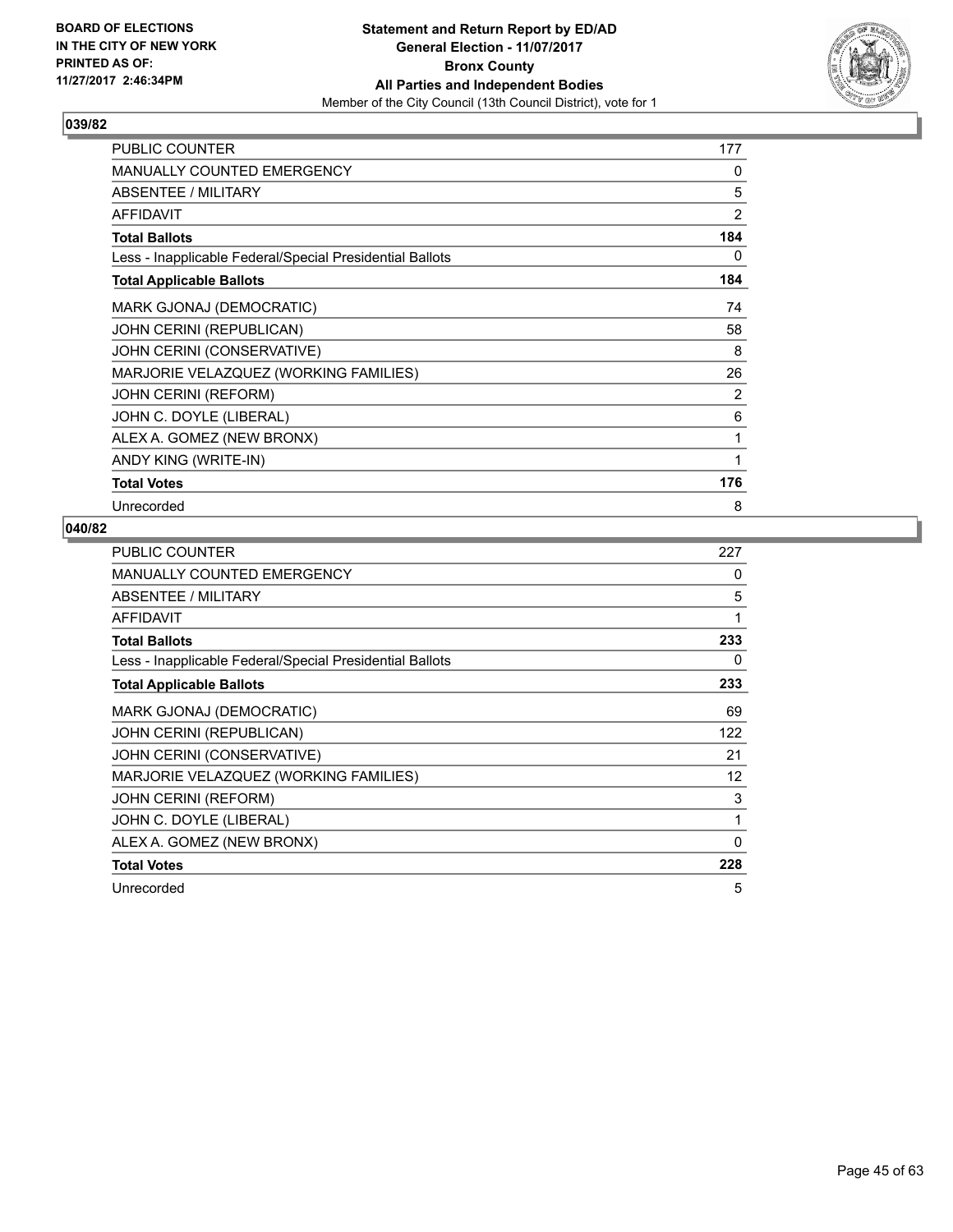BOARD OF ELECTIONS
IN THE CITY OF NEW YORK
PRINTED AS OF:
11/27/2017 2:46:34PM

**Statement and Return Report by ED/AD**
**General Election - 11/07/2017**
**Bronx County**
**All Parties and Independent Bodies**
Member of the City Council (13th Council District), vote for 1

### 039/82

| | |
|---|---|
| PUBLIC COUNTER | 177 |
| MANUALLY COUNTED EMERGENCY | 0 |
| ABSENTEE / MILITARY | 5 |
| AFFIDAVIT | 2 |
| **Total Ballots** | **184** |
| Less - Inapplicable Federal/Special Presidential Ballots | 0 |
| **Total Applicable Ballots** | **184** |
| MARK GJONAJ (DEMOCRATIC) | 74 |
| JOHN CERINI (REPUBLICAN) | 58 |
| JOHN CERINI (CONSERVATIVE) | 8 |
| MARJORIE VELAZQUEZ (WORKING FAMILIES) | 26 |
| JOHN CERINI (REFORM) | 2 |
| JOHN C. DOYLE (LIBERAL) | 6 |
| ALEX A. GOMEZ (NEW BRONX) | 1 |
| ANDY KING (WRITE-IN) | 1 |
| **Total Votes** | **176** |
| Unrecorded | 8 |

### 040/82

| | |
|---|---|
| PUBLIC COUNTER | 227 |
| MANUALLY COUNTED EMERGENCY | 0 |
| ABSENTEE / MILITARY | 5 |
| AFFIDAVIT | 1 |
| **Total Ballots** | **233** |
| Less - Inapplicable Federal/Special Presidential Ballots | 0 |
| **Total Applicable Ballots** | **233** |
| MARK GJONAJ (DEMOCRATIC) | 69 |
| JOHN CERINI (REPUBLICAN) | 122 |
| JOHN CERINI (CONSERVATIVE) | 21 |
| MARJORIE VELAZQUEZ (WORKING FAMILIES) | 12 |
| JOHN CERINI (REFORM) | 3 |
| JOHN C. DOYLE (LIBERAL) | 1 |
| ALEX A. GOMEZ (NEW BRONX) | 0 |
| **Total Votes** | **228** |
| Unrecorded | 5 |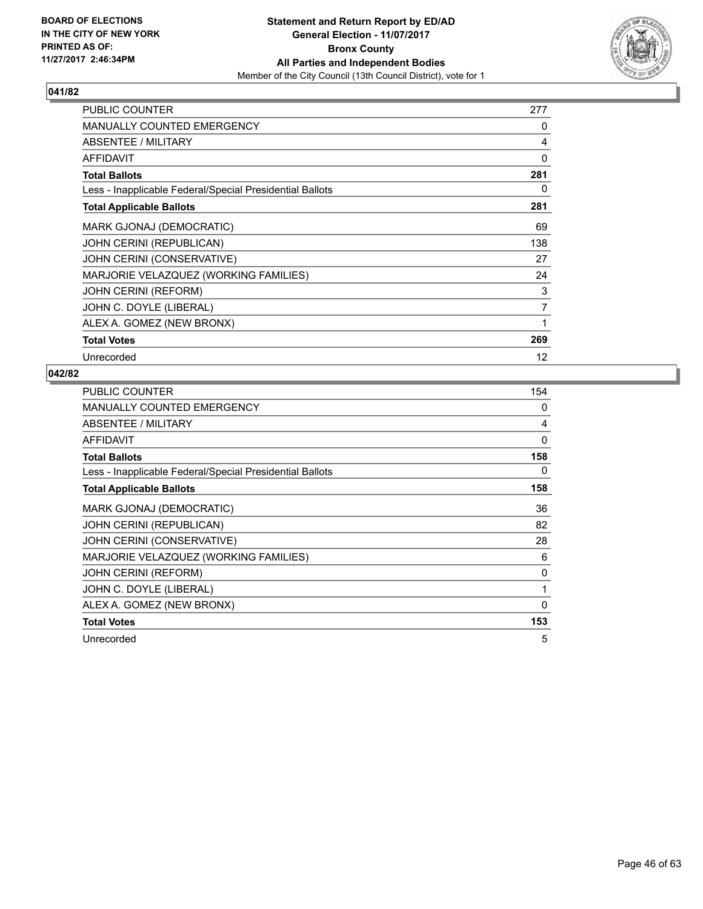**Statement and Return Report by ED/AD**
**General Election - 11/07/2017**
**Bronx County**
**All Parties and Independent Bodies**
Member of the City Council (13th Council District), vote for 1

BOARD OF ELECTIONS IN THE CITY OF NEW YORK
PRINTED AS OF: 11/27/2017 2:46:34PM

## 041/82

| | |
|---|---|
| PUBLIC COUNTER | 277 |
| MANUALLY COUNTED EMERGENCY | 0 |
| ABSENTEE / MILITARY | 4 |
| AFFIDAVIT | 0 |
| **Total Ballots** | **281** |
| Less - Inapplicable Federal/Special Presidential Ballots | 0 |
| **Total Applicable Ballots** | **281** |
| MARK GJONAJ (DEMOCRATIC) | 69 |
| JOHN CERINI (REPUBLICAN) | 138 |
| JOHN CERINI (CONSERVATIVE) | 27 |
| MARJORIE VELAZQUEZ (WORKING FAMILIES) | 24 |
| JOHN CERINI (REFORM) | 3 |
| JOHN C. DOYLE (LIBERAL) | 7 |
| ALEX A. GOMEZ (NEW BRONX) | 1 |
| **Total Votes** | **269** |
| Unrecorded | 12 |

## 042/82

| | |
|---|---|
| PUBLIC COUNTER | 154 |
| MANUALLY COUNTED EMERGENCY | 0 |
| ABSENTEE / MILITARY | 4 |
| AFFIDAVIT | 0 |
| **Total Ballots** | **158** |
| Less - Inapplicable Federal/Special Presidential Ballots | 0 |
| **Total Applicable Ballots** | **158** |
| MARK GJONAJ (DEMOCRATIC) | 36 |
| JOHN CERINI (REPUBLICAN) | 82 |
| JOHN CERINI (CONSERVATIVE) | 28 |
| MARJORIE VELAZQUEZ (WORKING FAMILIES) | 6 |
| JOHN CERINI (REFORM) | 0 |
| JOHN C. DOYLE (LIBERAL) | 1 |
| ALEX A. GOMEZ (NEW BRONX) | 0 |
| **Total Votes** | **153** |
| Unrecorded | 5 |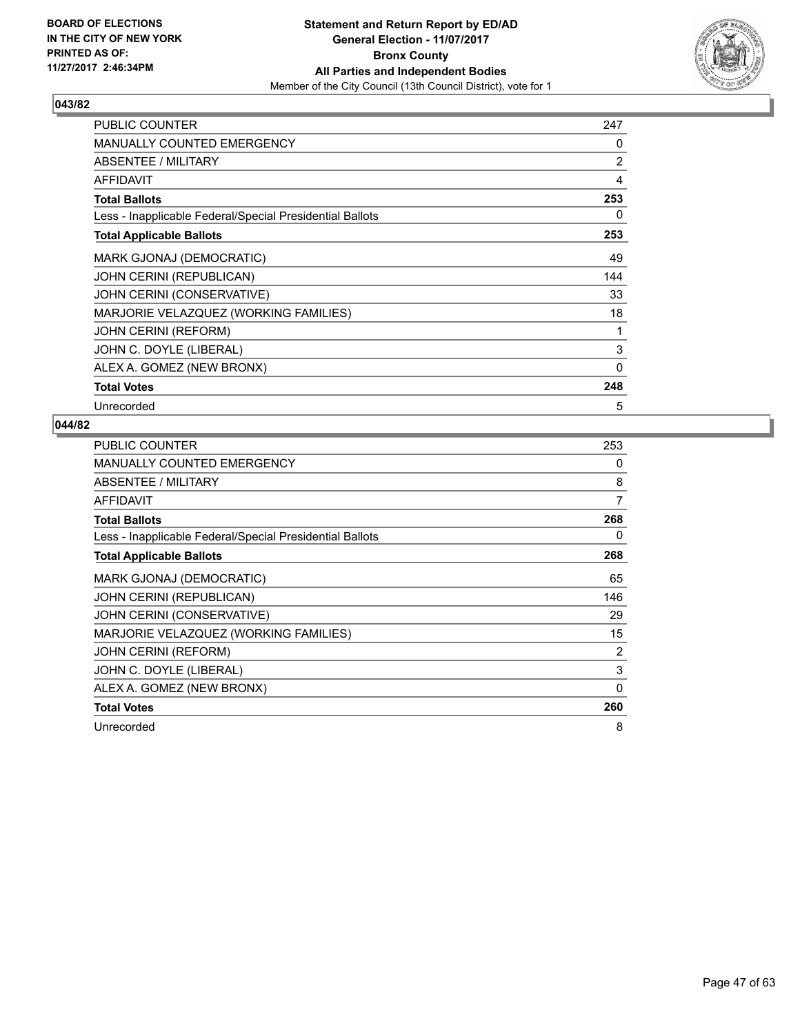BOARD OF ELECTIONS
IN THE CITY OF NEW YORK
PRINTED AS OF:
11/27/2017 2:46:34PM

**Statement and Return Report by ED/AD**
**General Election - 11/07/2017**
**Bronx County**
**All Parties and Independent Bodies**
Member of the City Council (13th Council District), vote for 1

### 043/82

| | |
|---|---|
| PUBLIC COUNTER | 247 |
| MANUALLY COUNTED EMERGENCY | 0 |
| ABSENTEE / MILITARY | 2 |
| AFFIDAVIT | 4 |
| **Total Ballots** | **253** |
| Less - Inapplicable Federal/Special Presidential Ballots | 0 |
| **Total Applicable Ballots** | **253** |
| MARK GJONAJ (DEMOCRATIC) | 49 |
| JOHN CERINI (REPUBLICAN) | 144 |
| JOHN CERINI (CONSERVATIVE) | 33 |
| MARJORIE VELAZQUEZ (WORKING FAMILIES) | 18 |
| JOHN CERINI (REFORM) | 1 |
| JOHN C. DOYLE (LIBERAL) | 3 |
| ALEX A. GOMEZ (NEW BRONX) | 0 |
| **Total Votes** | **248** |
| Unrecorded | 5 |

### 044/82

| | |
|---|---|
| PUBLIC COUNTER | 253 |
| MANUALLY COUNTED EMERGENCY | 0 |
| ABSENTEE / MILITARY | 8 |
| AFFIDAVIT | 7 |
| **Total Ballots** | **268** |
| Less - Inapplicable Federal/Special Presidential Ballots | 0 |
| **Total Applicable Ballots** | **268** |
| MARK GJONAJ (DEMOCRATIC) | 65 |
| JOHN CERINI (REPUBLICAN) | 146 |
| JOHN CERINI (CONSERVATIVE) | 29 |
| MARJORIE VELAZQUEZ (WORKING FAMILIES) | 15 |
| JOHN CERINI (REFORM) | 2 |
| JOHN C. DOYLE (LIBERAL) | 3 |
| ALEX A. GOMEZ (NEW BRONX) | 0 |
| **Total Votes** | **260** |
| Unrecorded | 8 |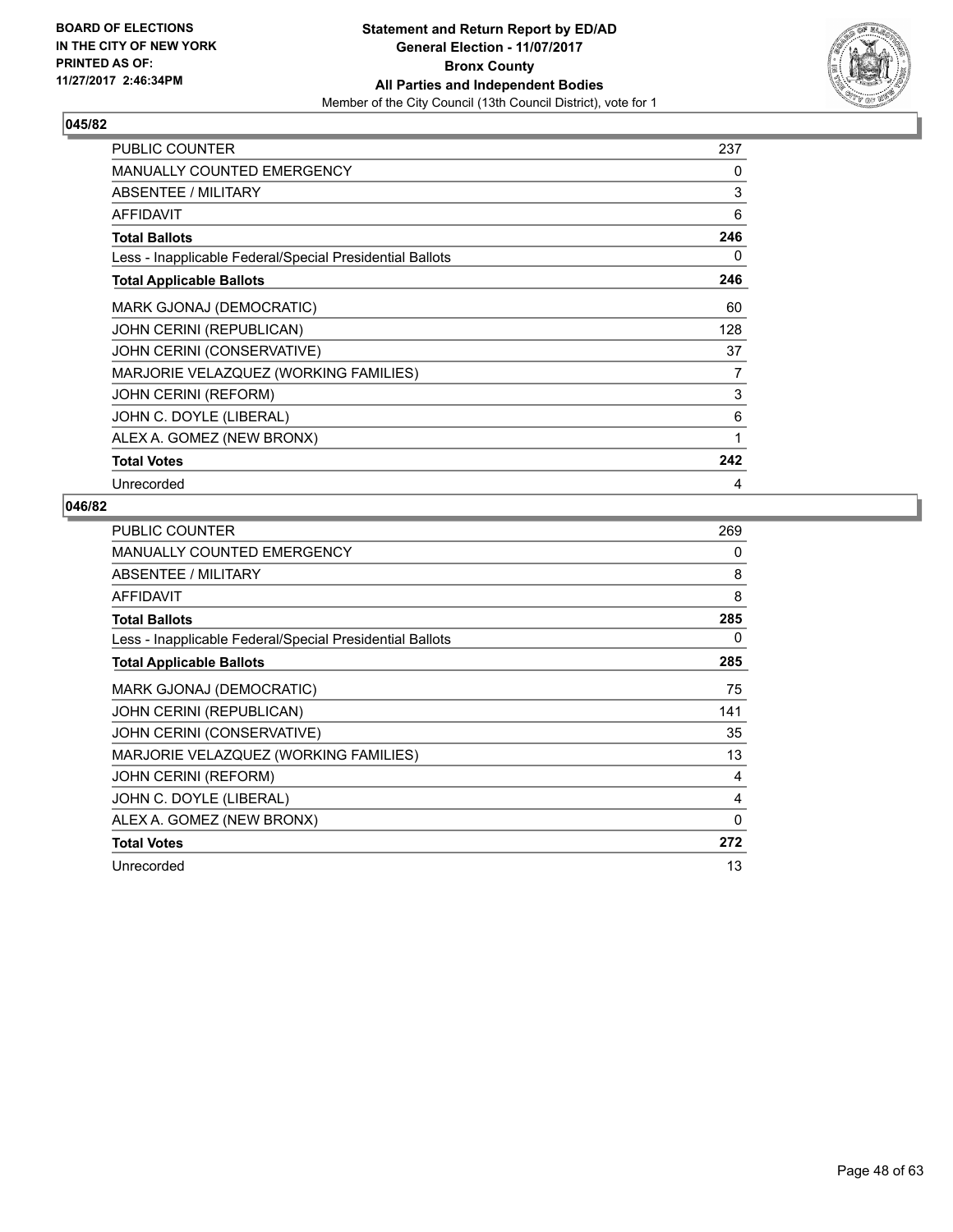**BOARD OF ELECTIONS IN THE CITY OF NEW YORK PRINTED AS OF: 11/27/2017 2:46:34PM**

**Statement and Return Report by ED/AD General Election - 11/07/2017 Bronx County All Parties and Independent Bodies**
Member of the City Council (13th Council District), vote for 1

## 045/82

| | |
|---|---|
| PUBLIC COUNTER | 237 |
| MANUALLY COUNTED EMERGENCY | 0 |
| ABSENTEE / MILITARY | 3 |
| AFFIDAVIT | 6 |
| **Total Ballots** | **246** |
| Less - Inapplicable Federal/Special Presidential Ballots | 0 |
| **Total Applicable Ballots** | **246** |
| MARK GJONAJ (DEMOCRATIC) | 60 |
| JOHN CERINI (REPUBLICAN) | 128 |
| JOHN CERINI (CONSERVATIVE) | 37 |
| MARJORIE VELAZQUEZ (WORKING FAMILIES) | 7 |
| JOHN CERINI (REFORM) | 3 |
| JOHN C. DOYLE (LIBERAL) | 6 |
| ALEX A. GOMEZ (NEW BRONX) | 1 |
| **Total Votes** | **242** |
| Unrecorded | 4 |

## 046/82

| | |
|---|---|
| PUBLIC COUNTER | 269 |
| MANUALLY COUNTED EMERGENCY | 0 |
| ABSENTEE / MILITARY | 8 |
| AFFIDAVIT | 8 |
| **Total Ballots** | **285** |
| Less - Inapplicable Federal/Special Presidential Ballots | 0 |
| **Total Applicable Ballots** | **285** |
| MARK GJONAJ (DEMOCRATIC) | 75 |
| JOHN CERINI (REPUBLICAN) | 141 |
| JOHN CERINI (CONSERVATIVE) | 35 |
| MARJORIE VELAZQUEZ (WORKING FAMILIES) | 13 |
| JOHN CERINI (REFORM) | 4 |
| JOHN C. DOYLE (LIBERAL) | 4 |
| ALEX A. GOMEZ (NEW BRONX) | 0 |
| **Total Votes** | **272** |
| Unrecorded | 13 |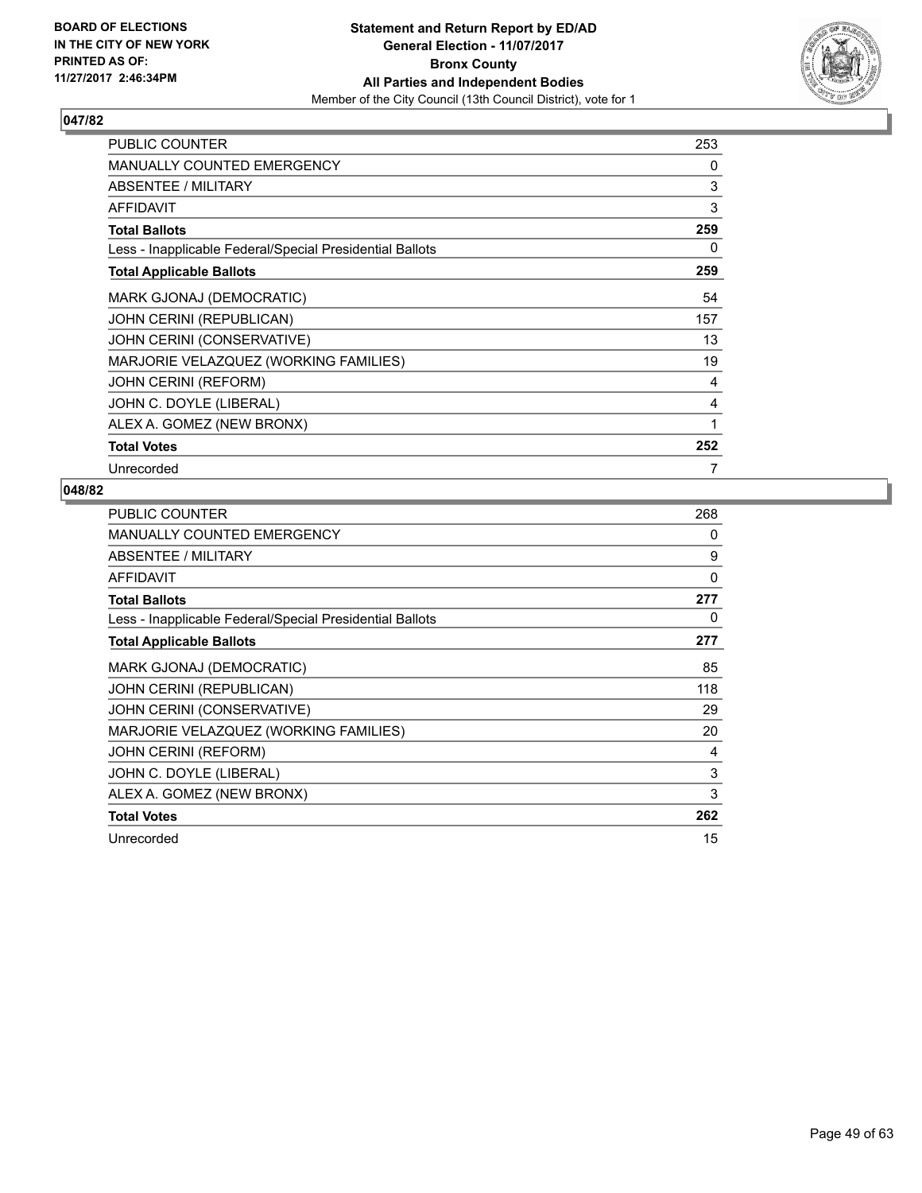## 047/82

| | |
|---|---|
| PUBLIC COUNTER | 253 |
| MANUALLY COUNTED EMERGENCY | 0 |
| ABSENTEE / MILITARY | 3 |
| AFFIDAVIT | 3 |
| **Total Ballots** | **259** |
| Less - Inapplicable Federal/Special Presidential Ballots | 0 |
| **Total Applicable Ballots** | **259** |
| MARK GJONAJ (DEMOCRATIC) | 54 |
| JOHN CERINI (REPUBLICAN) | 157 |
| JOHN CERINI (CONSERVATIVE) | 13 |
| MARJORIE VELAZQUEZ (WORKING FAMILIES) | 19 |
| JOHN CERINI (REFORM) | 4 |
| JOHN C. DOYLE (LIBERAL) | 4 |
| ALEX A. GOMEZ (NEW BRONX) | 1 |
| **Total Votes** | **252** |
| Unrecorded | 7 |

## 048/82

| | |
|---|---|
| PUBLIC COUNTER | 268 |
| MANUALLY COUNTED EMERGENCY | 0 |
| ABSENTEE / MILITARY | 9 |
| AFFIDAVIT | 0 |
| **Total Ballots** | **277** |
| Less - Inapplicable Federal/Special Presidential Ballots | 0 |
| **Total Applicable Ballots** | **277** |
| MARK GJONAJ (DEMOCRATIC) | 85 |
| JOHN CERINI (REPUBLICAN) | 118 |
| JOHN CERINI (CONSERVATIVE) | 29 |
| MARJORIE VELAZQUEZ (WORKING FAMILIES) | 20 |
| JOHN CERINI (REFORM) | 4 |
| JOHN C. DOYLE (LIBERAL) | 3 |
| ALEX A. GOMEZ (NEW BRONX) | 3 |
| **Total Votes** | **262** |
| Unrecorded | 15 |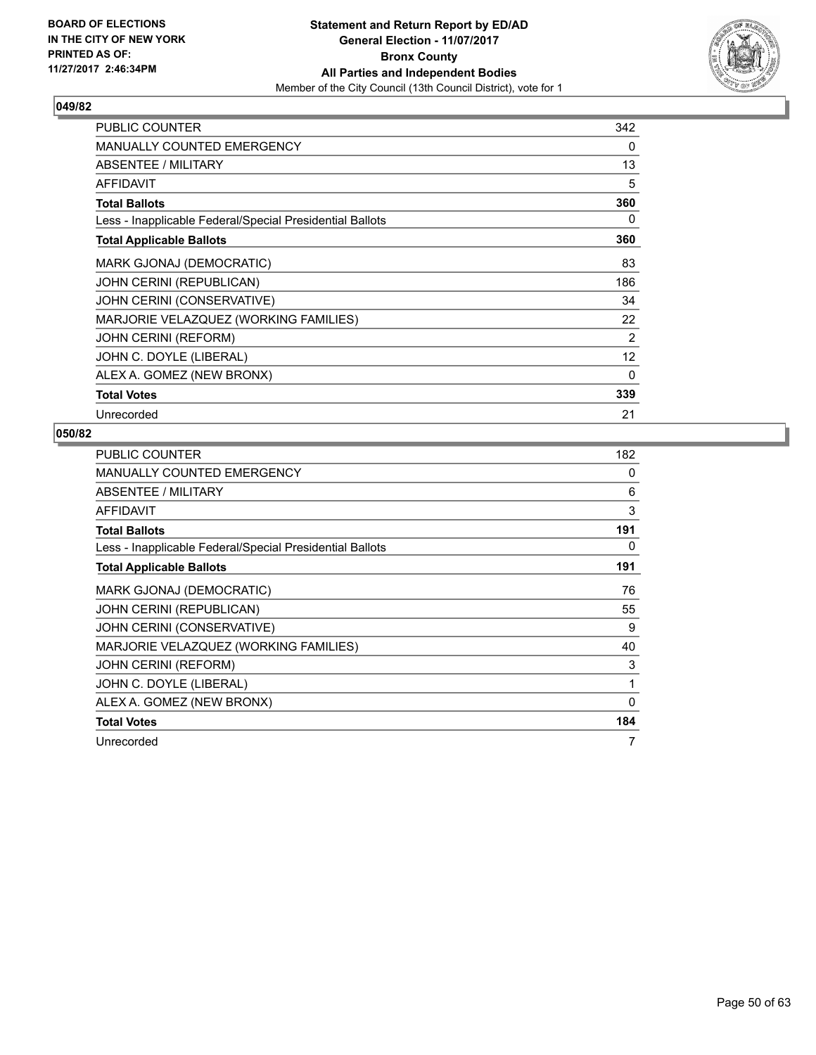BOARD OF ELECTIONS
IN THE CITY OF NEW YORK
PRINTED AS OF:
11/27/2017 2:46:34PM

**Statement and Return Report by ED/AD**
**General Election - 11/07/2017**
**Bronx County**
**All Parties and Independent Bodies**
Member of the City Council (13th Council District), vote for 1

### 049/82

| | |
|---|---|
| PUBLIC COUNTER | 342 |
| MANUALLY COUNTED EMERGENCY | 0 |
| ABSENTEE / MILITARY | 13 |
| AFFIDAVIT | 5 |
| **Total Ballots** | **360** |
| Less - Inapplicable Federal/Special Presidential Ballots | 0 |
| **Total Applicable Ballots** | **360** |
| MARK GJONAJ (DEMOCRATIC) | 83 |
| JOHN CERINI (REPUBLICAN) | 186 |
| JOHN CERINI (CONSERVATIVE) | 34 |
| MARJORIE VELAZQUEZ (WORKING FAMILIES) | 22 |
| JOHN CERINI (REFORM) | 2 |
| JOHN C. DOYLE (LIBERAL) | 12 |
| ALEX A. GOMEZ (NEW BRONX) | 0 |
| **Total Votes** | **339** |
| Unrecorded | 21 |

### 050/82

| | |
|---|---|
| PUBLIC COUNTER | 182 |
| MANUALLY COUNTED EMERGENCY | 0 |
| ABSENTEE / MILITARY | 6 |
| AFFIDAVIT | 3 |
| **Total Ballots** | **191** |
| Less - Inapplicable Federal/Special Presidential Ballots | 0 |
| **Total Applicable Ballots** | **191** |
| MARK GJONAJ (DEMOCRATIC) | 76 |
| JOHN CERINI (REPUBLICAN) | 55 |
| JOHN CERINI (CONSERVATIVE) | 9 |
| MARJORIE VELAZQUEZ (WORKING FAMILIES) | 40 |
| JOHN CERINI (REFORM) | 3 |
| JOHN C. DOYLE (LIBERAL) | 1 |
| ALEX A. GOMEZ (NEW BRONX) | 0 |
| **Total Votes** | **184** |
| Unrecorded | 7 |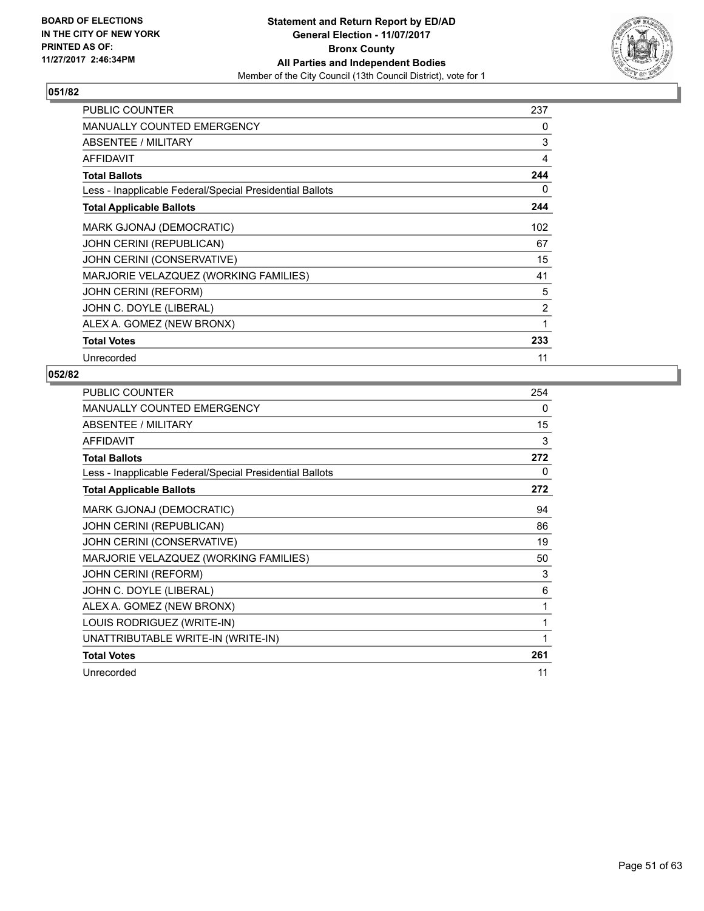BOARD OF ELECTIONS
IN THE CITY OF NEW YORK
PRINTED AS OF:
11/27/2017 2:46:34PM

**Statement and Return Report by ED/AD**
**General Election - 11/07/2017**
**Bronx County**
**All Parties and Independent Bodies**
Member of the City Council (13th Council District), vote for 1

### 051/82

| | |
|---|---|
| PUBLIC COUNTER | 237 |
| MANUALLY COUNTED EMERGENCY | 0 |
| ABSENTEE / MILITARY | 3 |
| AFFIDAVIT | 4 |
| **Total Ballots** | **244** |
| Less - Inapplicable Federal/Special Presidential Ballots | 0 |
| **Total Applicable Ballots** | **244** |
| MARK GJONAJ (DEMOCRATIC) | 102 |
| JOHN CERINI (REPUBLICAN) | 67 |
| JOHN CERINI (CONSERVATIVE) | 15 |
| MARJORIE VELAZQUEZ (WORKING FAMILIES) | 41 |
| JOHN CERINI (REFORM) | 5 |
| JOHN C. DOYLE (LIBERAL) | 2 |
| ALEX A. GOMEZ (NEW BRONX) | 1 |
| **Total Votes** | **233** |
| Unrecorded | 11 |

### 052/82

| | |
|---|---|
| PUBLIC COUNTER | 254 |
| MANUALLY COUNTED EMERGENCY | 0 |
| ABSENTEE / MILITARY | 15 |
| AFFIDAVIT | 3 |
| **Total Ballots** | **272** |
| Less - Inapplicable Federal/Special Presidential Ballots | 0 |
| **Total Applicable Ballots** | **272** |
| MARK GJONAJ (DEMOCRATIC) | 94 |
| JOHN CERINI (REPUBLICAN) | 86 |
| JOHN CERINI (CONSERVATIVE) | 19 |
| MARJORIE VELAZQUEZ (WORKING FAMILIES) | 50 |
| JOHN CERINI (REFORM) | 3 |
| JOHN C. DOYLE (LIBERAL) | 6 |
| ALEX A. GOMEZ (NEW BRONX) | 1 |
| LOUIS RODRIGUEZ (WRITE-IN) | 1 |
| UNATTRIBUTABLE WRITE-IN (WRITE-IN) | 1 |
| **Total Votes** | **261** |
| Unrecorded | 11 |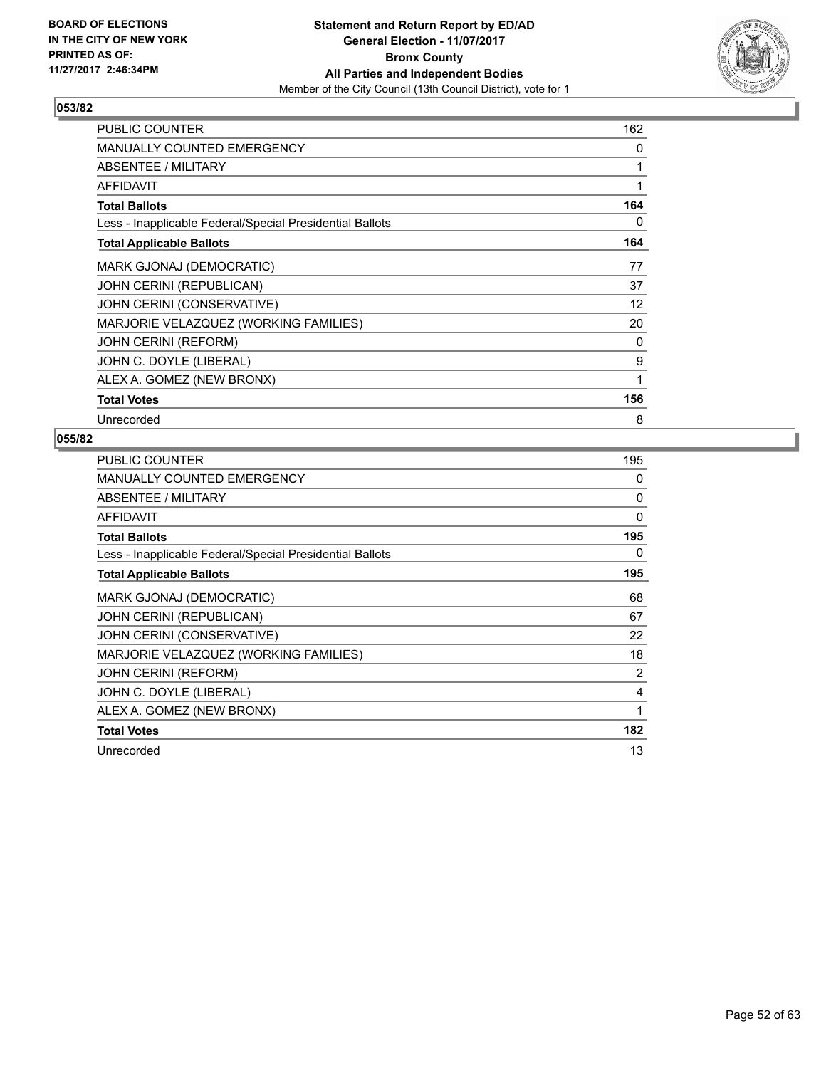**BOARD OF ELECTIONS IN THE CITY OF NEW YORK PRINTED AS OF: 11/27/2017 2:46:34PM**

**Statement and Return Report by ED/AD**
**General Election - 11/07/2017**
**Bronx County**
**All Parties and Independent Bodies**
Member of the City Council (13th Council District), vote for 1

### 053/82

| | |
|---|---|
| PUBLIC COUNTER | 162 |
| MANUALLY COUNTED EMERGENCY | 0 |
| ABSENTEE / MILITARY | 1 |
| AFFIDAVIT | 1 |
| **Total Ballots** | **164** |
| Less - Inapplicable Federal/Special Presidential Ballots | 0 |
| **Total Applicable Ballots** | **164** |
| MARK GJONAJ (DEMOCRATIC) | 77 |
| JOHN CERINI (REPUBLICAN) | 37 |
| JOHN CERINI (CONSERVATIVE) | 12 |
| MARJORIE VELAZQUEZ (WORKING FAMILIES) | 20 |
| JOHN CERINI (REFORM) | 0 |
| JOHN C. DOYLE (LIBERAL) | 9 |
| ALEX A. GOMEZ (NEW BRONX) | 1 |
| **Total Votes** | **156** |
| Unrecorded | 8 |

### 055/82

| | |
|---|---|
| PUBLIC COUNTER | 195 |
| MANUALLY COUNTED EMERGENCY | 0 |
| ABSENTEE / MILITARY | 0 |
| AFFIDAVIT | 0 |
| **Total Ballots** | **195** |
| Less - Inapplicable Federal/Special Presidential Ballots | 0 |
| **Total Applicable Ballots** | **195** |
| MARK GJONAJ (DEMOCRATIC) | 68 |
| JOHN CERINI (REPUBLICAN) | 67 |
| JOHN CERINI (CONSERVATIVE) | 22 |
| MARJORIE VELAZQUEZ (WORKING FAMILIES) | 18 |
| JOHN CERINI (REFORM) | 2 |
| JOHN C. DOYLE (LIBERAL) | 4 |
| ALEX A. GOMEZ (NEW BRONX) | 1 |
| **Total Votes** | **182** |
| Unrecorded | 13 |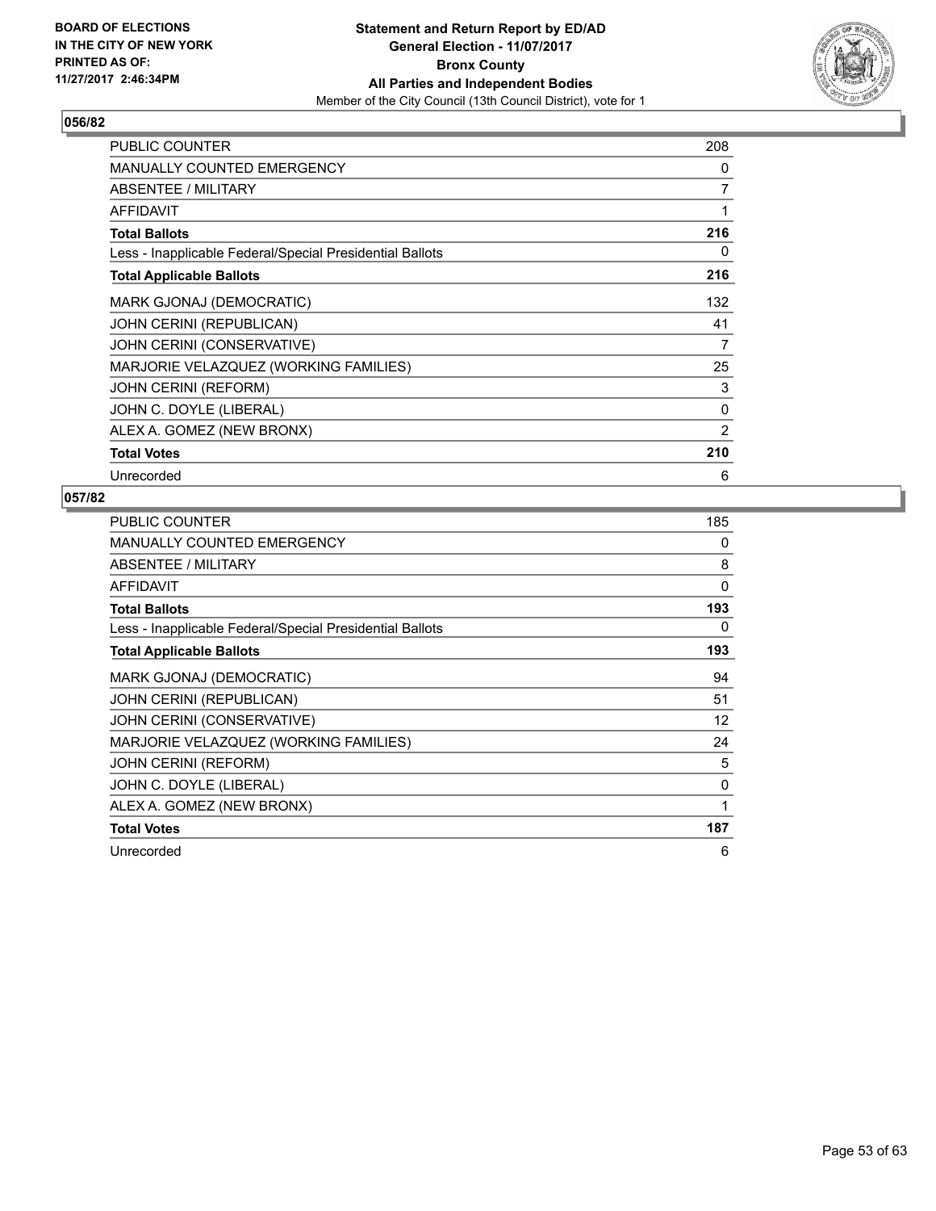**BOARD OF ELECTIONS IN THE CITY OF NEW YORK PRINTED AS OF: 11/27/2017 2:46:34PM**

**Statement and Return Report by ED/AD**
**General Election - 11/07/2017**
**Bronx County**
**All Parties and Independent Bodies**
Member of the City Council (13th Council District), vote for 1

### 056/82

| | |
|---|---|
| PUBLIC COUNTER | 208 |
| MANUALLY COUNTED EMERGENCY | 0 |
| ABSENTEE / MILITARY | 7 |
| AFFIDAVIT | 1 |
| **Total Ballots** | **216** |
| Less - Inapplicable Federal/Special Presidential Ballots | 0 |
| **Total Applicable Ballots** | **216** |
| MARK GJONAJ (DEMOCRATIC) | 132 |
| JOHN CERINI (REPUBLICAN) | 41 |
| JOHN CERINI (CONSERVATIVE) | 7 |
| MARJORIE VELAZQUEZ (WORKING FAMILIES) | 25 |
| JOHN CERINI (REFORM) | 3 |
| JOHN C. DOYLE (LIBERAL) | 0 |
| ALEX A. GOMEZ (NEW BRONX) | 2 |
| **Total Votes** | **210** |
| Unrecorded | 6 |

### 057/82

| | |
|---|---|
| PUBLIC COUNTER | 185 |
| MANUALLY COUNTED EMERGENCY | 0 |
| ABSENTEE / MILITARY | 8 |
| AFFIDAVIT | 0 |
| **Total Ballots** | **193** |
| Less - Inapplicable Federal/Special Presidential Ballots | 0 |
| **Total Applicable Ballots** | **193** |
| MARK GJONAJ (DEMOCRATIC) | 94 |
| JOHN CERINI (REPUBLICAN) | 51 |
| JOHN CERINI (CONSERVATIVE) | 12 |
| MARJORIE VELAZQUEZ (WORKING FAMILIES) | 24 |
| JOHN CERINI (REFORM) | 5 |
| JOHN C. DOYLE (LIBERAL) | 0 |
| ALEX A. GOMEZ (NEW BRONX) | 1 |
| **Total Votes** | **187** |
| Unrecorded | 6 |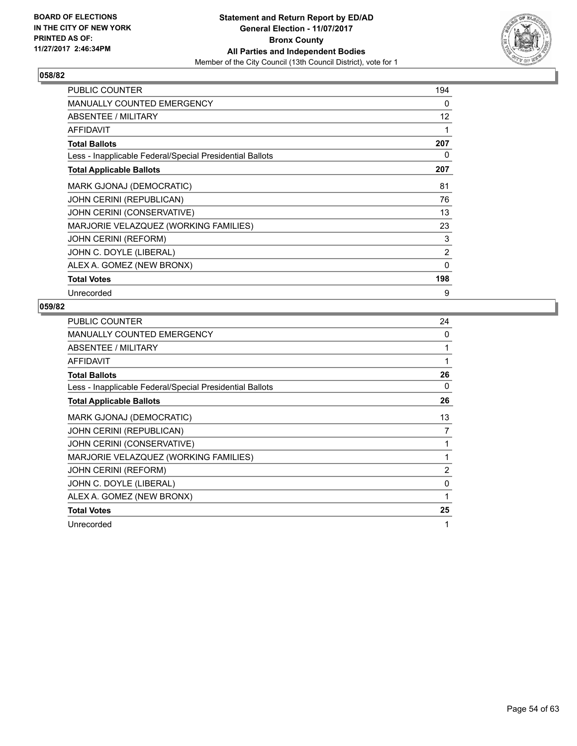BOARD OF ELECTIONS IN THE CITY OF NEW YORK PRINTED AS OF: 11/27/2017 2:46:34PM

**Statement and Return Report by ED/AD**
**General Election - 11/07/2017**
**Bronx County**
**All Parties and Independent Bodies**
Member of the City Council (13th Council District), vote for 1

### 058/82

| | |
|---|---|
| PUBLIC COUNTER | 194 |
| MANUALLY COUNTED EMERGENCY | 0 |
| ABSENTEE / MILITARY | 12 |
| AFFIDAVIT | 1 |
| **Total Ballots** | **207** |
| Less - Inapplicable Federal/Special Presidential Ballots | 0 |
| **Total Applicable Ballots** | **207** |
| MARK GJONAJ (DEMOCRATIC) | 81 |
| JOHN CERINI (REPUBLICAN) | 76 |
| JOHN CERINI (CONSERVATIVE) | 13 |
| MARJORIE VELAZQUEZ (WORKING FAMILIES) | 23 |
| JOHN CERINI (REFORM) | 3 |
| JOHN C. DOYLE (LIBERAL) | 2 |
| ALEX A. GOMEZ (NEW BRONX) | 0 |
| **Total Votes** | **198** |
| Unrecorded | 9 |

### 059/82

| | |
|---|---|
| PUBLIC COUNTER | 24 |
| MANUALLY COUNTED EMERGENCY | 0 |
| ABSENTEE / MILITARY | 1 |
| AFFIDAVIT | 1 |
| **Total Ballots** | **26** |
| Less - Inapplicable Federal/Special Presidential Ballots | 0 |
| **Total Applicable Ballots** | **26** |
| MARK GJONAJ (DEMOCRATIC) | 13 |
| JOHN CERINI (REPUBLICAN) | 7 |
| JOHN CERINI (CONSERVATIVE) | 1 |
| MARJORIE VELAZQUEZ (WORKING FAMILIES) | 1 |
| JOHN CERINI (REFORM) | 2 |
| JOHN C. DOYLE (LIBERAL) | 0 |
| ALEX A. GOMEZ (NEW BRONX) | 1 |
| **Total Votes** | **25** |
| Unrecorded | 1 |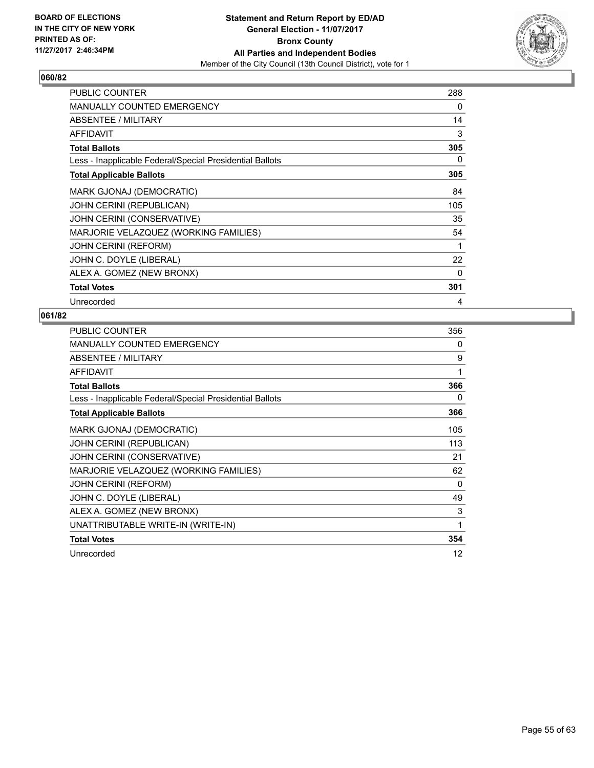BOARD OF ELECTIONS
IN THE CITY OF NEW YORK
PRINTED AS OF:
11/27/2017 2:46:34PM

**Statement and Return Report by ED/AD**
**General Election - 11/07/2017**
**Bronx County**
**All Parties and Independent Bodies**
Member of the City Council (13th Council District), vote for 1

### 060/82

| | |
|---|---|
| PUBLIC COUNTER | 288 |
| MANUALLY COUNTED EMERGENCY | 0 |
| ABSENTEE / MILITARY | 14 |
| AFFIDAVIT | 3 |
| **Total Ballots** | **305** |
| Less - Inapplicable Federal/Special Presidential Ballots | 0 |
| **Total Applicable Ballots** | **305** |
| MARK GJONAJ (DEMOCRATIC) | 84 |
| JOHN CERINI (REPUBLICAN) | 105 |
| JOHN CERINI (CONSERVATIVE) | 35 |
| MARJORIE VELAZQUEZ (WORKING FAMILIES) | 54 |
| JOHN CERINI (REFORM) | 1 |
| JOHN C. DOYLE (LIBERAL) | 22 |
| ALEX A. GOMEZ (NEW BRONX) | 0 |
| **Total Votes** | **301** |
| Unrecorded | 4 |

### 061/82

| | |
|---|---|
| PUBLIC COUNTER | 356 |
| MANUALLY COUNTED EMERGENCY | 0 |
| ABSENTEE / MILITARY | 9 |
| AFFIDAVIT | 1 |
| **Total Ballots** | **366** |
| Less - Inapplicable Federal/Special Presidential Ballots | 0 |
| **Total Applicable Ballots** | **366** |
| MARK GJONAJ (DEMOCRATIC) | 105 |
| JOHN CERINI (REPUBLICAN) | 113 |
| JOHN CERINI (CONSERVATIVE) | 21 |
| MARJORIE VELAZQUEZ (WORKING FAMILIES) | 62 |
| JOHN CERINI (REFORM) | 0 |
| JOHN C. DOYLE (LIBERAL) | 49 |
| ALEX A. GOMEZ (NEW BRONX) | 3 |
| UNATTRIBUTABLE WRITE-IN (WRITE-IN) | 1 |
| **Total Votes** | **354** |
| Unrecorded | 12 |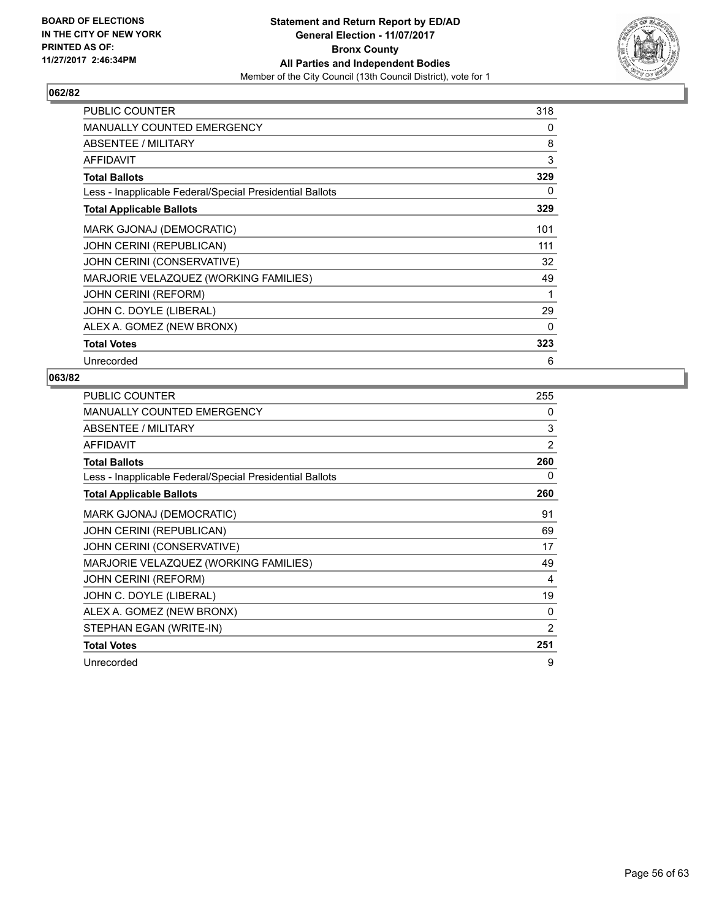BOARD OF ELECTIONS
IN THE CITY OF NEW YORK
PRINTED AS OF:
11/27/2017 2:46:34PM

**Statement and Return Report by ED/AD**
**General Election - 11/07/2017**
**Bronx County**
**All Parties and Independent Bodies**
Member of the City Council (13th Council District), vote for 1

## 062/82

| | |
|---|---|
| PUBLIC COUNTER | 318 |
| MANUALLY COUNTED EMERGENCY | 0 |
| ABSENTEE / MILITARY | 8 |
| AFFIDAVIT | 3 |
| **Total Ballots** | **329** |
| Less - Inapplicable Federal/Special Presidential Ballots | 0 |
| **Total Applicable Ballots** | **329** |
| MARK GJONAJ (DEMOCRATIC) | 101 |
| JOHN CERINI (REPUBLICAN) | 111 |
| JOHN CERINI (CONSERVATIVE) | 32 |
| MARJORIE VELAZQUEZ (WORKING FAMILIES) | 49 |
| JOHN CERINI (REFORM) | 1 |
| JOHN C. DOYLE (LIBERAL) | 29 |
| ALEX A. GOMEZ (NEW BRONX) | 0 |
| **Total Votes** | **323** |
| Unrecorded | 6 |

## 063/82

| | |
|---|---|
| PUBLIC COUNTER | 255 |
| MANUALLY COUNTED EMERGENCY | 0 |
| ABSENTEE / MILITARY | 3 |
| AFFIDAVIT | 2 |
| **Total Ballots** | **260** |
| Less - Inapplicable Federal/Special Presidential Ballots | 0 |
| **Total Applicable Ballots** | **260** |
| MARK GJONAJ (DEMOCRATIC) | 91 |
| JOHN CERINI (REPUBLICAN) | 69 |
| JOHN CERINI (CONSERVATIVE) | 17 |
| MARJORIE VELAZQUEZ (WORKING FAMILIES) | 49 |
| JOHN CERINI (REFORM) | 4 |
| JOHN C. DOYLE (LIBERAL) | 19 |
| ALEX A. GOMEZ (NEW BRONX) | 0 |
| STEPHAN EGAN (WRITE-IN) | 2 |
| **Total Votes** | **251** |
| Unrecorded | 9 |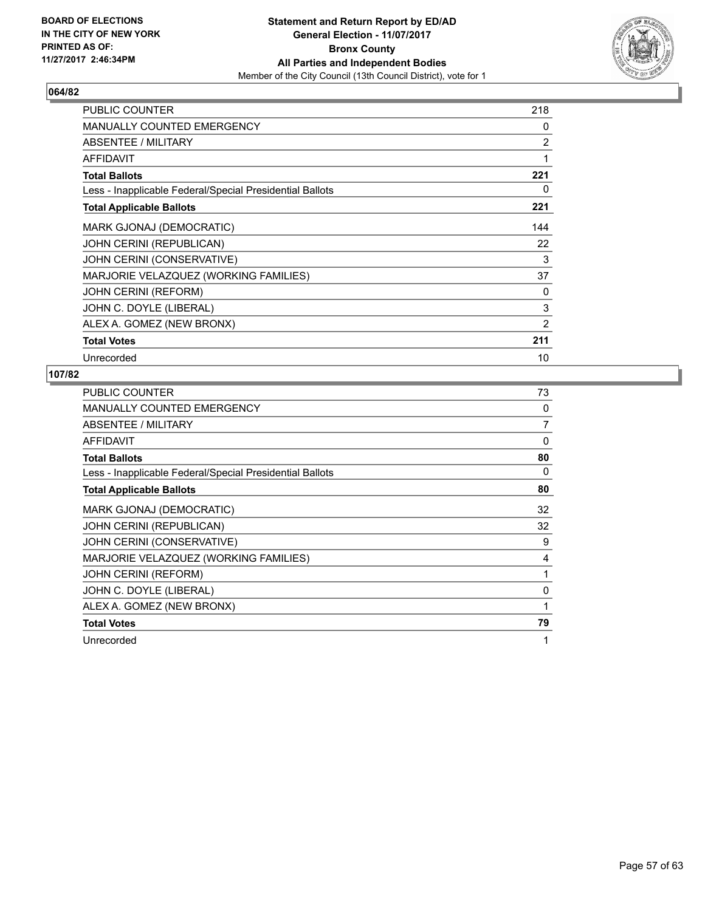BOARD OF ELECTIONS
IN THE CITY OF NEW YORK
PRINTED AS OF:
11/27/2017 2:46:34PM

**Statement and Return Report by ED/AD**
**General Election - 11/07/2017**
**Bronx County**
**All Parties and Independent Bodies**
Member of the City Council (13th Council District), vote for 1

## 064/82

| | |
|---|---|
| PUBLIC COUNTER | 218 |
| MANUALLY COUNTED EMERGENCY | 0 |
| ABSENTEE / MILITARY | 2 |
| AFFIDAVIT | 1 |
| **Total Ballots** | **221** |
| Less - Inapplicable Federal/Special Presidential Ballots | 0 |
| **Total Applicable Ballots** | **221** |
| MARK GJONAJ (DEMOCRATIC) | 144 |
| JOHN CERINI (REPUBLICAN) | 22 |
| JOHN CERINI (CONSERVATIVE) | 3 |
| MARJORIE VELAZQUEZ (WORKING FAMILIES) | 37 |
| JOHN CERINI (REFORM) | 0 |
| JOHN C. DOYLE (LIBERAL) | 3 |
| ALEX A. GOMEZ (NEW BRONX) | 2 |
| **Total Votes** | **211** |
| Unrecorded | 10 |

## 107/82

| | |
|---|---|
| PUBLIC COUNTER | 73 |
| MANUALLY COUNTED EMERGENCY | 0 |
| ABSENTEE / MILITARY | 7 |
| AFFIDAVIT | 0 |
| **Total Ballots** | **80** |
| Less - Inapplicable Federal/Special Presidential Ballots | 0 |
| **Total Applicable Ballots** | **80** |
| MARK GJONAJ (DEMOCRATIC) | 32 |
| JOHN CERINI (REPUBLICAN) | 32 |
| JOHN CERINI (CONSERVATIVE) | 9 |
| MARJORIE VELAZQUEZ (WORKING FAMILIES) | 4 |
| JOHN CERINI (REFORM) | 1 |
| JOHN C. DOYLE (LIBERAL) | 0 |
| ALEX A. GOMEZ (NEW BRONX) | 1 |
| **Total Votes** | **79** |
| Unrecorded | 1 |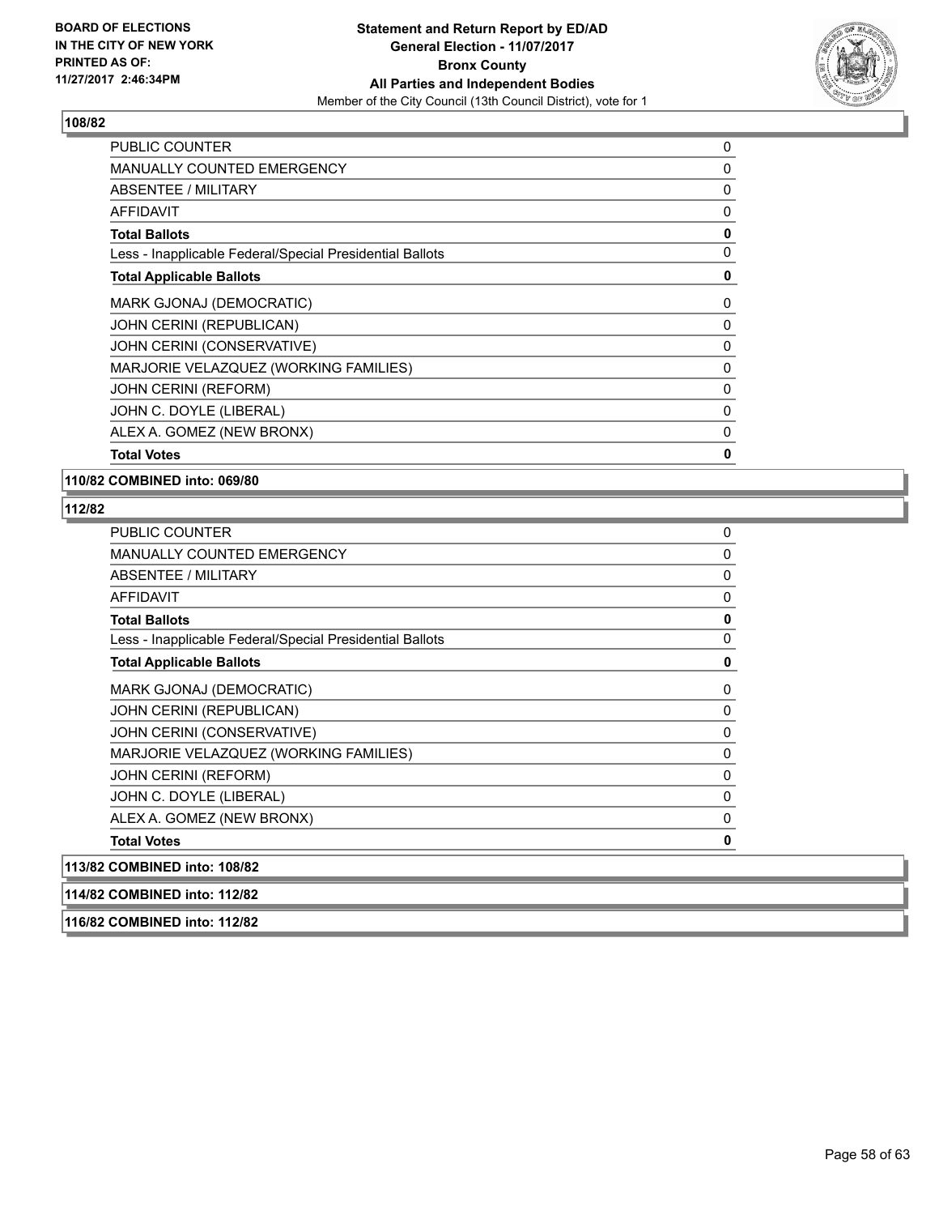**108/82**

| | |
|---|---|
| PUBLIC COUNTER | 0 |
| MANUALLY COUNTED EMERGENCY | 0 |
| ABSENTEE / MILITARY | 0 |
| AFFIDAVIT | 0 |
| **Total Ballots** | **0** |
| Less - Inapplicable Federal/Special Presidential Ballots | 0 |
| **Total Applicable Ballots** | **0** |
| MARK GJONAJ (DEMOCRATIC) | 0 |
| JOHN CERINI (REPUBLICAN) | 0 |
| JOHN CERINI (CONSERVATIVE) | 0 |
| MARJORIE VELAZQUEZ (WORKING FAMILIES) | 0 |
| JOHN CERINI (REFORM) | 0 |
| JOHN C. DOYLE (LIBERAL) | 0 |
| ALEX A. GOMEZ (NEW BRONX) | 0 |
| **Total Votes** | **0** |

**110/82 COMBINED into: 069/80**

**112/82**

| | |
|---|---|
| PUBLIC COUNTER | 0 |
| MANUALLY COUNTED EMERGENCY | 0 |
| ABSENTEE / MILITARY | 0 |
| AFFIDAVIT | 0 |
| **Total Ballots** | **0** |
| Less - Inapplicable Federal/Special Presidential Ballots | 0 |
| **Total Applicable Ballots** | **0** |
| MARK GJONAJ (DEMOCRATIC) | 0 |
| JOHN CERINI (REPUBLICAN) | 0 |
| JOHN CERINI (CONSERVATIVE) | 0 |
| MARJORIE VELAZQUEZ (WORKING FAMILIES) | 0 |
| JOHN CERINI (REFORM) | 0 |
| JOHN C. DOYLE (LIBERAL) | 0 |
| ALEX A. GOMEZ (NEW BRONX) | 0 |
| **Total Votes** | **0** |

**113/82 COMBINED into: 108/82**

**114/82 COMBINED into: 112/82**

**116/82 COMBINED into: 112/82**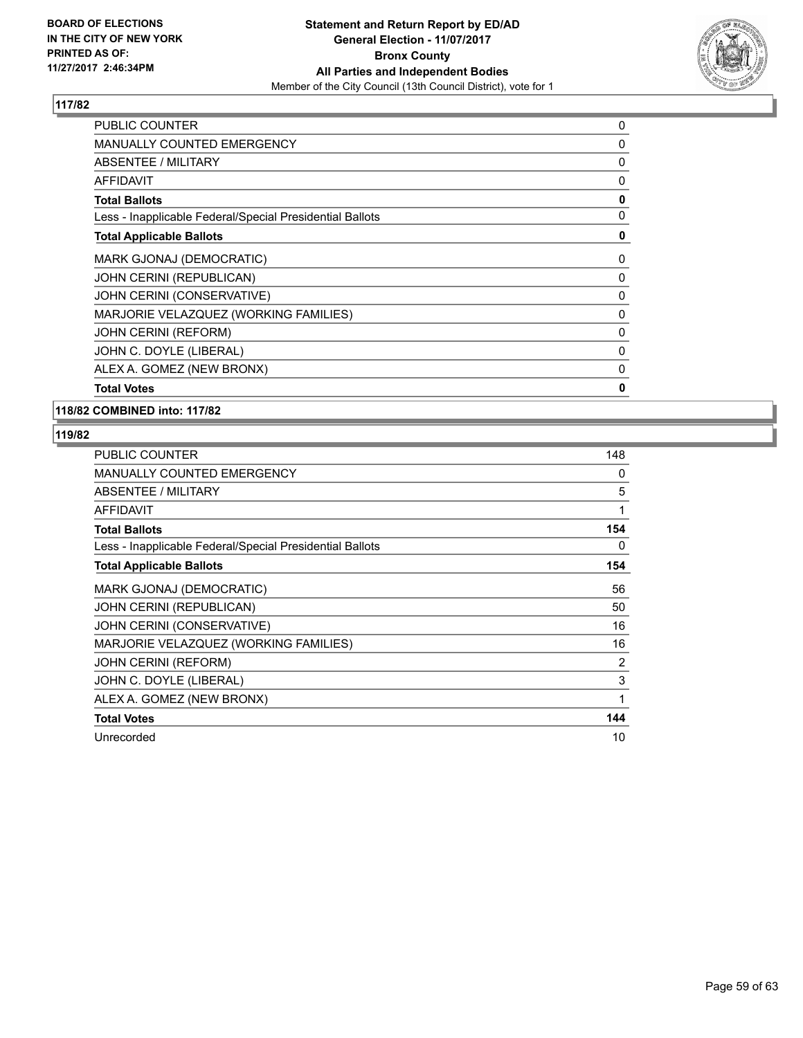BOARD OF ELECTIONS
IN THE CITY OF NEW YORK
PRINTED AS OF:
11/27/2017 2:46:34PM

**Statement and Return Report by ED/AD**
**General Election - 11/07/2017**
**Bronx County**
**All Parties and Independent Bodies**
Member of the City Council (13th Council District), vote for 1

### 117/82

| | |
|---|---|
| PUBLIC COUNTER | 0 |
| MANUALLY COUNTED EMERGENCY | 0 |
| ABSENTEE / MILITARY | 0 |
| AFFIDAVIT | 0 |
| **Total Ballots** | **0** |
| Less - Inapplicable Federal/Special Presidential Ballots | 0 |
| **Total Applicable Ballots** | **0** |
| MARK GJONAJ (DEMOCRATIC) | 0 |
| JOHN CERINI (REPUBLICAN) | 0 |
| JOHN CERINI (CONSERVATIVE) | 0 |
| MARJORIE VELAZQUEZ (WORKING FAMILIES) | 0 |
| JOHN CERINI (REFORM) | 0 |
| JOHN C. DOYLE (LIBERAL) | 0 |
| ALEX A. GOMEZ (NEW BRONX) | 0 |
| **Total Votes** | **0** |

### 118/82 COMBINED into: 117/82

### 119/82

| | |
|---|---|
| PUBLIC COUNTER | 148 |
| MANUALLY COUNTED EMERGENCY | 0 |
| ABSENTEE / MILITARY | 5 |
| AFFIDAVIT | 1 |
| **Total Ballots** | **154** |
| Less - Inapplicable Federal/Special Presidential Ballots | 0 |
| **Total Applicable Ballots** | **154** |
| MARK GJONAJ (DEMOCRATIC) | 56 |
| JOHN CERINI (REPUBLICAN) | 50 |
| JOHN CERINI (CONSERVATIVE) | 16 |
| MARJORIE VELAZQUEZ (WORKING FAMILIES) | 16 |
| JOHN CERINI (REFORM) | 2 |
| JOHN C. DOYLE (LIBERAL) | 3 |
| ALEX A. GOMEZ (NEW BRONX) | 1 |
| **Total Votes** | **144** |
| Unrecorded | 10 |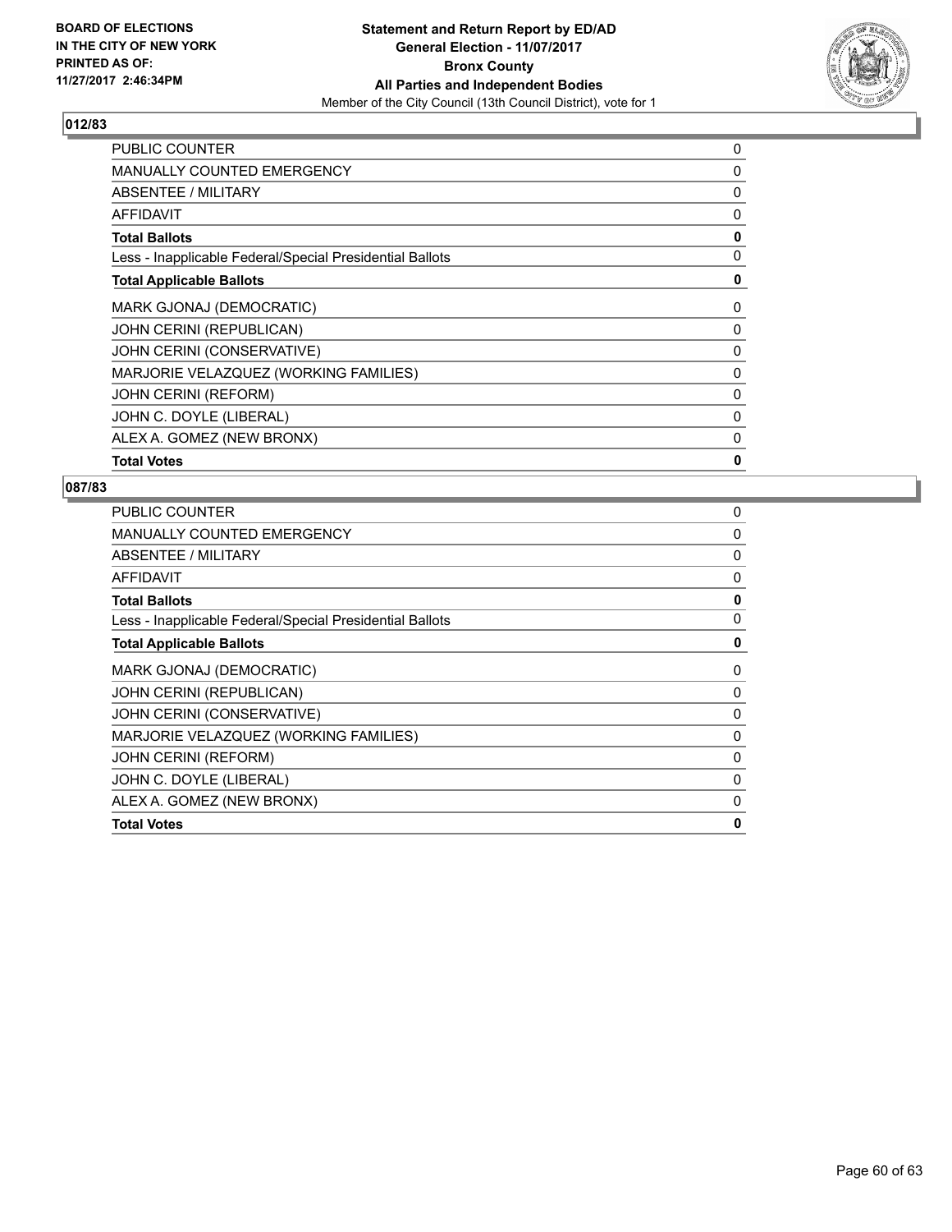**Statement and Return Report by ED/AD**
**General Election - 11/07/2017**
**Bronx County**
**All Parties and Independent Bodies**
Member of the City Council (13th Council District), vote for 1

BOARD OF ELECTIONS
IN THE CITY OF NEW YORK
PRINTED AS OF:
11/27/2017 2:46:34PM

### 012/83

| | |
|---|---|
| PUBLIC COUNTER | 0 |
| MANUALLY COUNTED EMERGENCY | 0 |
| ABSENTEE / MILITARY | 0 |
| AFFIDAVIT | 0 |
| **Total Ballots** | **0** |
| Less - Inapplicable Federal/Special Presidential Ballots | 0 |
| **Total Applicable Ballots** | **0** |
| MARK GJONAJ (DEMOCRATIC) | 0 |
| JOHN CERINI (REPUBLICAN) | 0 |
| JOHN CERINI (CONSERVATIVE) | 0 |
| MARJORIE VELAZQUEZ (WORKING FAMILIES) | 0 |
| JOHN CERINI (REFORM) | 0 |
| JOHN C. DOYLE (LIBERAL) | 0 |
| ALEX A. GOMEZ (NEW BRONX) | 0 |
| **Total Votes** | **0** |

### 087/83

| | |
|---|---|
| PUBLIC COUNTER | 0 |
| MANUALLY COUNTED EMERGENCY | 0 |
| ABSENTEE / MILITARY | 0 |
| AFFIDAVIT | 0 |
| **Total Ballots** | **0** |
| Less - Inapplicable Federal/Special Presidential Ballots | 0 |
| **Total Applicable Ballots** | **0** |
| MARK GJONAJ (DEMOCRATIC) | 0 |
| JOHN CERINI (REPUBLICAN) | 0 |
| JOHN CERINI (CONSERVATIVE) | 0 |
| MARJORIE VELAZQUEZ (WORKING FAMILIES) | 0 |
| JOHN CERINI (REFORM) | 0 |
| JOHN C. DOYLE (LIBERAL) | 0 |
| ALEX A. GOMEZ (NEW BRONX) | 0 |
| **Total Votes** | **0** |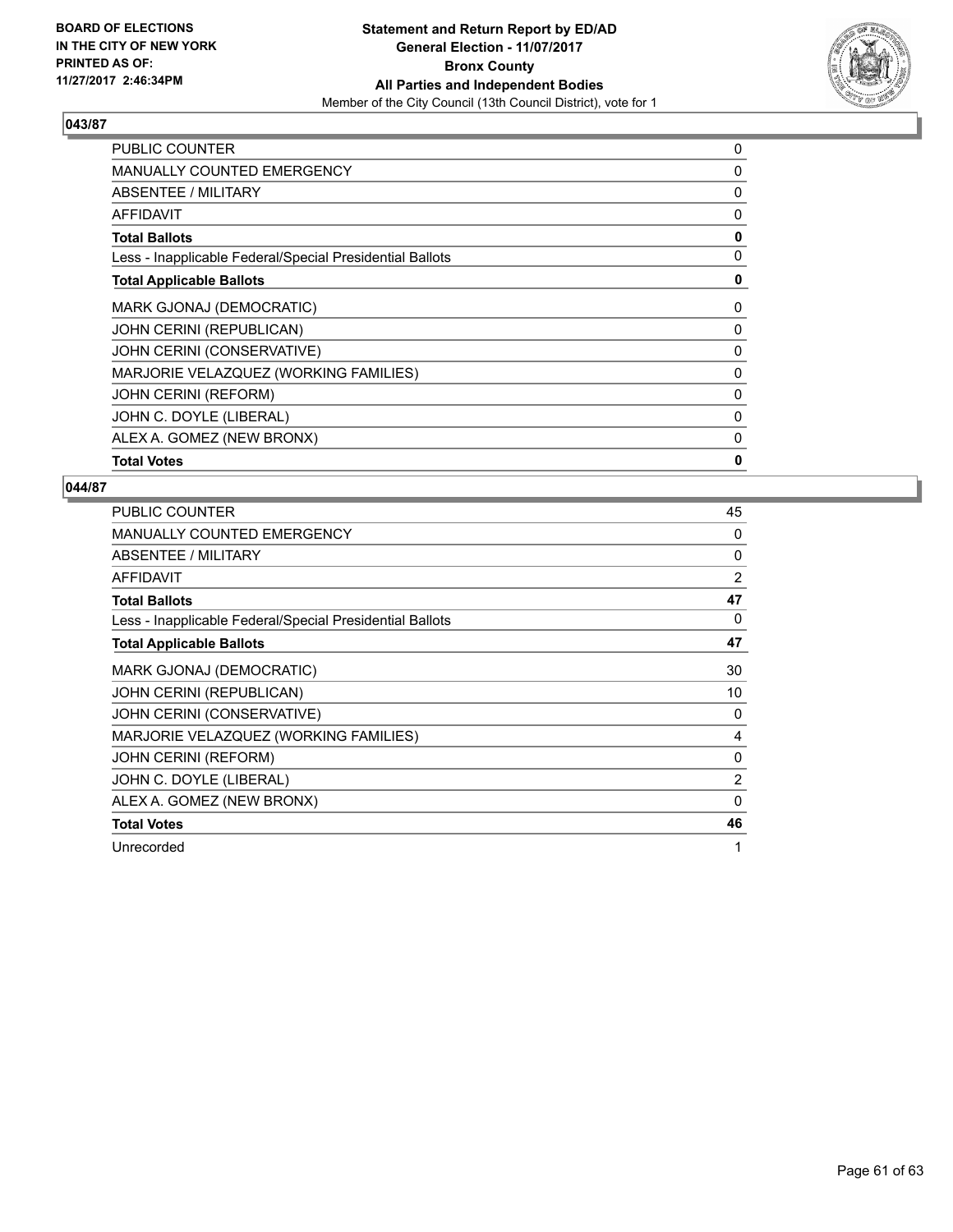BOARD OF ELECTIONS
IN THE CITY OF NEW YORK
PRINTED AS OF:
11/27/2017 2:46:34PM

**Statement and Return Report by ED/AD**
**General Election - 11/07/2017**
**Bronx County**
**All Parties and Independent Bodies**
Member of the City Council (13th Council District), vote for 1

### 043/87

| | |
|---|---|
| PUBLIC COUNTER | 0 |
| MANUALLY COUNTED EMERGENCY | 0 |
| ABSENTEE / MILITARY | 0 |
| AFFIDAVIT | 0 |
| **Total Ballots** | **0** |
| Less - Inapplicable Federal/Special Presidential Ballots | 0 |
| **Total Applicable Ballots** | **0** |
| MARK GJONAJ (DEMOCRATIC) | 0 |
| JOHN CERINI (REPUBLICAN) | 0 |
| JOHN CERINI (CONSERVATIVE) | 0 |
| MARJORIE VELAZQUEZ (WORKING FAMILIES) | 0 |
| JOHN CERINI (REFORM) | 0 |
| JOHN C. DOYLE (LIBERAL) | 0 |
| ALEX A. GOMEZ (NEW BRONX) | 0 |
| **Total Votes** | **0** |

### 044/87

| | |
|---|---|
| PUBLIC COUNTER | 45 |
| MANUALLY COUNTED EMERGENCY | 0 |
| ABSENTEE / MILITARY | 0 |
| AFFIDAVIT | 2 |
| **Total Ballots** | **47** |
| Less - Inapplicable Federal/Special Presidential Ballots | 0 |
| **Total Applicable Ballots** | **47** |
| MARK GJONAJ (DEMOCRATIC) | 30 |
| JOHN CERINI (REPUBLICAN) | 10 |
| JOHN CERINI (CONSERVATIVE) | 0 |
| MARJORIE VELAZQUEZ (WORKING FAMILIES) | 4 |
| JOHN CERINI (REFORM) | 0 |
| JOHN C. DOYLE (LIBERAL) | 2 |
| ALEX A. GOMEZ (NEW BRONX) | 0 |
| **Total Votes** | **46** |
| Unrecorded | 1 |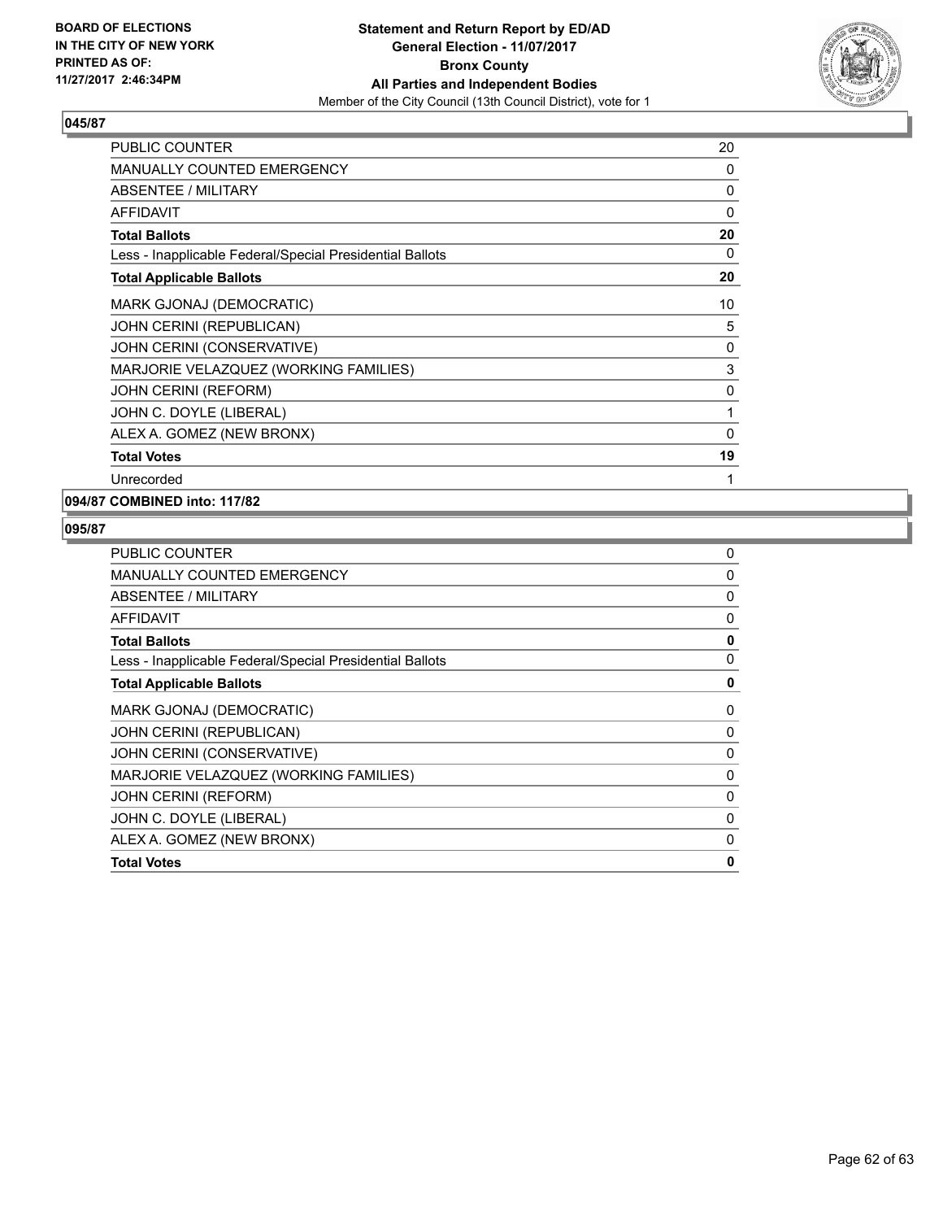**Statement and Return Report by ED/AD**
**General Election - 11/07/2017**
**Bronx County**
**All Parties and Independent Bodies**
Member of the City Council (13th Council District), vote for 1

BOARD OF ELECTIONS
IN THE CITY OF NEW YORK
PRINTED AS OF:
11/27/2017 2:46:34PM

**045/87**

| | |
|---|---|
| PUBLIC COUNTER | 20 |
| MANUALLY COUNTED EMERGENCY | 0 |
| ABSENTEE / MILITARY | 0 |
| AFFIDAVIT | 0 |
| **Total Ballots** | **20** |
| Less - Inapplicable Federal/Special Presidential Ballots | 0 |
| **Total Applicable Ballots** | **20** |
| MARK GJONAJ (DEMOCRATIC) | 10 |
| JOHN CERINI (REPUBLICAN) | 5 |
| JOHN CERINI (CONSERVATIVE) | 0 |
| MARJORIE VELAZQUEZ (WORKING FAMILIES) | 3 |
| JOHN CERINI (REFORM) | 0 |
| JOHN C. DOYLE (LIBERAL) | 1 |
| ALEX A. GOMEZ (NEW BRONX) | 0 |
| **Total Votes** | **19** |
| Unrecorded | 1 |

**094/87 COMBINED into: 117/82**

**095/87**

| | |
|---|---|
| PUBLIC COUNTER | 0 |
| MANUALLY COUNTED EMERGENCY | 0 |
| ABSENTEE / MILITARY | 0 |
| AFFIDAVIT | 0 |
| **Total Ballots** | **0** |
| Less - Inapplicable Federal/Special Presidential Ballots | 0 |
| **Total Applicable Ballots** | **0** |
| MARK GJONAJ (DEMOCRATIC) | 0 |
| JOHN CERINI (REPUBLICAN) | 0 |
| JOHN CERINI (CONSERVATIVE) | 0 |
| MARJORIE VELAZQUEZ (WORKING FAMILIES) | 0 |
| JOHN CERINI (REFORM) | 0 |
| JOHN C. DOYLE (LIBERAL) | 0 |
| ALEX A. GOMEZ (NEW BRONX) | 0 |
| **Total Votes** | **0** |